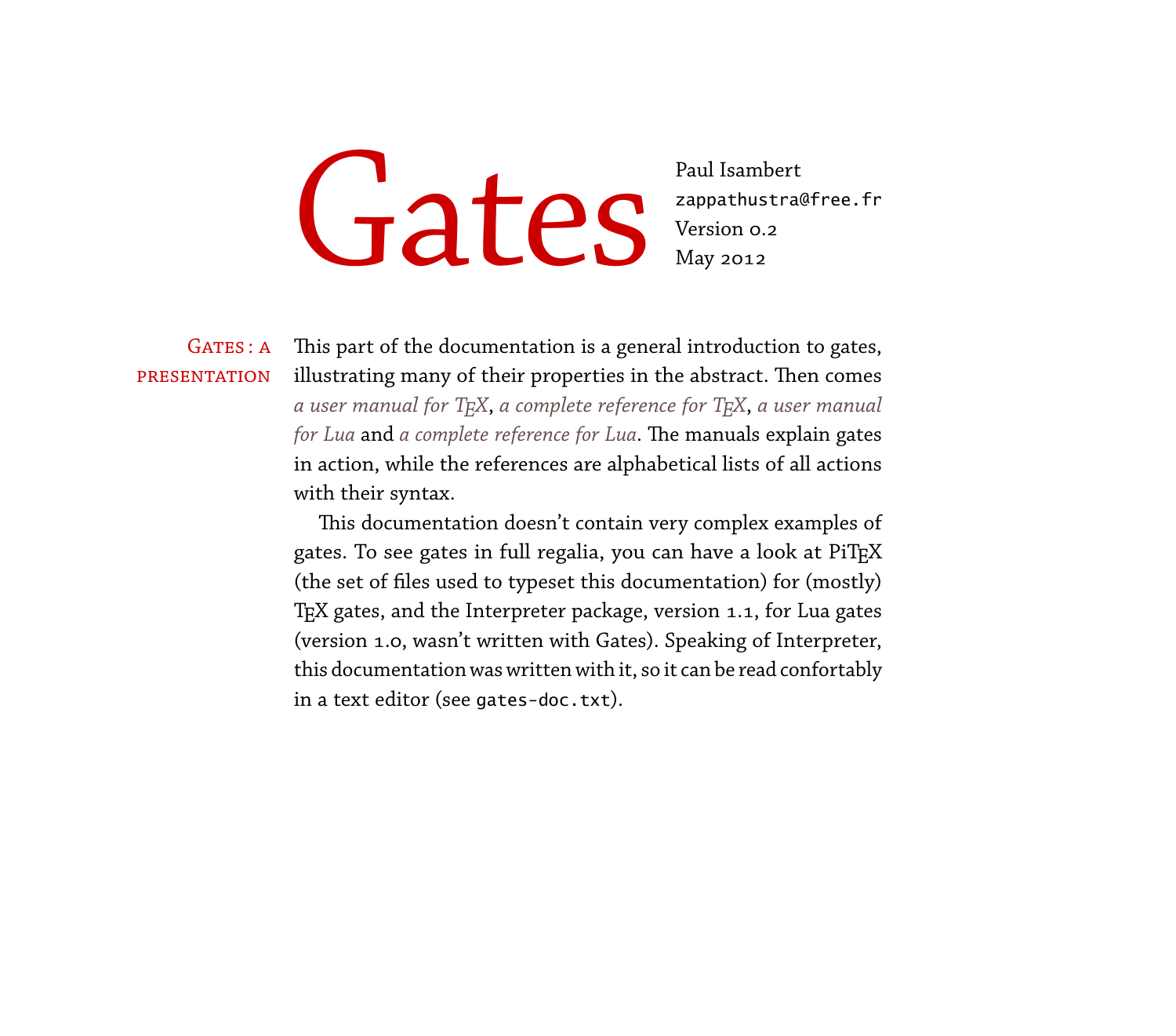# Gates

Paul Isambert
zappathustra@free.fr
Version 0.2
May 2012

## Gates : a presentation

This part of the documentation is a general introduction to gates, illustrating many of their properties in the abstract. Then comes *a user manual for TEX*, *a complete reference for TEX*, *a user manual for Lua* and *a complete reference for Lua*. The manuals explain gates in action, while the references are alphabetical lists of all actions with their syntax.

This documentation doesn't contain very complex examples of gates. To see gates in full regalia, you can have a look at PiTEX (the set of files used to typeset this documentation) for (mostly) TEX gates, and the Interpreter package, version 1.1, for Lua gates (version 1.0, wasn't written with Gates). Speaking of Interpreter, this documentation was written with it, so it can be read confortably in a text editor (see `gates-doc.txt`).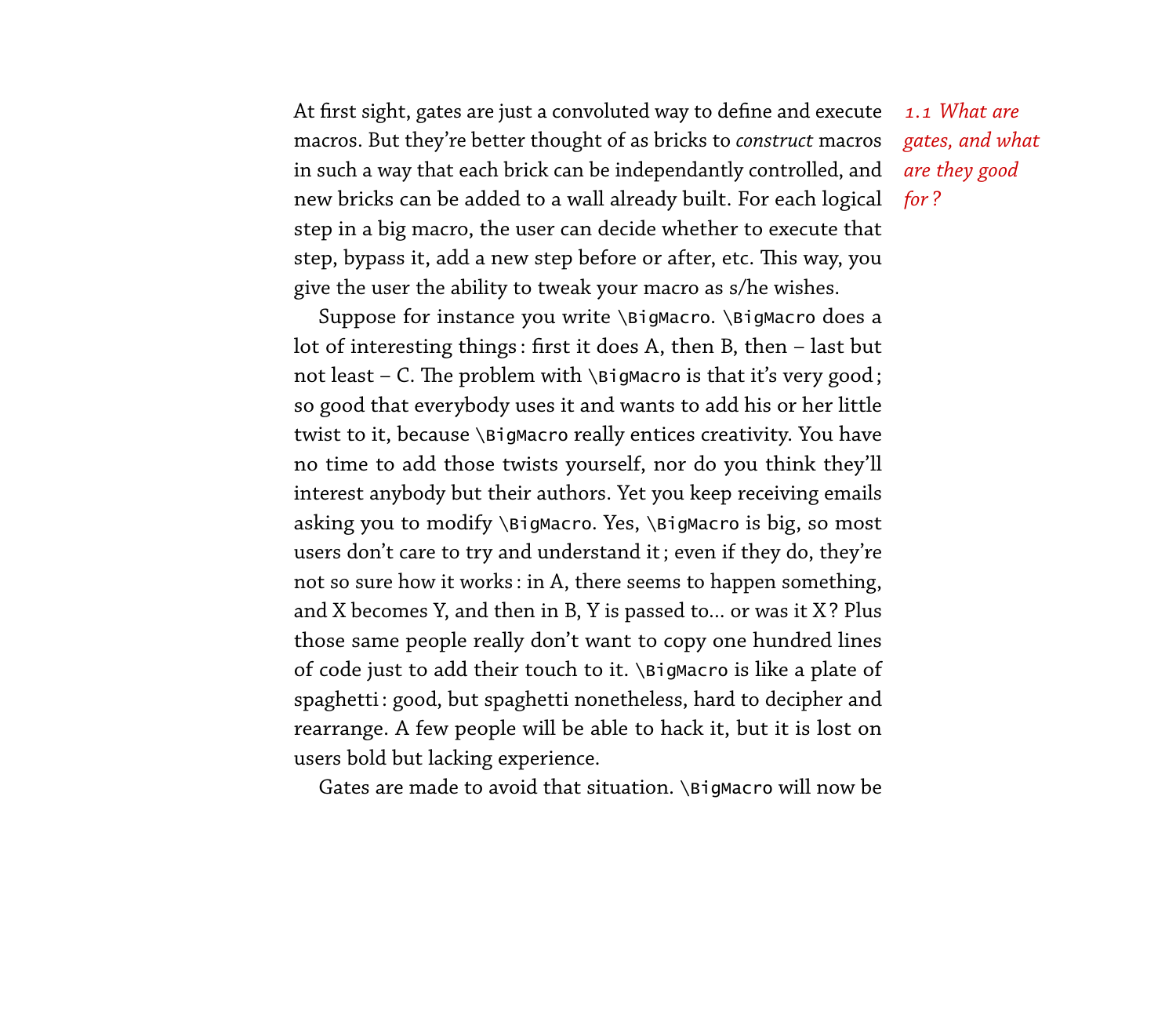## 1.1 What are gates, and what are they good for?

At first sight, gates are just a convoluted way to define and execute macros. But they're better thought of as bricks to *construct* macros in such a way that each brick can be independantly controlled, and new bricks can be added to a wall already built. For each logical step in a big macro, the user can decide whether to execute that step, bypass it, add a new step before or after, etc. This way, you give the user the ability to tweak your macro as s/he wishes.

Suppose for instance you write `\BigMacro`. `\BigMacro` does a lot of interesting things : first it does A, then B, then – last but not least – C. The problem with `\BigMacro` is that it's very good ; so good that everybody uses it and wants to add his or her little twist to it, because `\BigMacro` really entices creativity. You have no time to add those twists yourself, nor do you think they'll interest anybody but their authors. Yet you keep receiving emails asking you to modify `\BigMacro`. Yes, `\BigMacro` is big, so most users don't care to try and understand it ; even if they do, they're not so sure how it works : in A, there seems to happen something, and X becomes Y, and then in B, Y is passed to... or was it X ? Plus those same people really don't want to copy one hundred lines of code just to add their touch to it. `\BigMacro` is like a plate of spaghetti : good, but spaghetti nonetheless, hard to decipher and rearrange. A few people will be able to hack it, but it is lost on users bold but lacking experience.

Gates are made to avoid that situation. `\BigMacro` will now be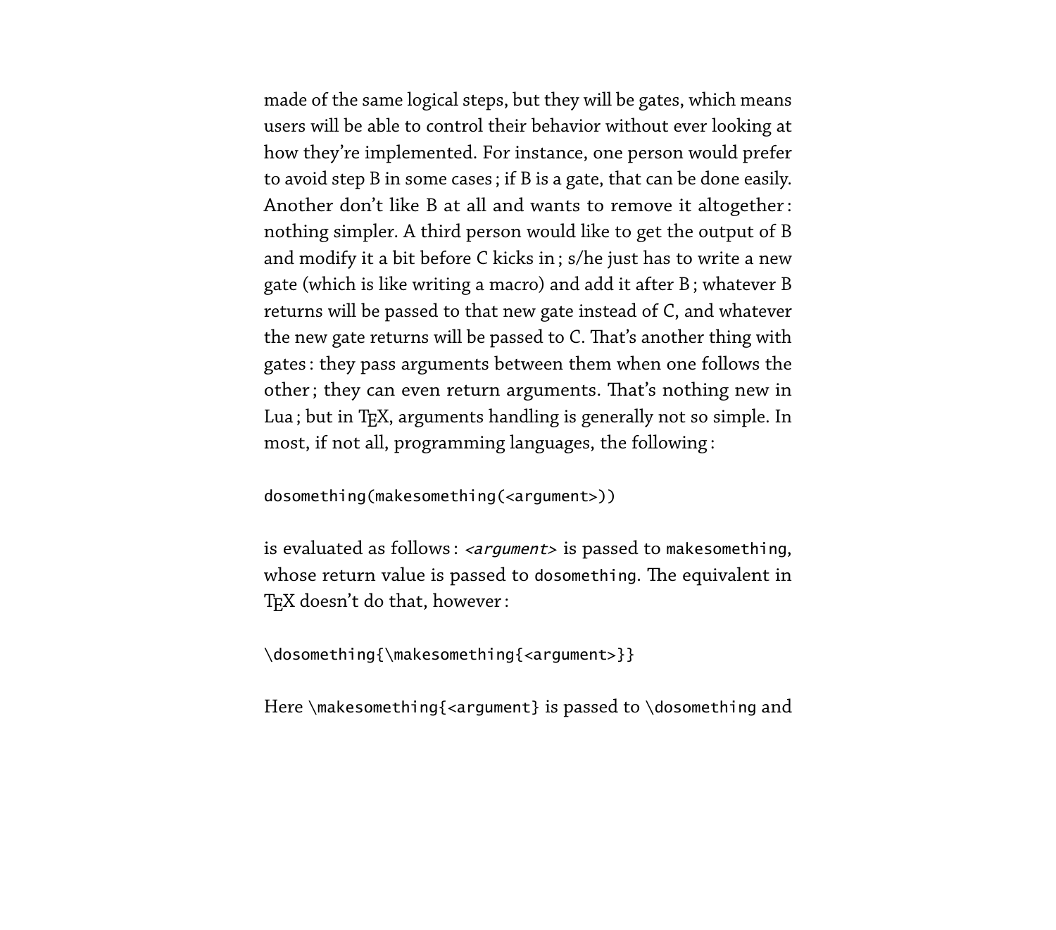made of the same logical steps, but they will be gates, which means users will be able to control their behavior without ever looking at how they're implemented. For instance, one person would prefer to avoid step B in some cases ; if B is a gate, that can be done easily. Another don't like B at all and wants to remove it altogether : nothing simpler. A third person would like to get the output of B and modify it a bit before C kicks in ; s/he just has to write a new gate (which is like writing a macro) and add it after B ; whatever B returns will be passed to that new gate instead of C, and whatever the new gate returns will be passed to C. That's another thing with gates : they pass arguments between them when one follows the other ; they can even return arguments. That's nothing new in Lua ; but in TEX, arguments handling is generally not so simple. In most, if not all, programming languages, the following :

```
dosomething(makesomething(<argument>))
```

is evaluated as follows : *<argument>* is passed to `makesomething`, whose return value is passed to `dosomething`. The equivalent in TEX doesn't do that, however :

```
\dosomething{\makesomething{<argument>}}
```

Here `\makesomething{<argument}` is passed to `\dosomething` and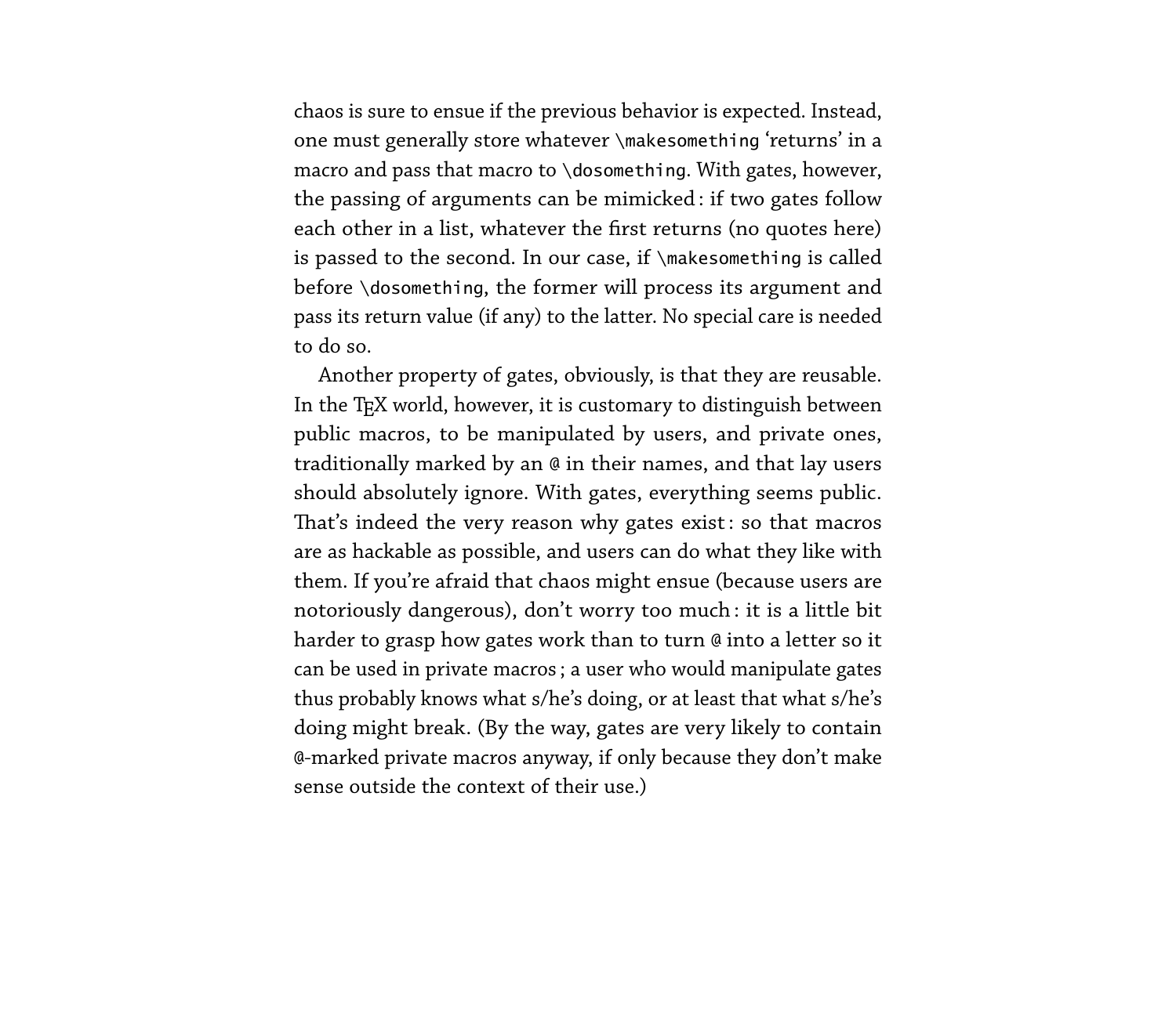chaos is sure to ensue if the previous behavior is expected. Instead, one must generally store whatever `\makesomething` 'returns' in a macro and pass that macro to `\dosomething`. With gates, however, the passing of arguments can be mimicked : if two gates follow each other in a list, whatever the first returns (no quotes here) is passed to the second. In our case, if `\makesomething` is called before `\dosomething`, the former will process its argument and pass its return value (if any) to the latter. No special care is needed to do so.

Another property of gates, obviously, is that they are reusable. In the TeX world, however, it is customary to distinguish between public macros, to be manipulated by users, and private ones, traditionally marked by an `@` in their names, and that lay users should absolutely ignore. With gates, everything seems public. That's indeed the very reason why gates exist : so that macros are as hackable as possible, and users can do what they like with them. If you're afraid that chaos might ensue (because users are notoriously dangerous), don't worry too much : it is a little bit harder to grasp how gates work than to turn `@` into a letter so it can be used in private macros ; a user who would manipulate gates thus probably knows what s/he's doing, or at least that what s/he's doing might break. (By the way, gates are very likely to contain `@`-marked private macros anyway, if only because they don't make sense outside the context of their use.)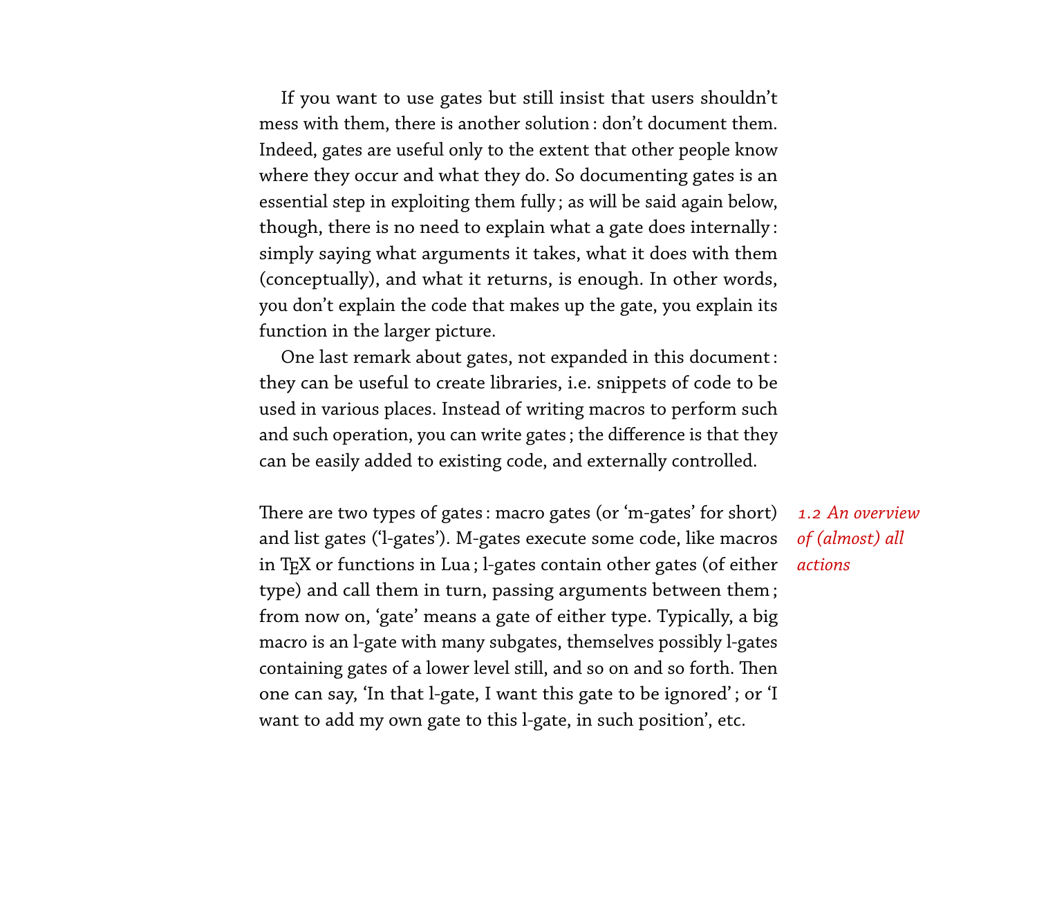If you want to use gates but still insist that users shouldn't mess with them, there is another solution : don't document them. Indeed, gates are useful only to the extent that other people know where they occur and what they do. So documenting gates is an essential step in exploiting them fully ; as will be said again below, though, there is no need to explain what a gate does internally : simply saying what arguments it takes, what it does with them (conceptually), and what it returns, is enough. In other words, you don't explain the code that makes up the gate, you explain its function in the larger picture.

One last remark about gates, not expanded in this document : they can be useful to create libraries, i.e. snippets of code to be used in various places. Instead of writing macros to perform such and such operation, you can write gates ; the difference is that they can be easily added to existing code, and externally controlled.

## *1.2 An overview of (almost) all actions*

There are two types of gates : macro gates (or 'm-gates' for short) and list gates ('l-gates'). M-gates execute some code, like macros in TeX or functions in Lua ; l-gates contain other gates (of either type) and call them in turn, passing arguments between them ; from now on, 'gate' means a gate of either type. Typically, a big macro is an l-gate with many subgates, themselves possibly l-gates containing gates of a lower level still, and so on and so forth. Then one can say, 'In that l-gate, I want this gate to be ignored' ; or 'I want to add my own gate to this l-gate, in such position', etc.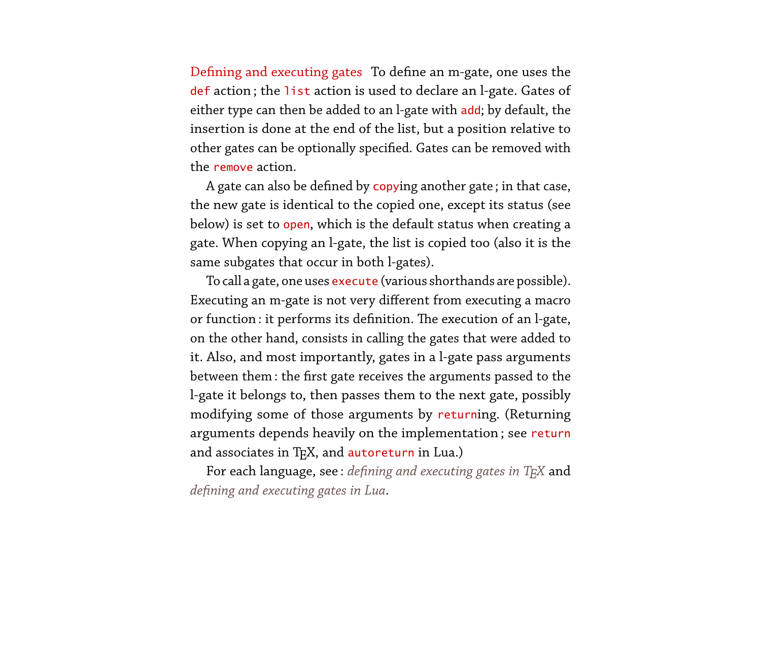**Defining and executing gates** To define an m-gate, one uses the `def` action ; the `list` action is used to declare an l-gate. Gates of either type can then be added to an l-gate with `add`; by default, the insertion is done at the end of the list, but a position relative to other gates can be optionally specified. Gates can be removed with the `remove` action.

A gate can also be defined by `copy`ing another gate ; in that case, the new gate is identical to the copied one, except its status (see below) is set to `open`, which is the default status when creating a gate. When copying an l-gate, the list is copied too (also it is the same subgates that occur in both l-gates).

To call a gate, one uses `execute` (various shorthands are possible). Executing an m-gate is not very different from executing a macro or function : it performs its definition. The execution of an l-gate, on the other hand, consists in calling the gates that were added to it. Also, and most importantly, gates in a l-gate pass arguments between them : the first gate receives the arguments passed to the l-gate it belongs to, then passes them to the next gate, possibly modifying some of those arguments by `return`ing. (Returning arguments depends heavily on the implementation ; see `return` and associates in TEX, and `autoreturn` in Lua.)

For each language, see : *defining and executing gates in TEX* and *defining and executing gates in Lua*.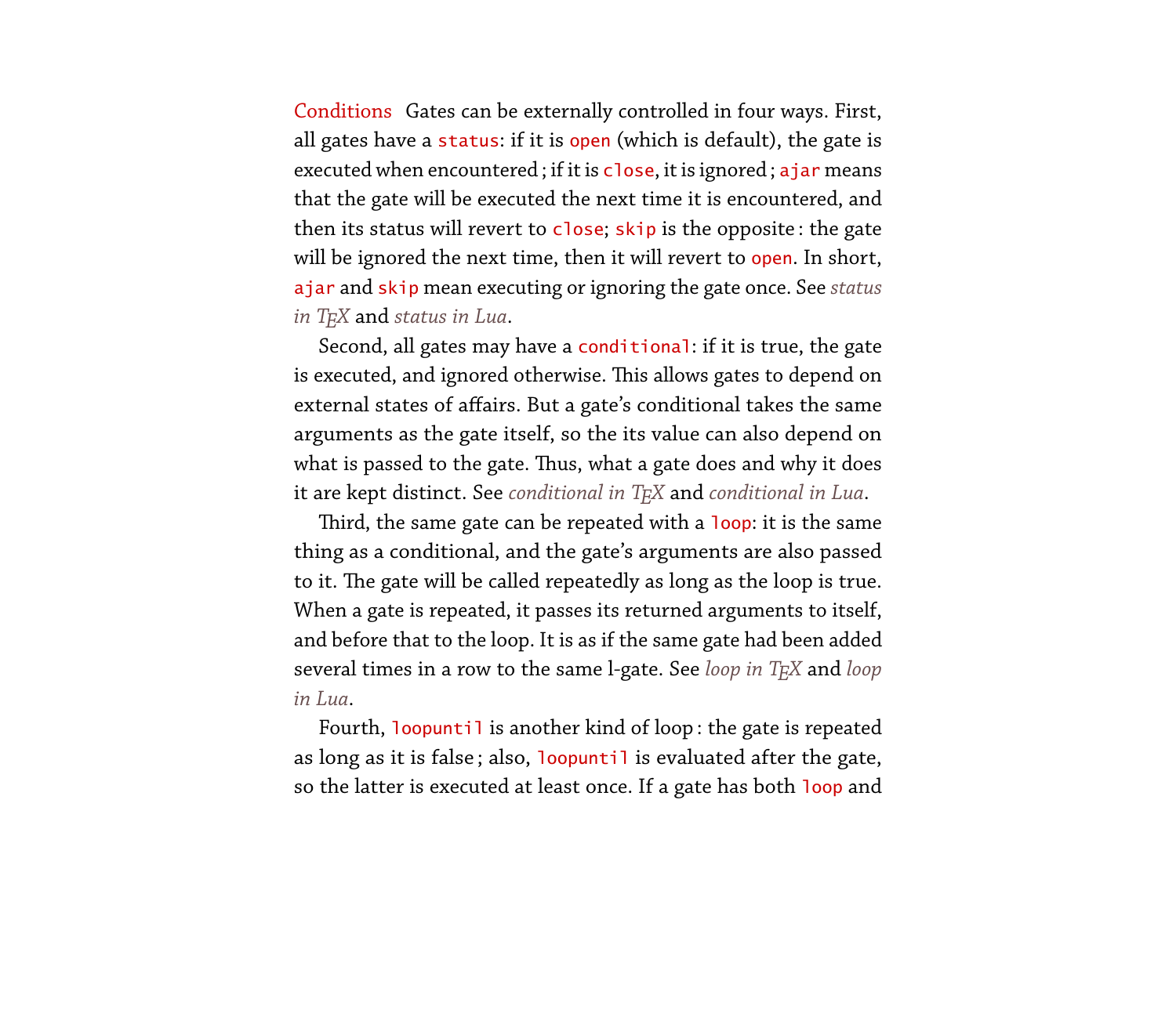**Conditions** Gates can be externally controlled in four ways. First, all gates have a `status`: if it is `open` (which is default), the gate is executed when encountered ; if it is `close`, it is ignored ; `ajar` means that the gate will be executed the next time it is encountered, and then its status will revert to `close`; `skip` is the opposite : the gate will be ignored the next time, then it will revert to `open`. In short, `ajar` and `skip` mean executing or ignoring the gate once. See *status in TEX* and *status in Lua*.

Second, all gates may have a `conditional`: if it is true, the gate is executed, and ignored otherwise. This allows gates to depend on external states of affairs. But a gate's conditional takes the same arguments as the gate itself, so the its value can also depend on what is passed to the gate. Thus, what a gate does and why it does it are kept distinct. See *conditional in TEX* and *conditional in Lua*.

Third, the same gate can be repeated with a `loop`: it is the same thing as a conditional, and the gate's arguments are also passed to it. The gate will be called repeatedly as long as the loop is true. When a gate is repeated, it passes its returned arguments to itself, and before that to the loop. It is as if the same gate had been added several times in a row to the same l-gate. See *loop in TEX* and *loop in Lua*.

Fourth, `loopuntil` is another kind of loop : the gate is repeated as long as it is false ; also, `loopuntil` is evaluated after the gate, so the latter is executed at least once. If a gate has both `loop` and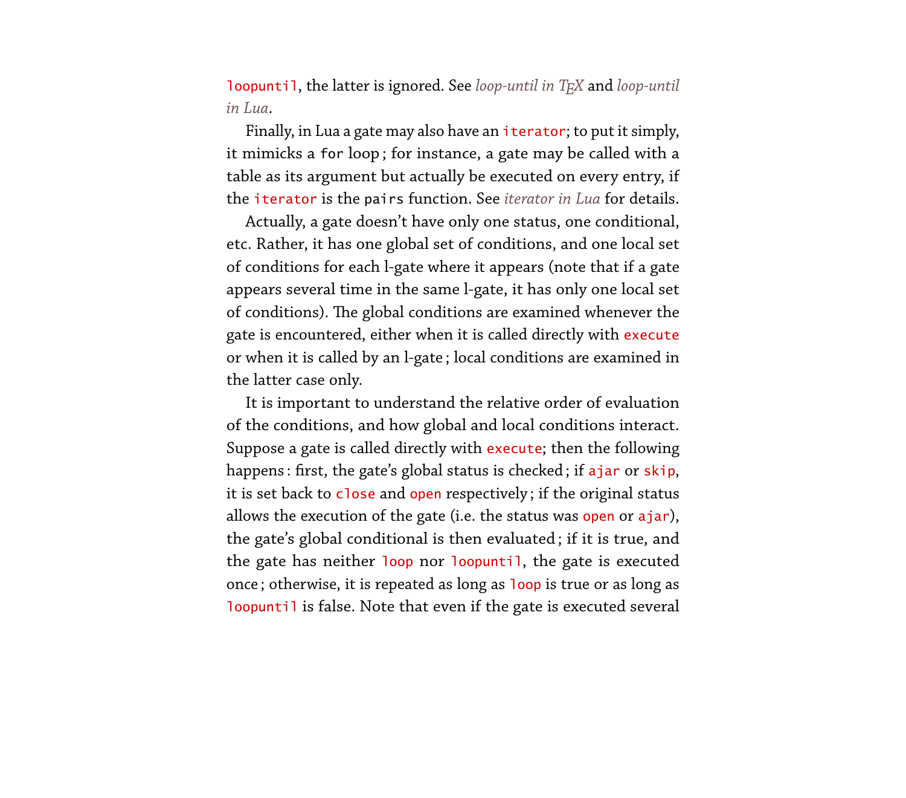`loopuntil`, the latter is ignored. See *loop-until in TEX* and *loop-until in Lua*.

Finally, in Lua a gate may also have an `iterator`; to put it simply, it mimicks a `for` loop ; for instance, a gate may be called with a table as its argument but actually be executed on every entry, if the `iterator` is the `pairs` function. See *iterator in Lua* for details.

Actually, a gate doesn't have only one status, one conditional, etc. Rather, it has one global set of conditions, and one local set of conditions for each l-gate where it appears (note that if a gate appears several time in the same l-gate, it has only one local set of conditions). The global conditions are examined whenever the gate is encountered, either when it is called directly with `execute` or when it is called by an l-gate ; local conditions are examined in the latter case only.

It is important to understand the relative order of evaluation of the conditions, and how global and local conditions interact. Suppose a gate is called directly with `execute`; then the following happens : first, the gate's global status is checked ; if `ajar` or `skip`, it is set back to `close` and `open` respectively ; if the original status allows the execution of the gate (i.e. the status was `open` or `ajar`), the gate's global conditional is then evaluated ; if it is true, and the gate has neither `loop` nor `loopuntil`, the gate is executed once ; otherwise, it is repeated as long as `loop` is true or as long as `loopuntil` is false. Note that even if the gate is executed several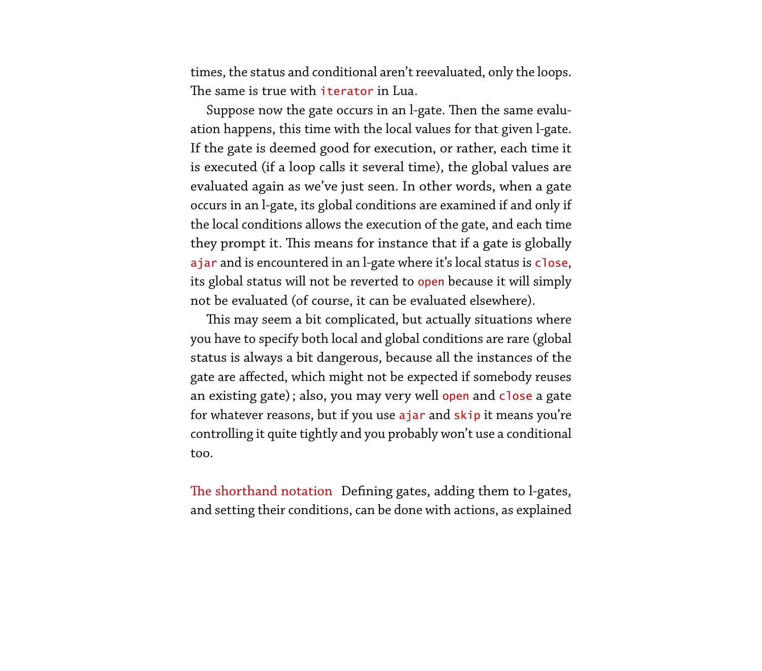times, the status and conditional aren't reevaluated, only the loops. The same is true with `iterator` in Lua.

Suppose now the gate occurs in an l-gate. Then the same evaluation happens, this time with the local values for that given l-gate. If the gate is deemed good for execution, or rather, each time it is executed (if a loop calls it several time), the global values are evaluated again as we've just seen. In other words, when a gate occurs in an l-gate, its global conditions are examined if and only if the local conditions allows the execution of the gate, and each time they prompt it. This means for instance that if a gate is globally `ajar` and is encountered in an l-gate where it's local status is `close`, its global status will not be reverted to `open` because it will simply not be evaluated (of course, it can be evaluated elsewhere).

This may seem a bit complicated, but actually situations where you have to specify both local and global conditions are rare (global status is always a bit dangerous, because all the instances of the gate are affected, which might not be expected if somebody reuses an existing gate) ; also, you may very well `open` and `close` a gate for whatever reasons, but if you use `ajar` and `skip` it means you're controlling it quite tightly and you probably won't use a conditional too.

**The shorthand notation** Defining gates, adding them to l-gates, and setting their conditions, can be done with actions, as explained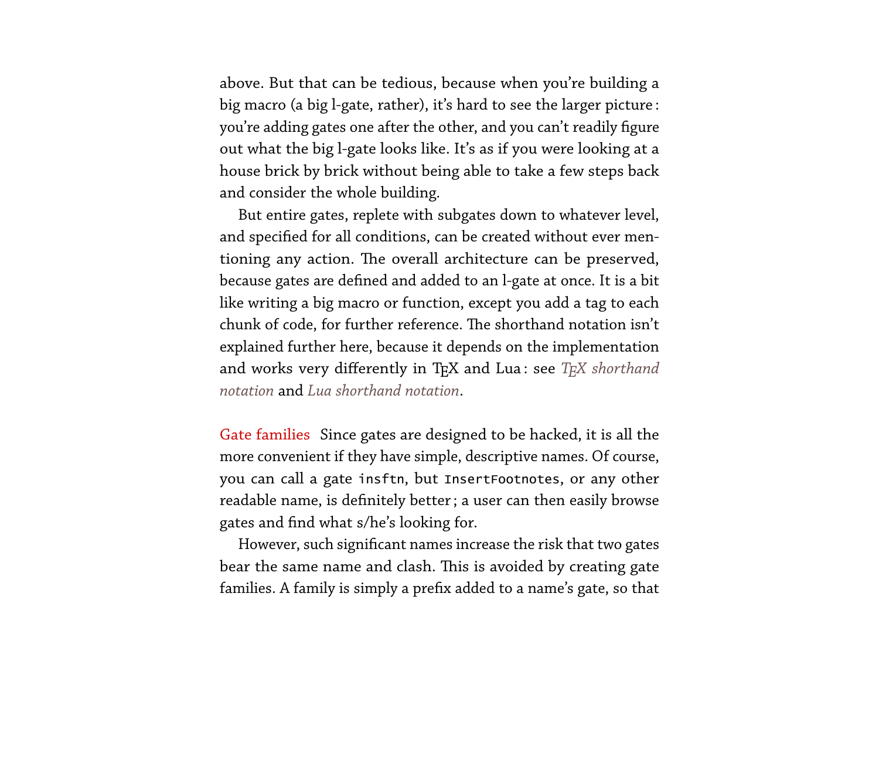above. But that can be tedious, because when you're building a big macro (a big l-gate, rather), it's hard to see the larger picture: you're adding gates one after the other, and you can't readily figure out what the big l-gate looks like. It's as if you were looking at a house brick by brick without being able to take a few steps back and consider the whole building.

But entire gates, replete with subgates down to whatever level, and specified for all conditions, can be created without ever mentioning any action. The overall architecture can be preserved, because gates are defined and added to an l-gate at once. It is a bit like writing a big macro or function, except you add a tag to each chunk of code, for further reference. The shorthand notation isn't explained further here, because it depends on the implementation and works very differently in TEX and Lua: see *TEX shorthand notation* and *Lua shorthand notation*.

Gate families  Since gates are designed to be hacked, it is all the more convenient if they have simple, descriptive names. Of course, you can call a gate `insftn`, but `InsertFootnotes`, or any other readable name, is definitely better; a user can then easily browse gates and find what s/he's looking for.

However, such significant names increase the risk that two gates bear the same name and clash. This is avoided by creating gate families. A family is simply a prefix added to a name's gate, so that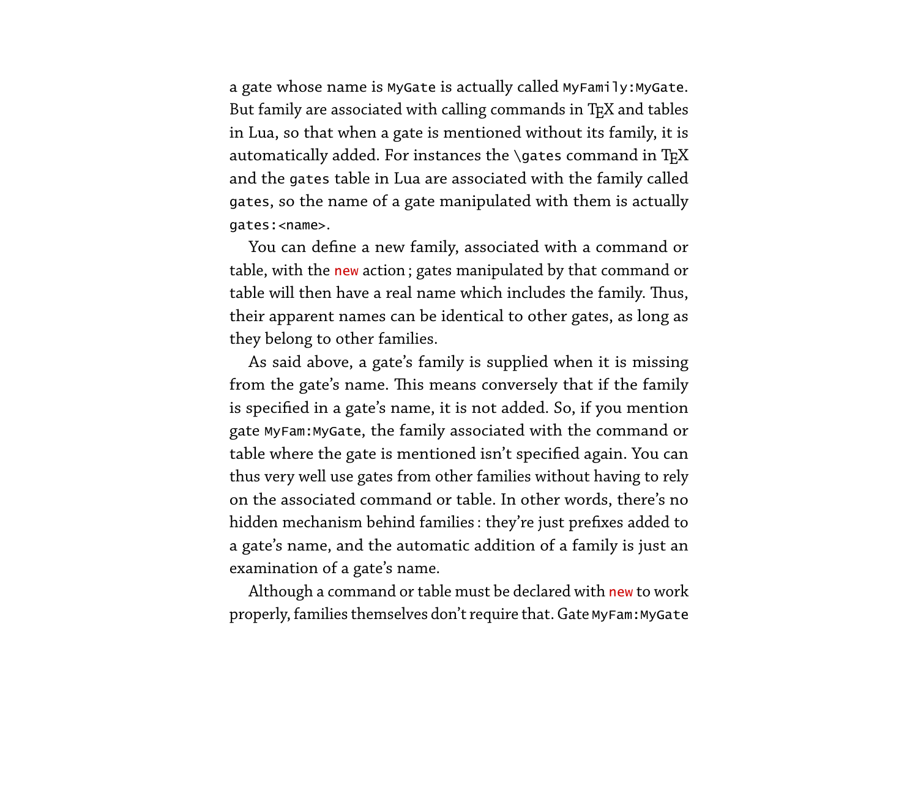a gate whose name is `MyGate` is actually called `MyFamily:MyGate`. But family are associated with calling commands in TeX and tables in Lua, so that when a gate is mentioned without its family, it is automatically added. For instances the `\gates` command in TeX and the `gates` table in Lua are associated with the family called `gates`, so the name of a gate manipulated with them is actually `gates:<name>`.

You can define a new family, associated with a command or table, with the `new` action ; gates manipulated by that command or table will then have a real name which includes the family. Thus, their apparent names can be identical to other gates, as long as they belong to other families.

As said above, a gate's family is supplied when it is missing from the gate's name. This means conversely that if the family is specified in a gate's name, it is not added. So, if you mention gate `MyFam:MyGate`, the family associated with the command or table where the gate is mentioned isn't specified again. You can thus very well use gates from other families without having to rely on the associated command or table. In other words, there's no hidden mechanism behind families : they're just prefixes added to a gate's name, and the automatic addition of a family is just an examination of a gate's name.

Although a command or table must be declared with `new` to work properly, families themselves don't require that. Gate `MyFam:MyGate`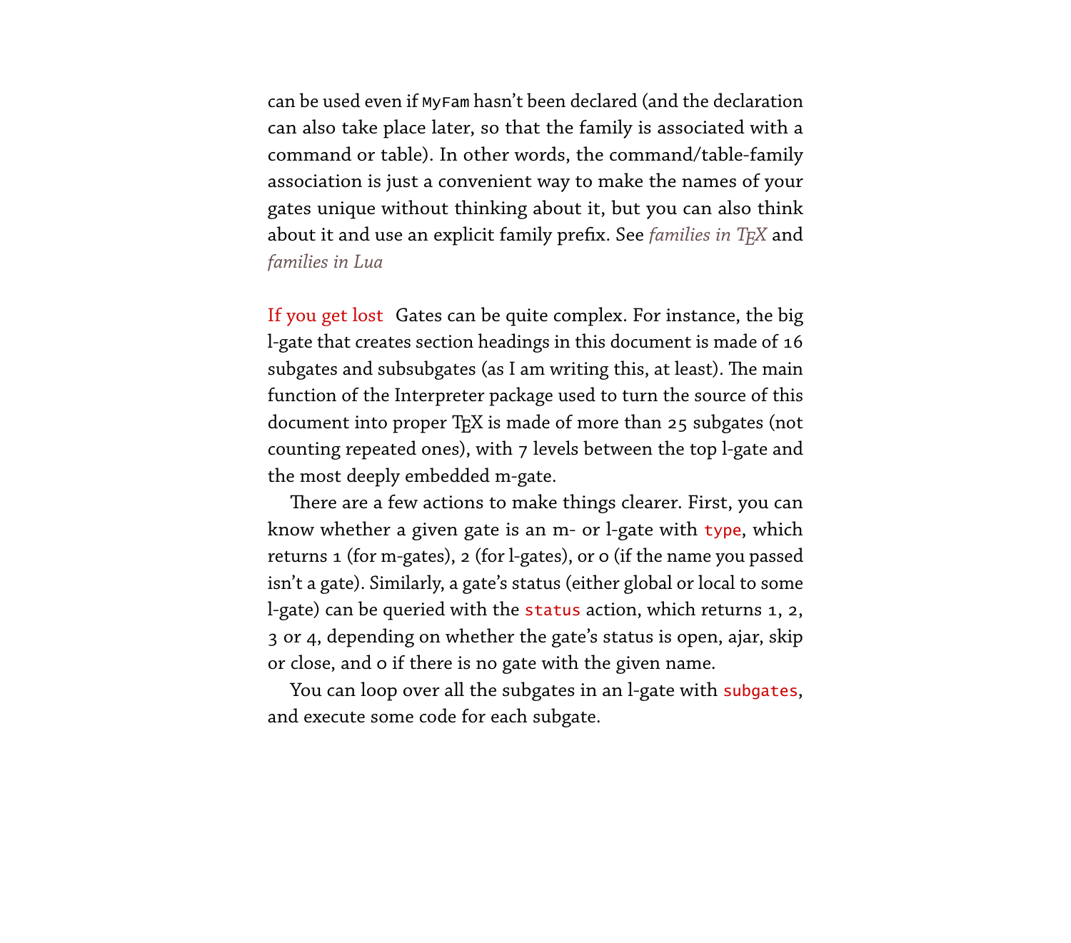can be used even if `MyFam` hasn't been declared (and the declaration can also take place later, so that the family is associated with a command or table). In other words, the command/table-family association is just a convenient way to make the names of your gates unique without thinking about it, but you can also think about it and use an explicit family prefix. See *families in TEX* and *families in Lua*

**If you get lost** Gates can be quite complex. For instance, the big l-gate that creates section headings in this document is made of 16 subgates and subsubgates (as I am writing this, at least). The main function of the Interpreter package used to turn the source of this document into proper TEX is made of more than 25 subgates (not counting repeated ones), with 7 levels between the top l-gate and the most deeply embedded m-gate.

There are a few actions to make things clearer. First, you can know whether a given gate is an m- or l-gate with `type`, which returns 1 (for m-gates), 2 (for l-gates), or 0 (if the name you passed isn't a gate). Similarly, a gate's status (either global or local to some l-gate) can be queried with the `status` action, which returns 1, 2, 3 or 4, depending on whether the gate's status is open, ajar, skip or close, and 0 if there is no gate with the given name.

You can loop over all the subgates in an l-gate with `subgates`, and execute some code for each subgate.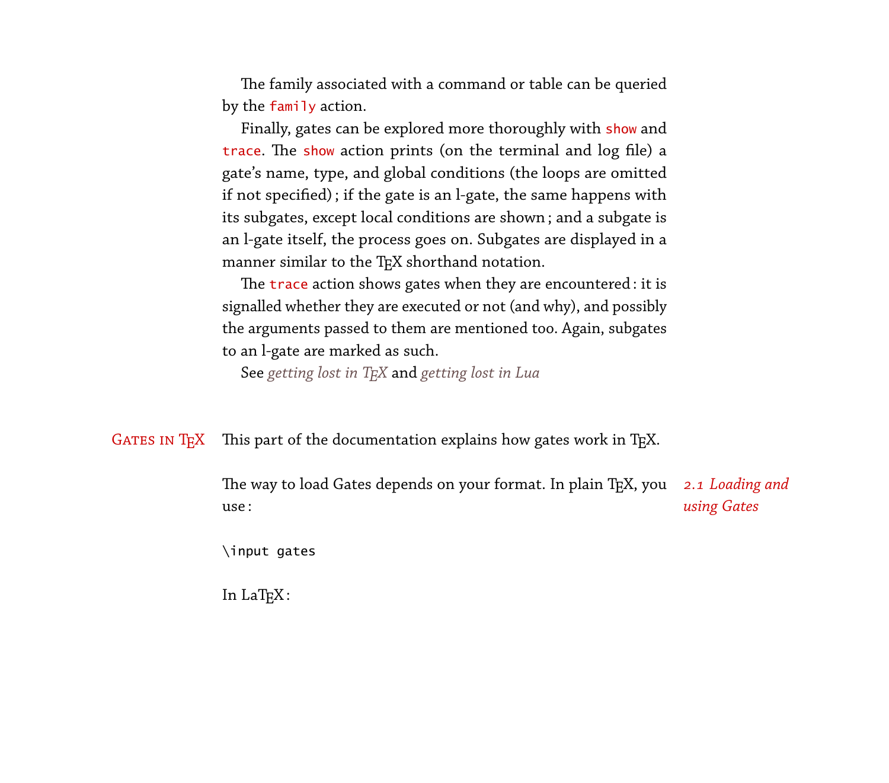The family associated with a command or table can be queried by the `family` action.

Finally, gates can be explored more thoroughly with `show` and `trace`. The `show` action prints (on the terminal and log file) a gate's name, type, and global conditions (the loops are omitted if not specified) ; if the gate is an l-gate, the same happens with its subgates, except local conditions are shown ; and a subgate is an l-gate itself, the process goes on. Subgates are displayed in a manner similar to the TEX shorthand notation.

The `trace` action shows gates when they are encountered : it is signalled whether they are executed or not (and why), and possibly the arguments passed to them are mentioned too. Again, subgates to an l-gate are marked as such.

See *getting lost in TEX* and *getting lost in Lua*

# Gates in TEX

This part of the documentation explains how gates work in TEX.

## 2.1 Loading and using Gates

The way to load Gates depends on your format. In plain TEX, you use :

```
\input gates
```

In LaTEX :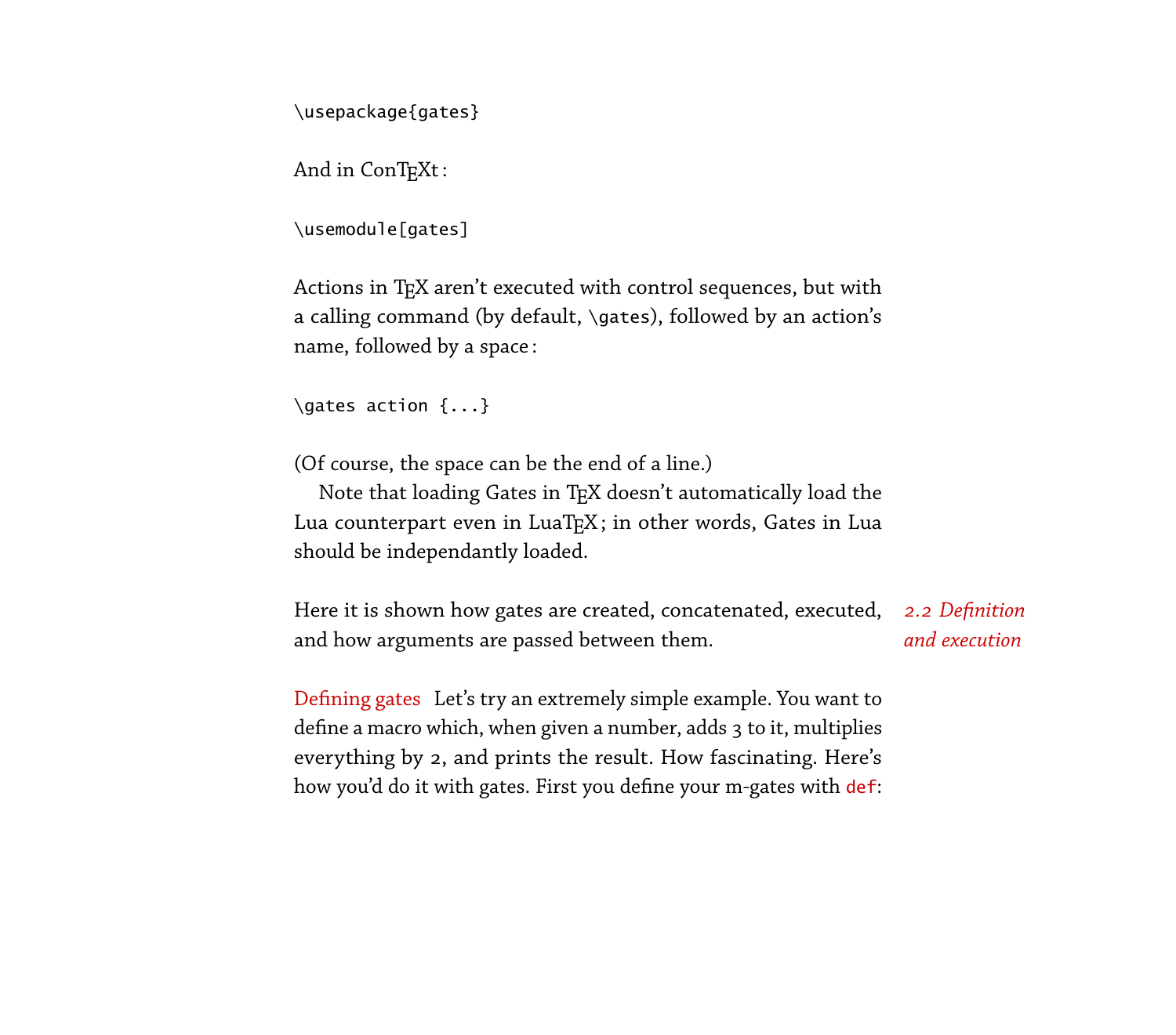```
\usepackage{gates}
```

And in ConTEXt :

```
\usemodule[gates]
```

Actions in TEX aren't executed with control sequences, but with a calling command (by default, `\gates`), followed by an action's name, followed by a space :

```
\gates action {...}
```

(Of course, the space can be the end of a line.)

Note that loading Gates in TEX doesn't automatically load the Lua counterpart even in LuaTEX ; in other words, Gates in Lua should be independantly loaded.

## *2.2 Definition and execution*

Here it is shown how gates are created, concatenated, executed, and how arguments are passed between them.

**Defining gates** Let's try an extremely simple example. You want to define a macro which, when given a number, adds 3 to it, multiplies everything by 2, and prints the result. How fascinating. Here's how you'd do it with gates. First you define your m-gates with `def`: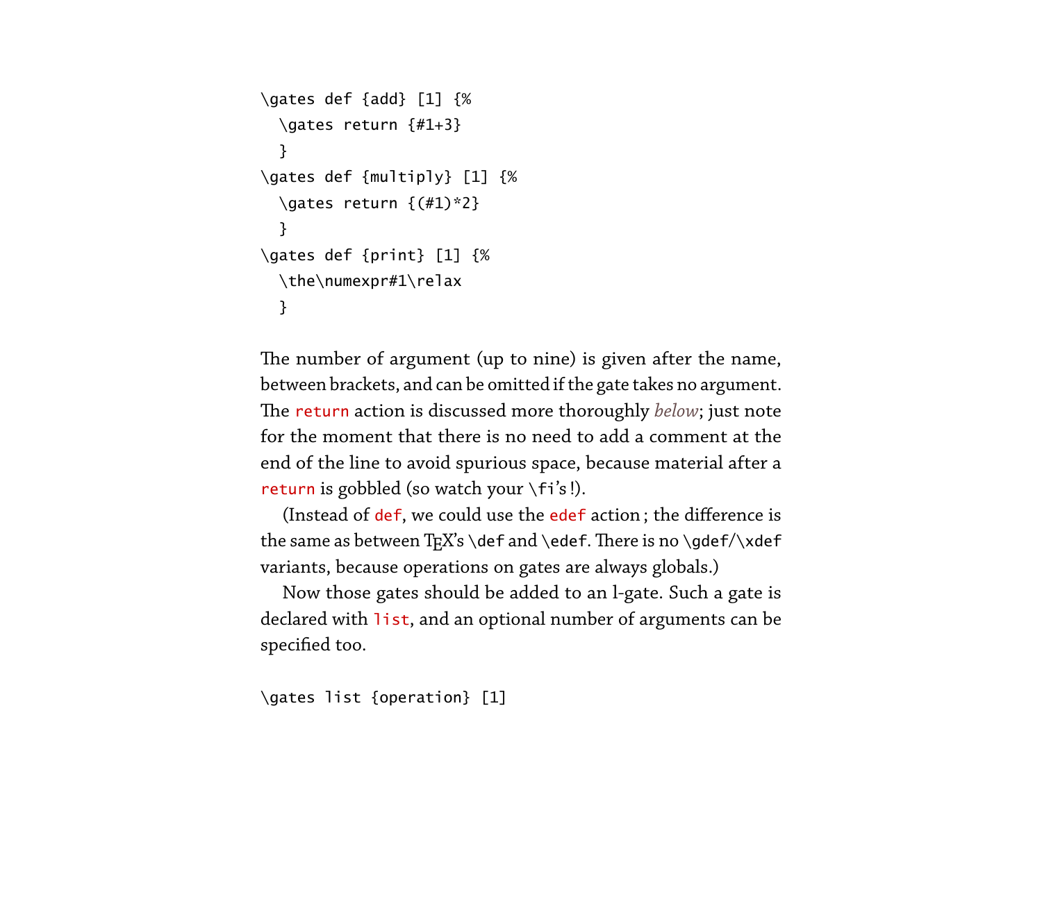```
\gates def {add} [1] {%
  \gates return {#1+3}
  }
\gates def {multiply} [1] {%
  \gates return {(#1)*2}
  }
\gates def {print} [1] {%
  \the\numexpr#1\relax
  }
```

The number of argument (up to nine) is given after the name, between brackets, and can be omitted if the gate takes no argument. The `return` action is discussed more thoroughly *below*; just note for the moment that there is no need to add a comment at the end of the line to avoid spurious space, because material after a `return` is gobbled (so watch your `\fi`'s !).

(Instead of `def`, we could use the `edef` action ; the difference is the same as between TEX's `\def` and `\edef`. There is no `\gdef`/`\xdef` variants, because operations on gates are always globals.)

Now those gates should be added to an l-gate. Such a gate is declared with `list`, and an optional number of arguments can be specified too.

```
\gates list {operation} [1]
```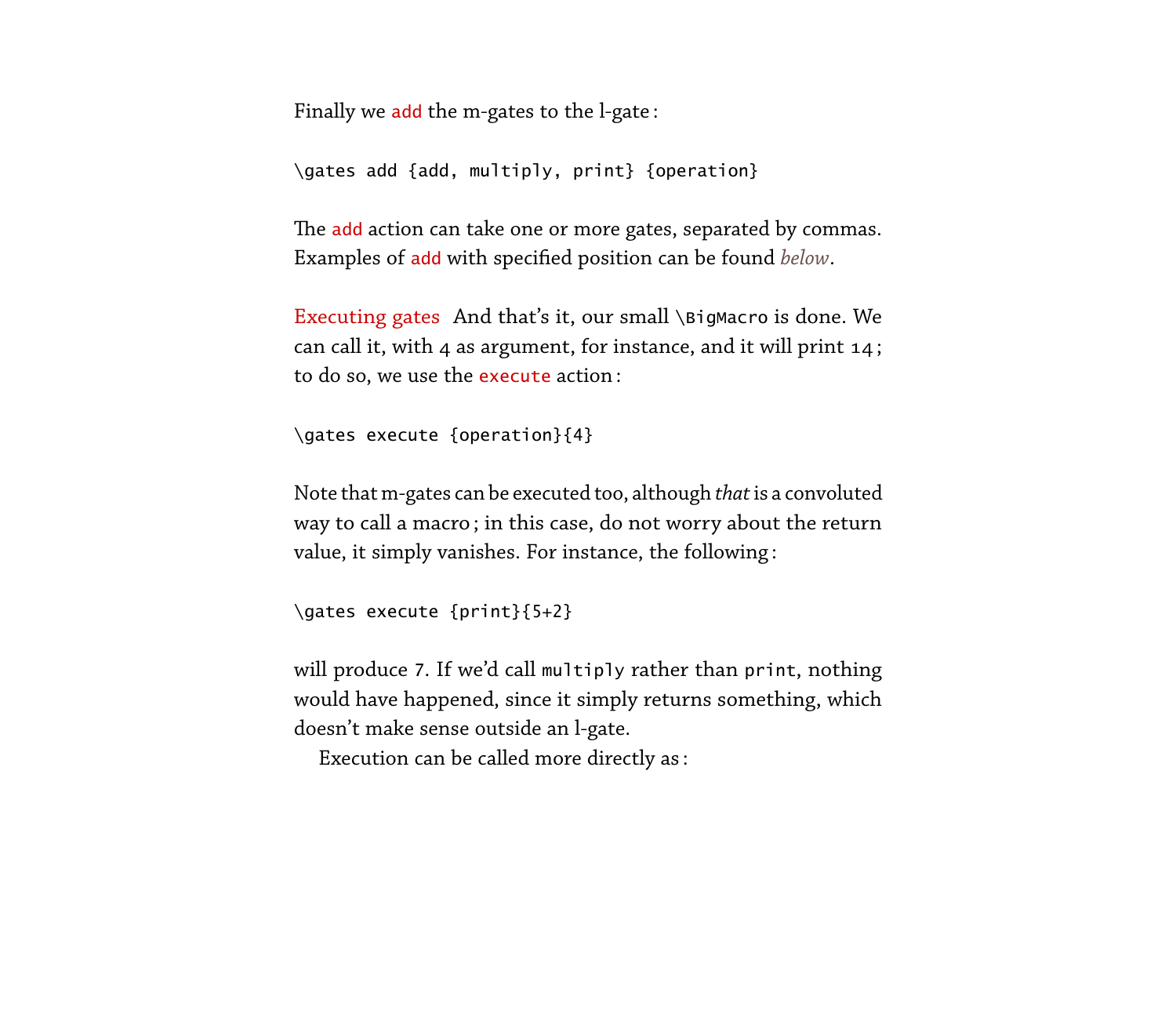Finally we `add` the m-gates to the l-gate :

```
\gates add {add, multiply, print} {operation}
```

The `add` action can take one or more gates, separated by commas. Examples of `add` with specified position can be found *below*.

Executing gates  And that's it, our small `\BigMacro` is done. We can call it, with 4 as argument, for instance, and it will print `14` ; to do so, we use the `execute` action :

```
\gates execute {operation}{4}
```

Note that m-gates can be executed too, although *that* is a convoluted way to call a macro ; in this case, do not worry about the return value, it simply vanishes. For instance, the following :

```
\gates execute {print}{5+2}
```

will produce 7. If we'd call `multiply` rather than `print`, nothing would have happened, since it simply returns something, which doesn't make sense outside an l-gate.

Execution can be called more directly as :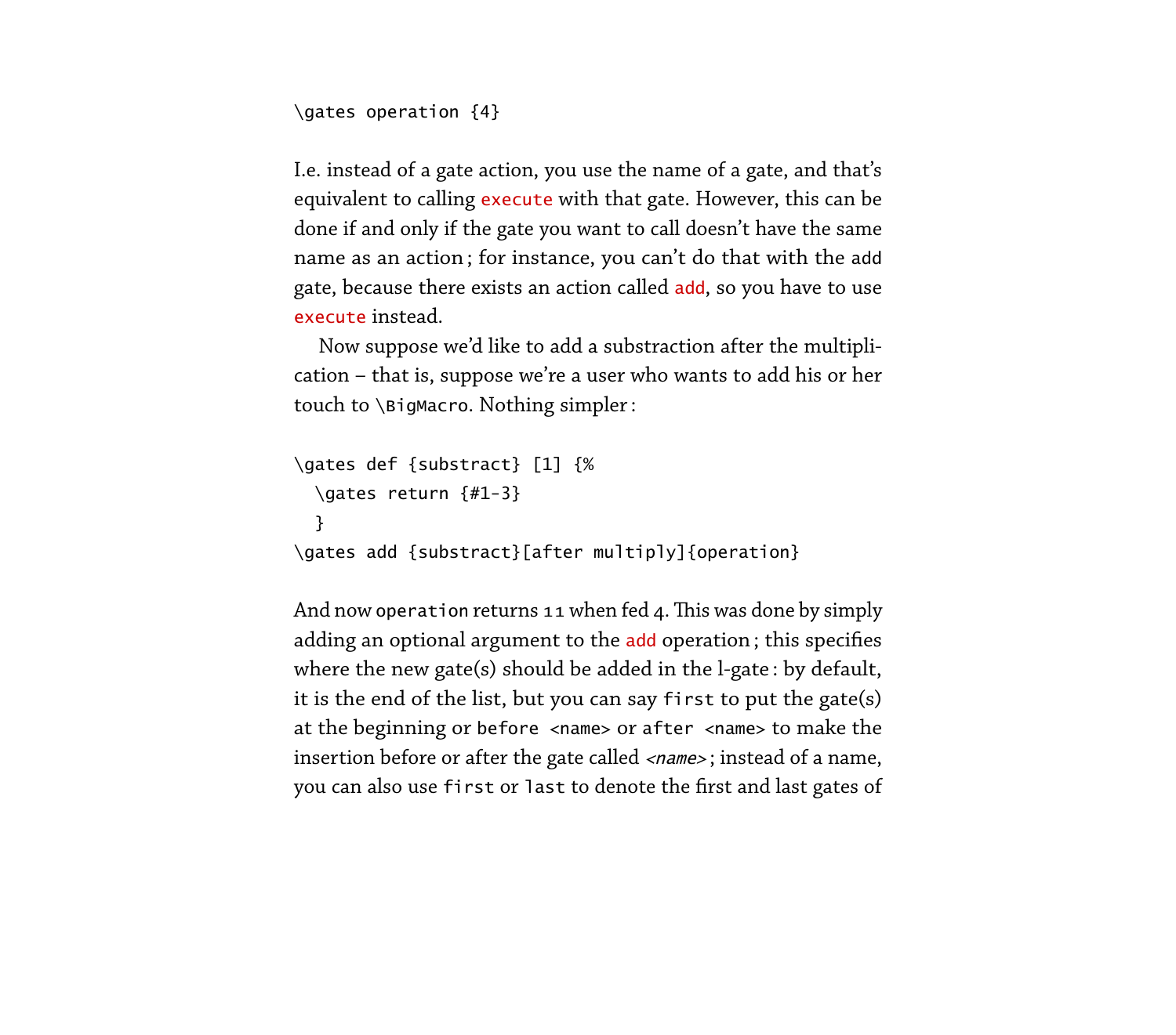```
\gates operation {4}
```

I.e. instead of a gate action, you use the name of a gate, and that's equivalent to calling `execute` with that gate. However, this can be done if and only if the gate you want to call doesn't have the same name as an action ; for instance, you can't do that with the `add` gate, because there exists an action called `add`, so you have to use `execute` instead.

Now suppose we'd like to add a substraction after the multiplication – that is, suppose we're a user who wants to add his or her touch to `\BigMacro`. Nothing simpler :

```
\gates def {substract} [1] {%
  \gates return {#1-3}
  }
\gates add {substract}[after multiply]{operation}
```

And now `operation` returns `11` when fed 4. This was done by simply adding an optional argument to the `add` operation ; this specifies where the new gate(s) should be added in the l-gate : by default, it is the end of the list, but you can say `first` to put the gate(s) at the beginning or `before <name>` or `after <name>` to make the insertion before or after the gate called *<name>* ; instead of a name, you can also use `first` or `last` to denote the first and last gates of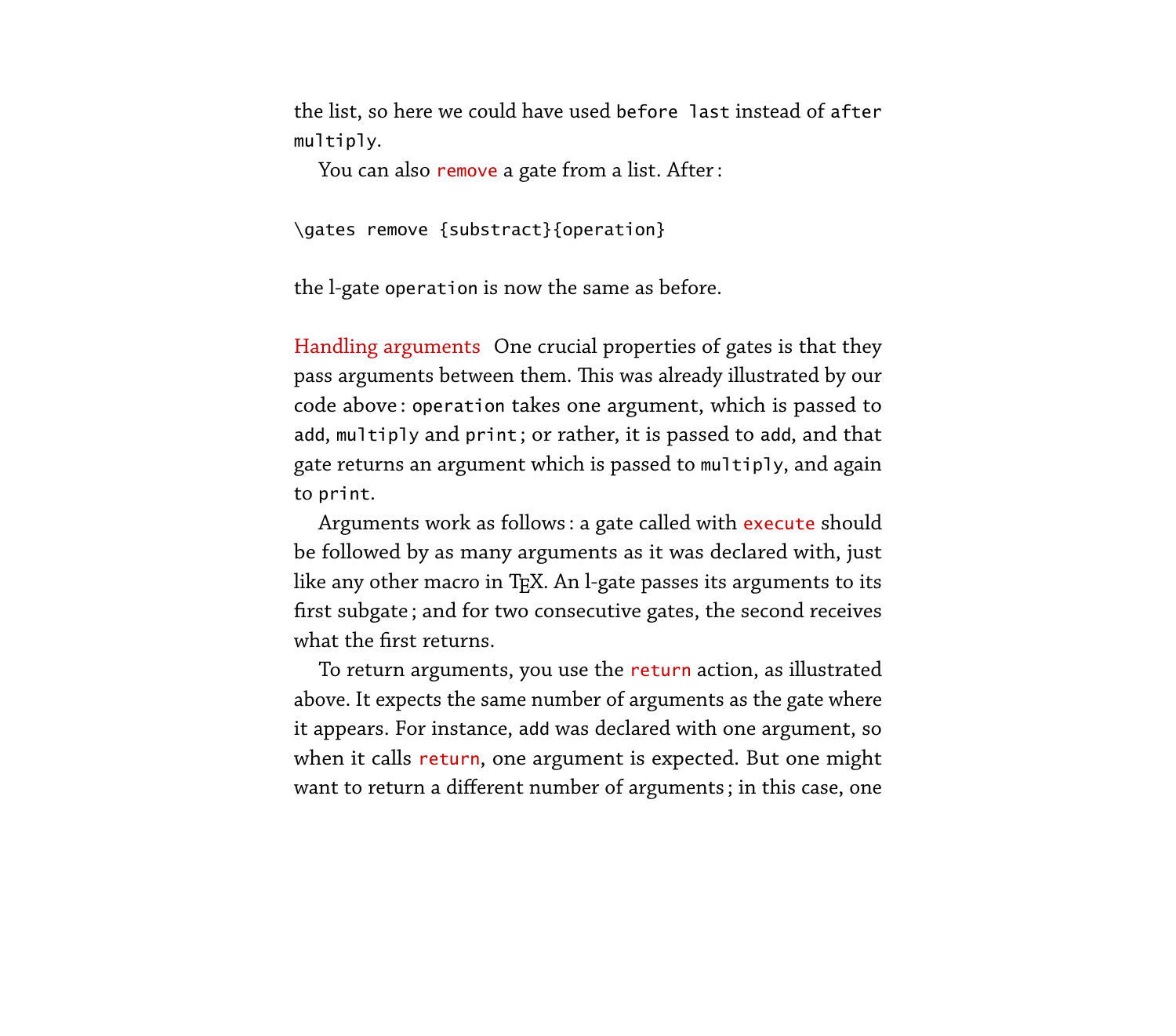the list, so here we could have used `before last` instead of `after multiply`.

You can also `remove` a gate from a list. After :

```
\gates remove {substract}{operation}
```

the l-gate `operation` is now the same as before.

**Handling arguments** One crucial properties of gates is that they pass arguments between them. This was already illustrated by our code above : `operation` takes one argument, which is passed to `add`, `multiply` and `print` ; or rather, it is passed to `add`, and that gate returns an argument which is passed to `multiply`, and again to `print`.

Arguments work as follows : a gate called with `execute` should be followed by as many arguments as it was declared with, just like any other macro in TeX. An l-gate passes its arguments to its first subgate ; and for two consecutive gates, the second receives what the first returns.

To return arguments, you use the `return` action, as illustrated above. It expects the same number of arguments as the gate where it appears. For instance, `add` was declared with one argument, so when it calls `return`, one argument is expected. But one might want to return a different number of arguments ; in this case, one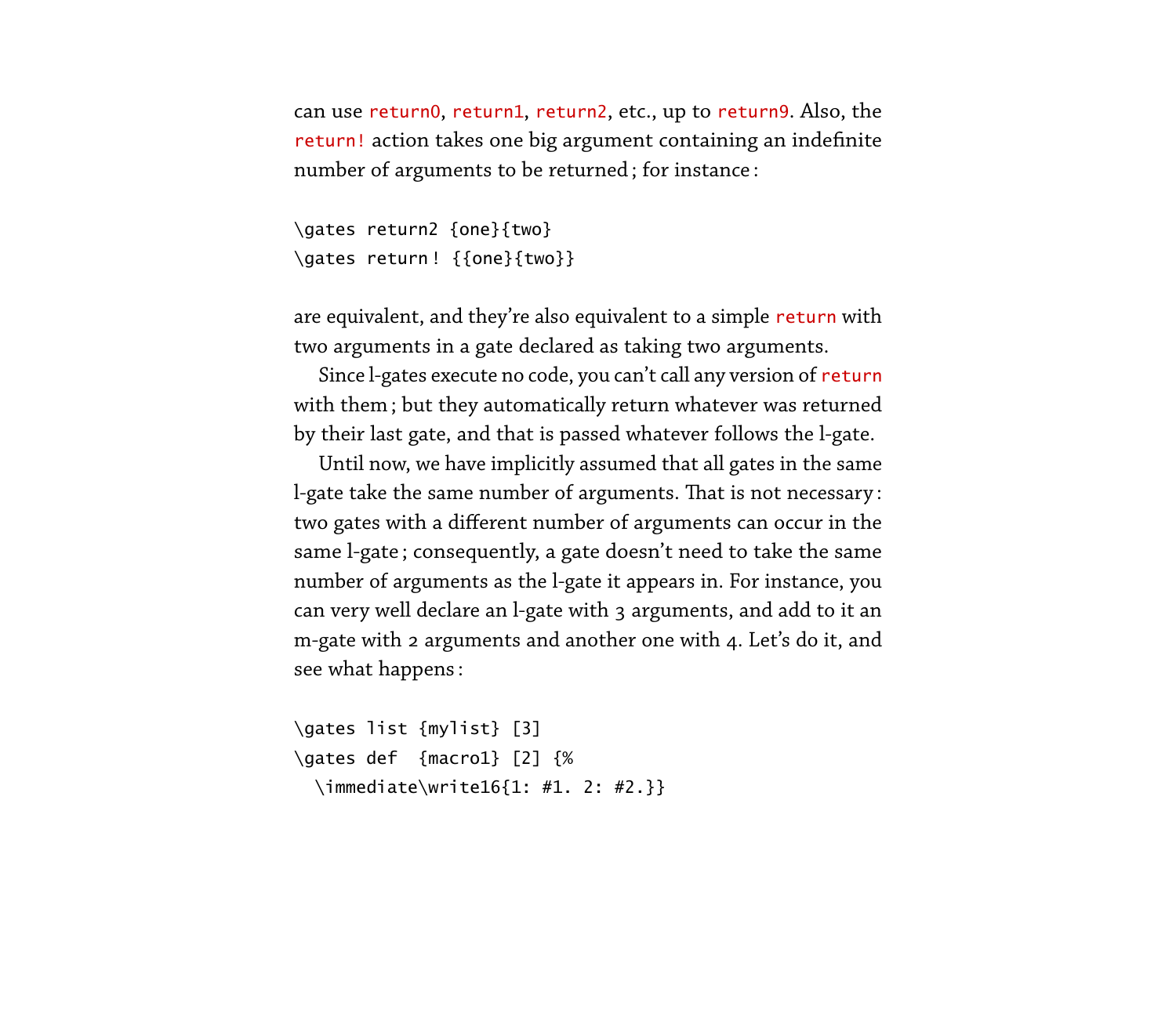can use `return0`, `return1`, `return2`, etc., up to `return9`. Also, the `return!` action takes one big argument containing an indefinite number of arguments to be returned ; for instance :

```
\gates return2 {one}{two}
\gates return! {{one}{two}}
```

are equivalent, and they're also equivalent to a simple `return` with two arguments in a gate declared as taking two arguments.

Since l-gates execute no code, you can't call any version of `return` with them ; but they automatically return whatever was returned by their last gate, and that is passed whatever follows the l-gate.

Until now, we have implicitly assumed that all gates in the same l-gate take the same number of arguments. That is not necessary : two gates with a different number of arguments can occur in the same l-gate ; consequently, a gate doesn't need to take the same number of arguments as the l-gate it appears in. For instance, you can very well declare an l-gate with 3 arguments, and add to it an m-gate with 2 arguments and another one with 4. Let's do it, and see what happens :

```
\gates list {mylist} [3]
\gates def  {macro1} [2] {%
  \immediate\write16{1: #1. 2: #2.}}
```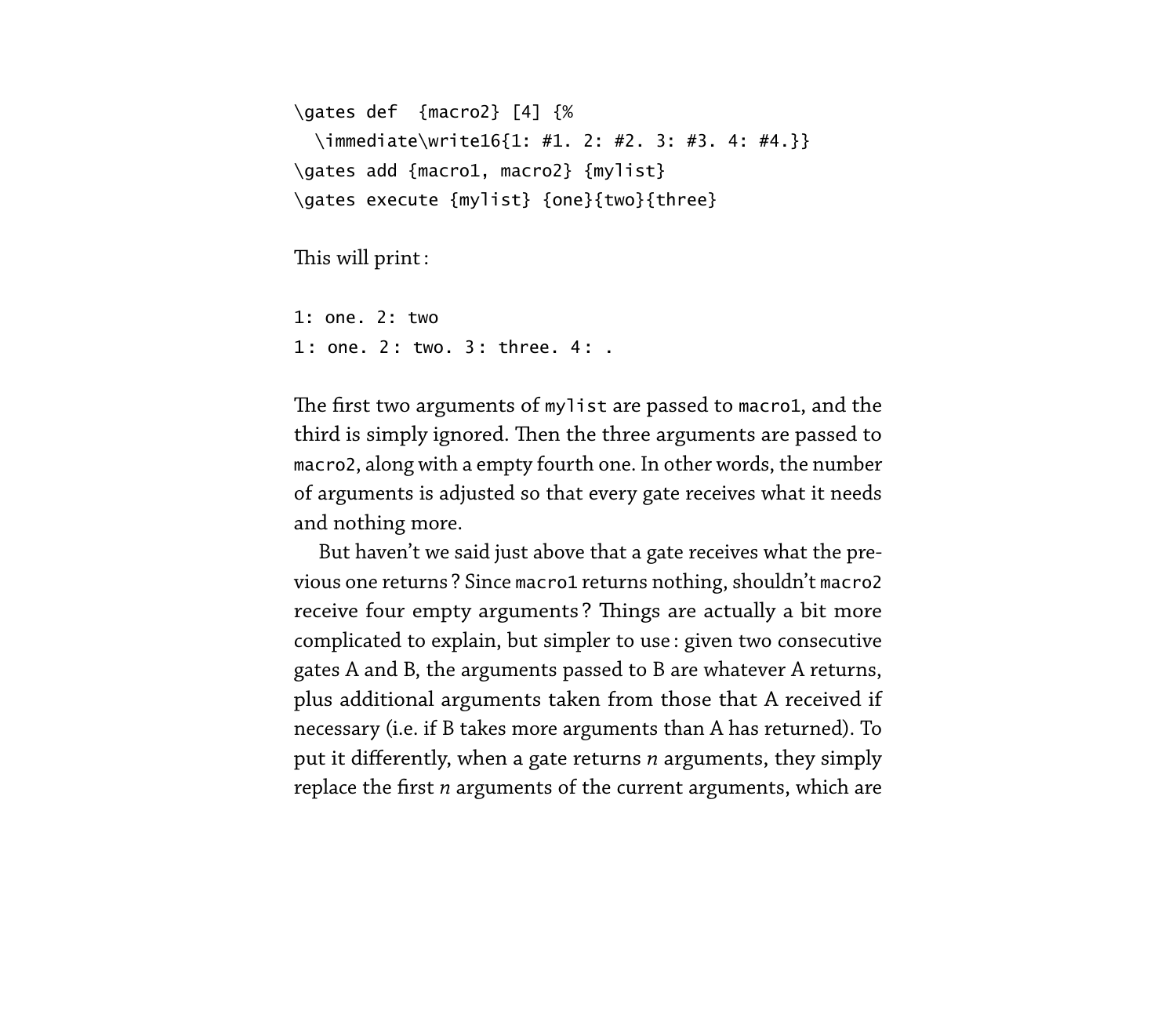```
\gates def  {macro2} [4] {%
  \immediate\write16{1: #1. 2: #2. 3: #3. 4: #4.}}
\gates add {macro1, macro2} {mylist}
\gates execute {mylist} {one}{two}{three}
```

This will print :

```
1: one. 2: two
1: one. 2: two. 3: three. 4: .
```

The first two arguments of `mylist` are passed to `macro1`, and the third is simply ignored. Then the three arguments are passed to `macro2`, along with a empty fourth one. In other words, the number of arguments is adjusted so that every gate receives what it needs and nothing more.

But haven't we said just above that a gate receives what the previous one returns ? Since `macro1` returns nothing, shouldn't `macro2` receive four empty arguments ? Things are actually a bit more complicated to explain, but simpler to use : given two consecutive gates A and B, the arguments passed to B are whatever A returns, plus additional arguments taken from those that A received if necessary (i.e. if B takes more arguments than A has returned). To put it differently, when a gate returns *n* arguments, they simply replace the first *n* arguments of the current arguments, which are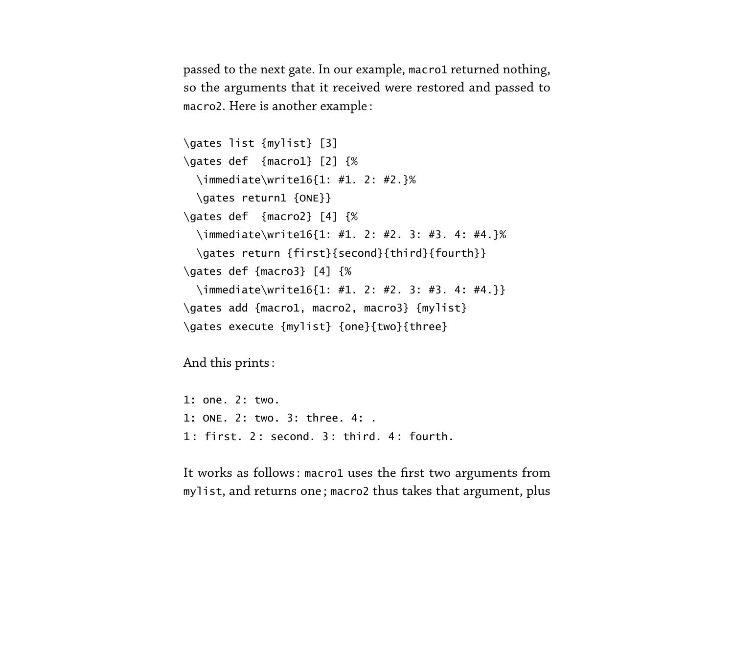passed to the next gate. In our example, `macro1` returned nothing, so the arguments that it received were restored and passed to `macro2`. Here is another example :

```
\gates list {mylist} [3]
\gates def  {macro1} [2] {%
  \immediate\write16{1: #1. 2: #2.}%
  \gates return1 {ONE}}
\gates def  {macro2} [4] {%
  \immediate\write16{1: #1. 2: #2. 3: #3. 4: #4.}%
  \gates return {first}{second}{third}{fourth}}
\gates def {macro3} [4] {%
  \immediate\write16{1: #1. 2: #2. 3: #3. 4: #4.}}
\gates add {macro1, macro2, macro3} {mylist}
\gates execute {mylist} {one}{two}{three}
```

And this prints :

```
1: one. 2: two.
1: ONE. 2: two. 3: three. 4: .
1 : first. 2 : second. 3 : third. 4 : fourth.
```

It works as follows : `macro1` uses the first two arguments from `mylist`, and returns one ; `macro2` thus takes that argument, plus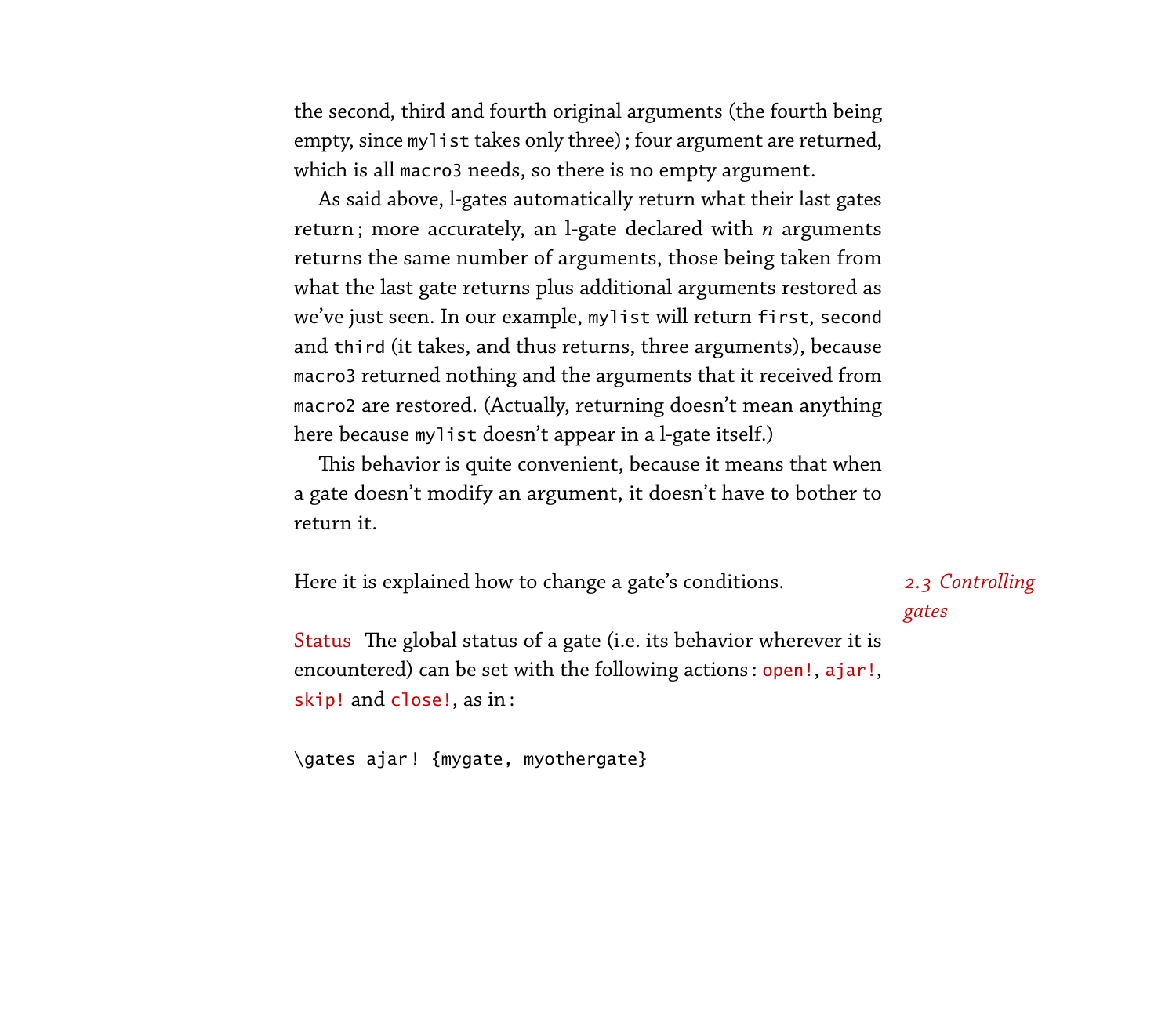the second, third and fourth original arguments (the fourth being empty, since `mylist` takes only three) ; four argument are returned, which is all `macro3` needs, so there is no empty argument.

As said above, l-gates automatically return what their last gates return ; more accurately, an l-gate declared with $n$ arguments returns the same number of arguments, those being taken from what the last gate returns plus additional arguments restored as we've just seen. In our example, `mylist` will return `first`, `second` and `third` (it takes, and thus returns, three arguments), because `macro3` returned nothing and the arguments that it received from `macro2` are restored. (Actually, returning doesn't mean anything here because `mylist` doesn't appear in a l-gate itself.)

This behavior is quite convenient, because it means that when a gate doesn't modify an argument, it doesn't have to bother to return it.

## 2.3 Controlling gates

Here it is explained how to change a gate's conditions.

**Status** The global status of a gate (i.e. its behavior wherever it is encountered) can be set with the following actions : `open!`, `ajar!`, `skip!` and `close!`, as in :

```
\gates ajar! {mygate, myothergate}
```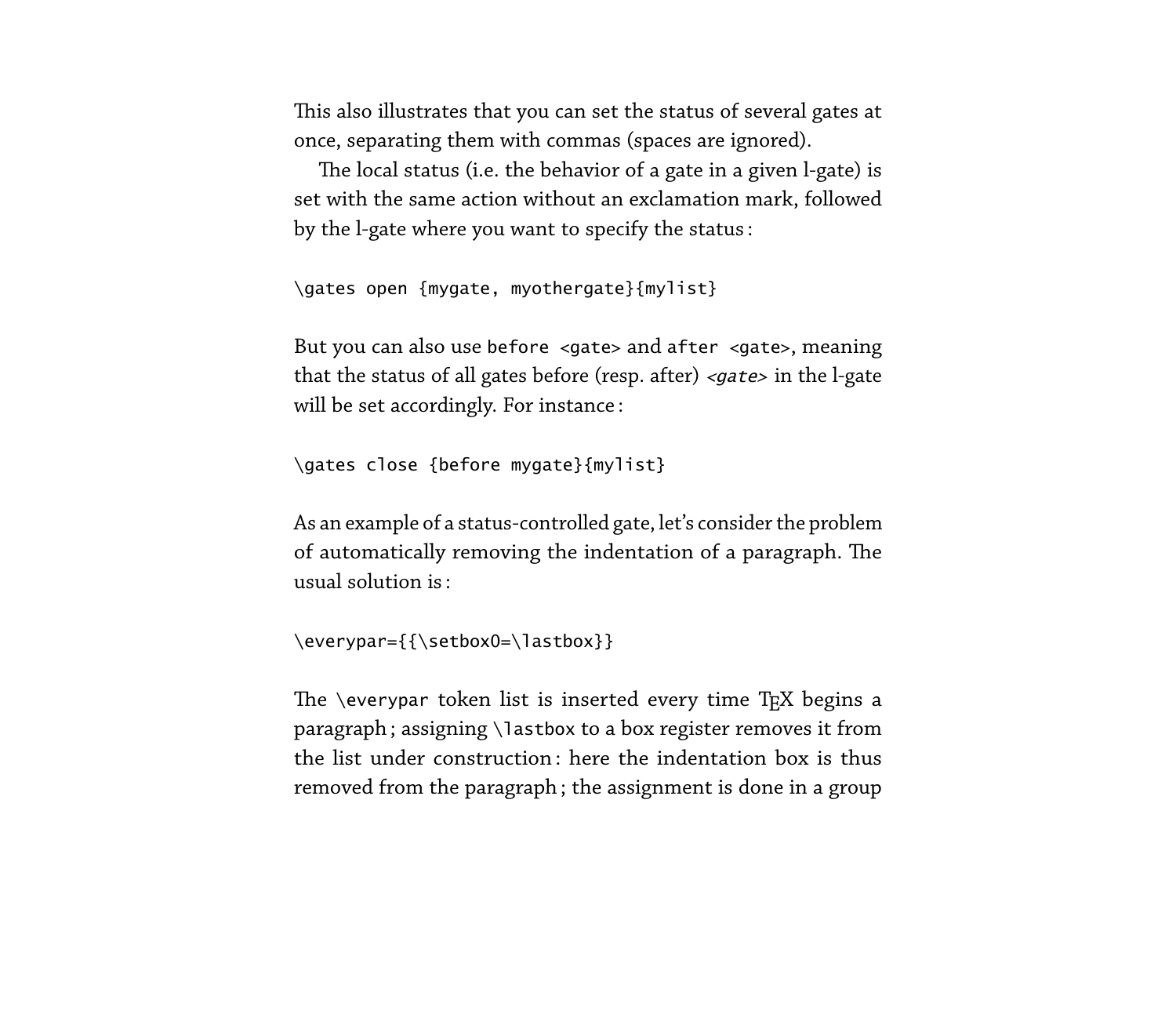This also illustrates that you can set the status of several gates at once, separating them with commas (spaces are ignored).

The local status (i.e. the behavior of a gate in a given l-gate) is set with the same action without an exclamation mark, followed by the l-gate where you want to specify the status :

```
\gates open {mygate, myothergate}{mylist}
```

But you can also use `before <gate>` and `after <gate>`, meaning that the status of all gates before (resp. after) *<gate>* in the l-gate will be set accordingly. For instance :

```
\gates close {before mygate}{mylist}
```

As an example of a status-controlled gate, let's consider the problem of automatically removing the indentation of a paragraph. The usual solution is :

```
\everypar={{\setbox0=\lastbox}}
```

The `\everypar` token list is inserted every time TEX begins a paragraph ; assigning `\lastbox` to a box register removes it from the list under construction : here the indentation box is thus removed from the paragraph ; the assignment is done in a group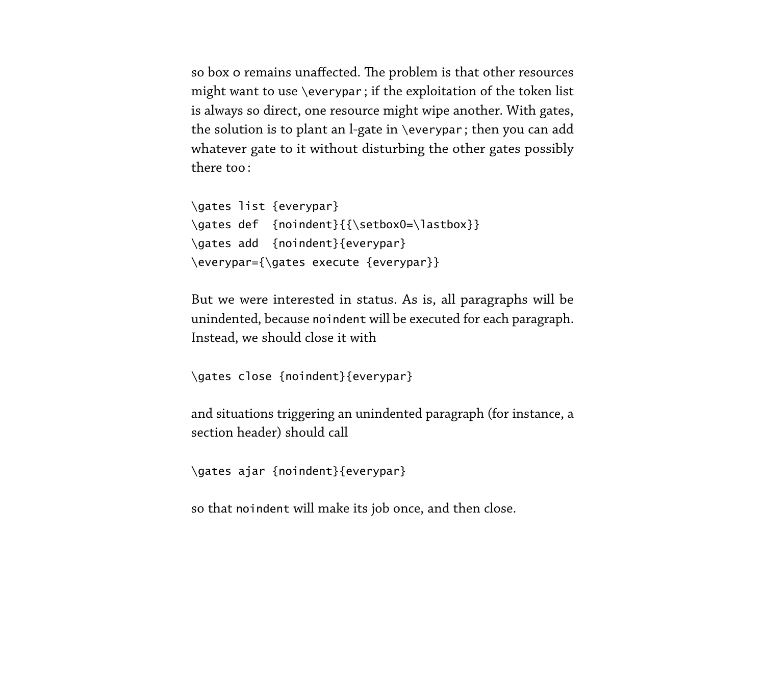so box 0 remains unaffected. The problem is that other resources might want to use `\everypar` ; if the exploitation of the token list is always so direct, one resource might wipe another. With gates, the solution is to plant an l-gate in `\everypar` ; then you can add whatever gate to it without disturbing the other gates possibly there too :

```
\gates list {everypar}
\gates def  {noindent}{{\setbox0=\lastbox}}
\gates add  {noindent}{everypar}
\everypar={\gates execute {everypar}}
```

But we were interested in status. As is, all paragraphs will be unindented, because `noindent` will be executed for each paragraph. Instead, we should close it with

```
\gates close {noindent}{everypar}
```

and situations triggering an unindented paragraph (for instance, a section header) should call

```
\gates ajar {noindent}{everypar}
```

so that `noindent` will make its job once, and then close.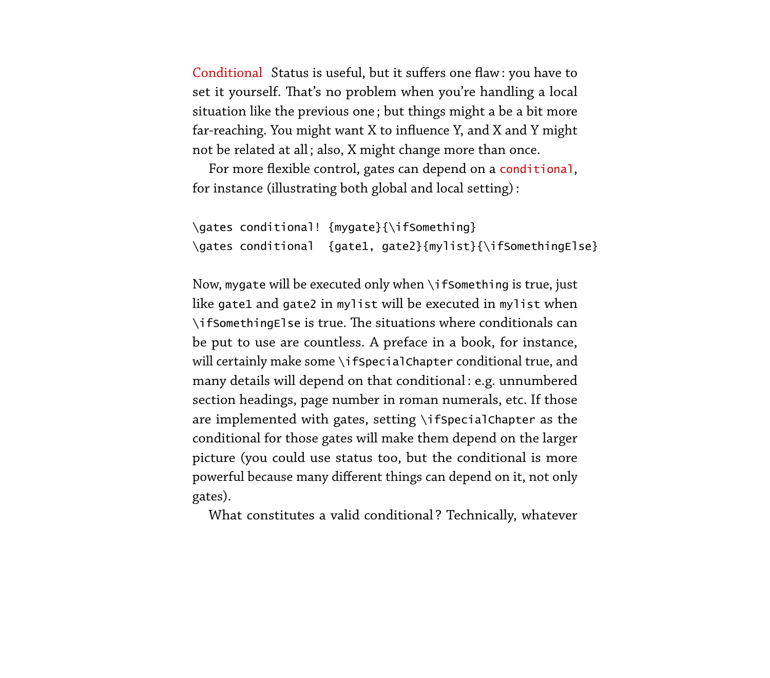Conditional Status is useful, but it suffers one flaw : you have to set it yourself. That's no problem when you're handling a local situation like the previous one ; but things might a be a bit more far-reaching. You might want X to influence Y, and X and Y might not be related at all ; also, X might change more than once.

For more flexible control, gates can depend on a `conditional`, for instance (illustrating both global and local setting) :

```
\gates conditional! {mygate}{\ifSomething}
\gates conditional  {gate1, gate2}{mylist}{\ifSomethingElse}
```

Now, `mygate` will be executed only when `\ifSomething` is true, just like `gate1` and `gate2` in `mylist` will be executed in `mylist` when `\ifSomethingElse` is true. The situations where conditionals can be put to use are countless. A preface in a book, for instance, will certainly make some `\ifSpecialChapter` conditional true, and many details will depend on that conditional : e.g. unnumbered section headings, page number in roman numerals, etc. If those are implemented with gates, setting `\ifSpecialChapter` as the conditional for those gates will make them depend on the larger picture (you could use status too, but the conditional is more powerful because many different things can depend on it, not only gates).

What constitutes a valid conditional ? Technically, whatever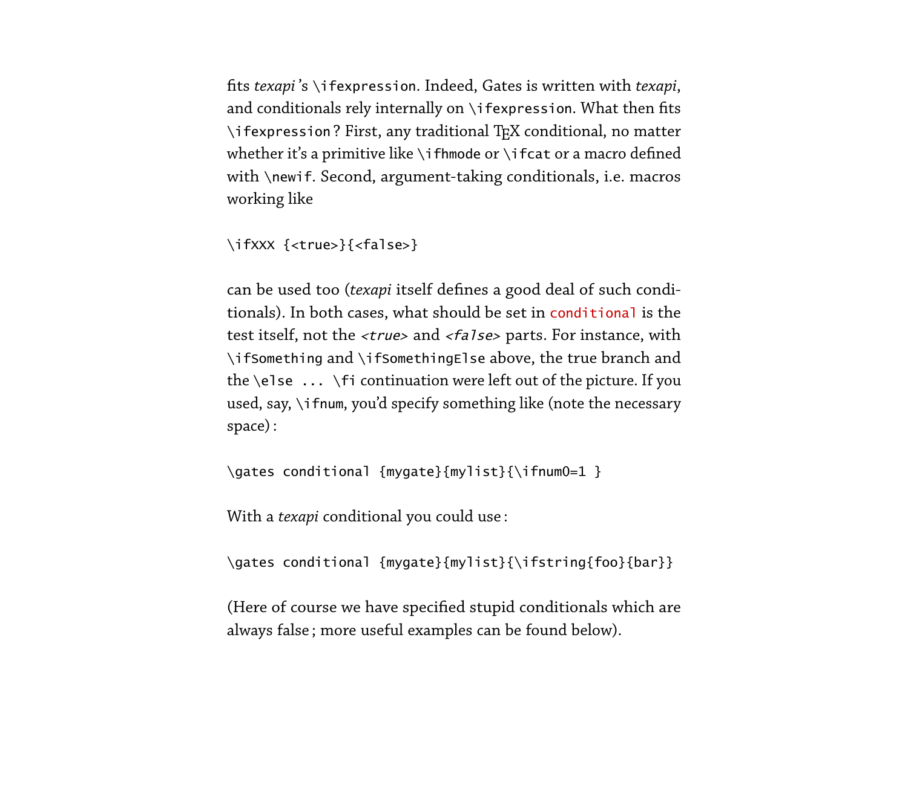fits *texapi*'s `\ifexpression`. Indeed, Gates is written with *texapi*, and conditionals rely internally on `\ifexpression`. What then fits `\ifexpression`? First, any traditional TEX conditional, no matter whether it's a primitive like `\ifhmode` or `\ifcat` or a macro defined with `\newif`. Second, argument-taking conditionals, i.e. macros working like

```
\ifXXX {<true>}{<false>}
```

can be used too (*texapi* itself defines a good deal of such conditionals). In both cases, what should be set in `conditional` is the test itself, not the *<true>* and *<false>* parts. For instance, with `\ifSomething` and `\ifSomethingElse` above, the true branch and the `\else ... \fi` continuation were left out of the picture. If you used, say, `\ifnum`, you'd specify something like (note the necessary space) :

```
\gates conditional {mygate}{mylist}{\ifnum0=1 }
```

With a *texapi* conditional you could use :

```
\gates conditional {mygate}{mylist}{\ifstring{foo}{bar}}
```

(Here of course we have specified stupid conditionals which are always false ; more useful examples can be found below).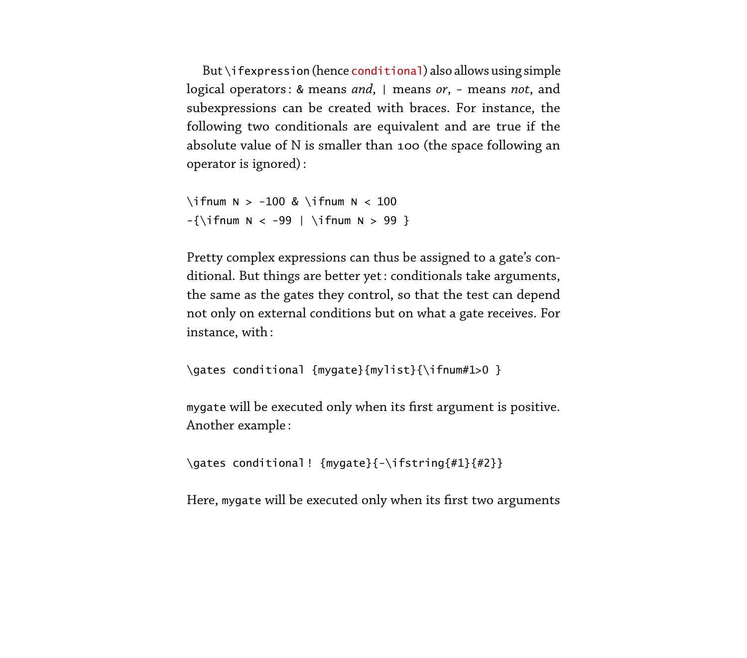But `\ifexpression` (hence `conditional`) also allows using simple logical operators : `&` means *and*, `|` means *or*, `-` means *not*, and subexpressions can be created with braces. For instance, the following two conditionals are equivalent and are true if the absolute value of N is smaller than 100 (the space following an operator is ignored) :

```
\ifnum N > -100 & \ifnum N < 100
-{\ifnum N < -99 | \ifnum N > 99 }
```

Pretty complex expressions can thus be assigned to a gate's conditional. But things are better yet : conditionals take arguments, the same as the gates they control, so that the test can depend not only on external conditions but on what a gate receives. For instance, with :

```
\gates conditional {mygate}{mylist}{\ifnum#1>0 }
```

`mygate` will be executed only when its first argument is positive. Another example :

```
\gates conditional ! {mygate}{-\ifstring{#1}{#2}}
```

Here, `mygate` will be executed only when its first two arguments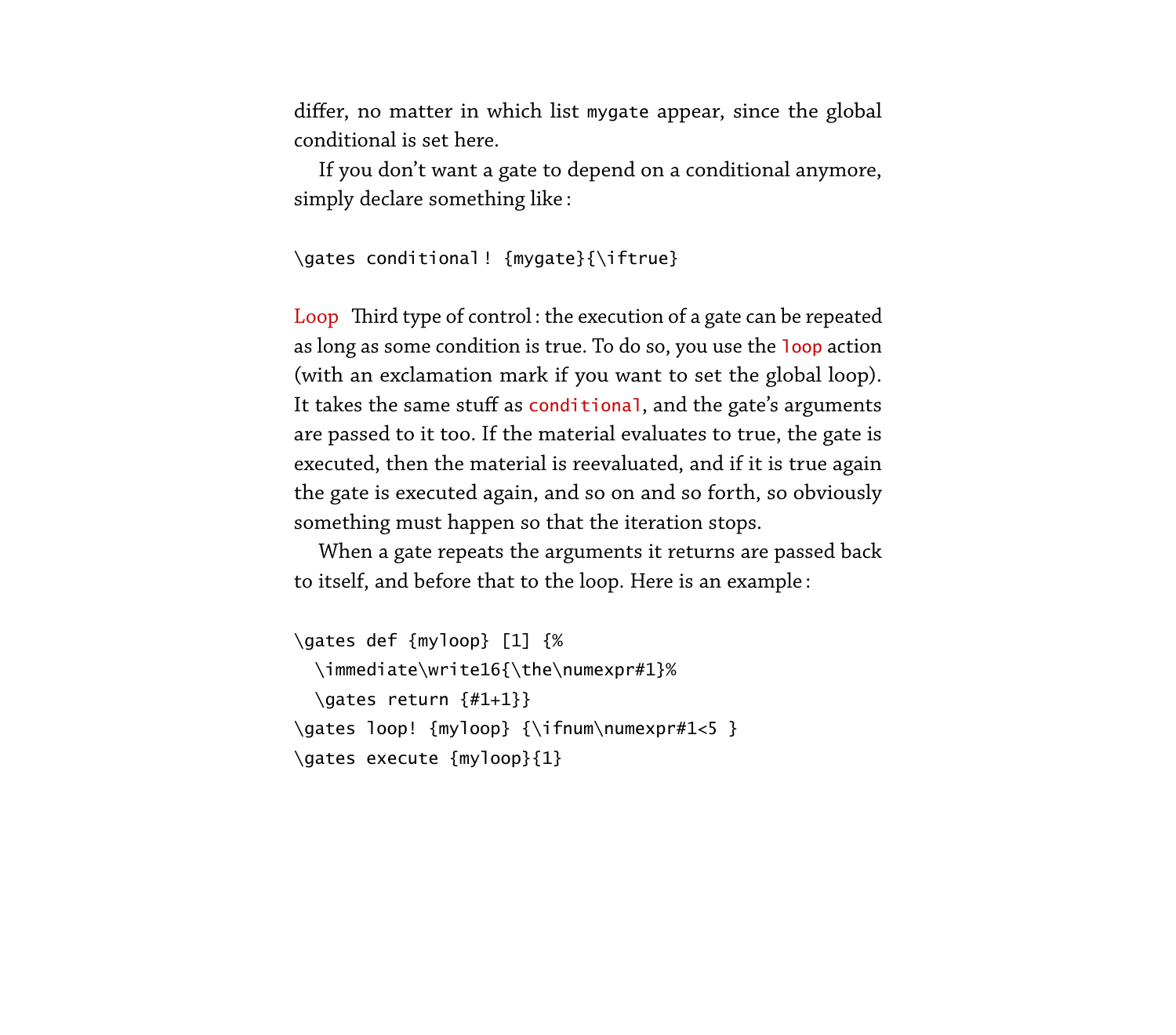differ, no matter in which list `mygate` appear, since the global conditional is set here.

If you don't want a gate to depend on a conditional anymore, simply declare something like :

```
\gates conditional! {mygate}{\iftrue}
```

Loop  Third type of control : the execution of a gate can be repeated as long as some condition is true. To do so, you use the `loop` action (with an exclamation mark if you want to set the global loop). It takes the same stuff as `conditional`, and the gate's arguments are passed to it too. If the material evaluates to true, the gate is executed, then the material is reevaluated, and if it is true again the gate is executed again, and so on and so forth, so obviously something must happen so that the iteration stops.

When a gate repeats the arguments it returns are passed back to itself, and before that to the loop. Here is an example :

```
\gates def {myloop} [1] {%
  \immediate\write16{\the\numexpr#1}%
  \gates return {#1+1}}
\gates loop! {myloop} {\ifnum\numexpr#1<5 }
\gates execute {myloop}{1}
```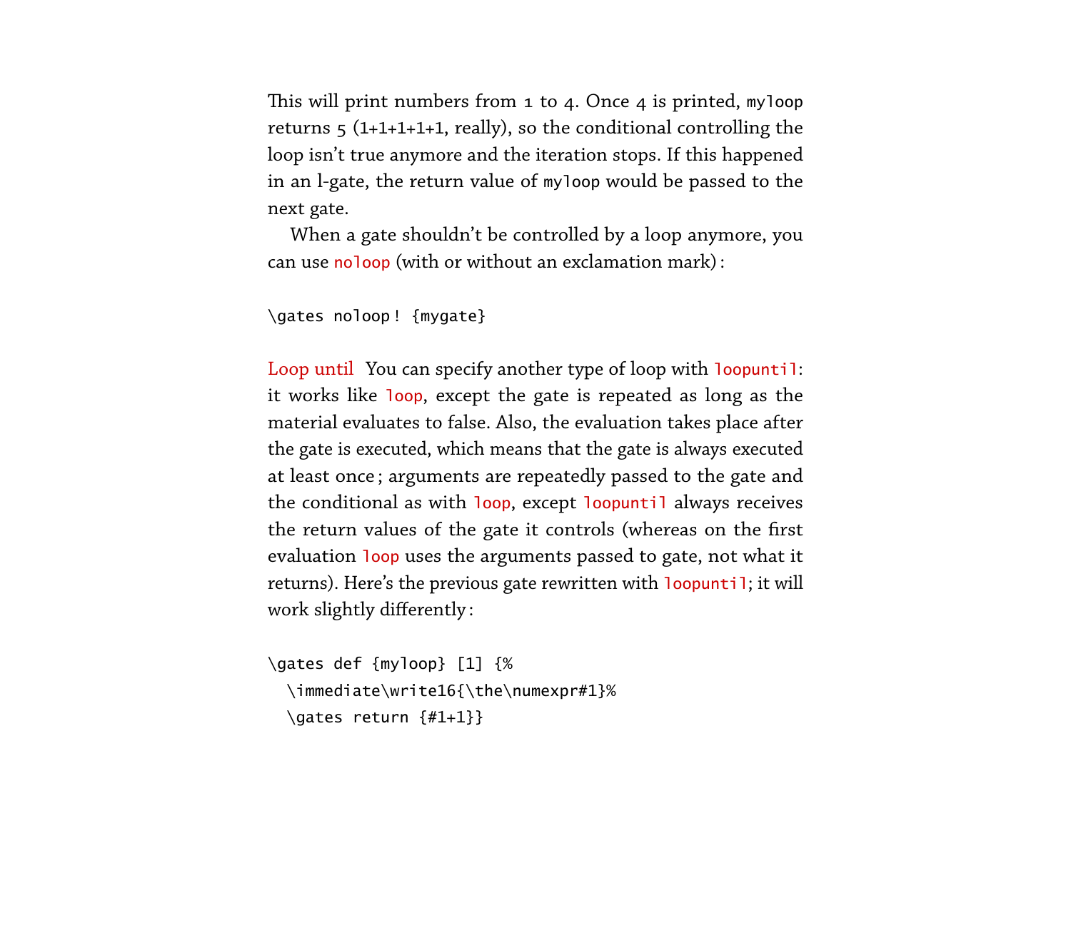This will print numbers from 1 to 4. Once 4 is printed, `myloop` returns 5 (1+1+1+1+1, really), so the conditional controlling the loop isn't true anymore and the iteration stops. If this happened in an l-gate, the return value of `myloop` would be passed to the next gate.

When a gate shouldn't be controlled by a loop anymore, you can use `noloop` (with or without an exclamation mark) :

```
\gates noloop! {mygate}
```

**Loop until** You can specify another type of loop with `loopuntil`: it works like `loop`, except the gate is repeated as long as the material evaluates to false. Also, the evaluation takes place after the gate is executed, which means that the gate is always executed at least once ; arguments are repeatedly passed to the gate and the conditional as with `loop`, except `loopuntil` always receives the return values of the gate it controls (whereas on the first evaluation `loop` uses the arguments passed to gate, not what it returns). Here's the previous gate rewritten with `loopuntil`; it will work slightly differently :

```
\gates def {myloop} [1] {%
  \immediate\write16{\the\numexpr#1}%
  \gates return {#1+1}}
```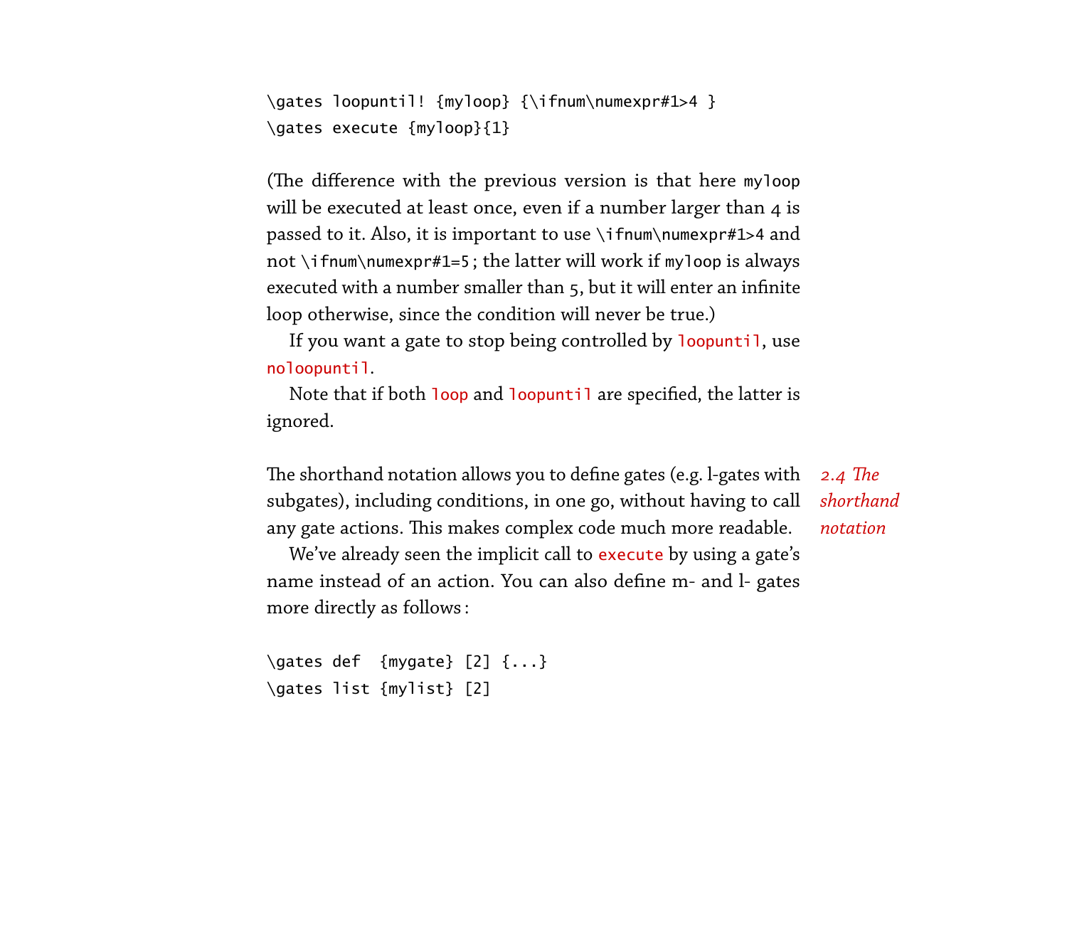```
\gates loopuntil! {myloop} {\ifnum\numexpr#1>4 }
\gates execute {myloop}{1}
```

(The difference with the previous version is that here `myloop` will be executed at least once, even if a number larger than 4 is passed to it. Also, it is important to use `\ifnum\numexpr#1>4` and not `\ifnum\numexpr#1=5`; the latter will work if `myloop` is always executed with a number smaller than 5, but it will enter an infinite loop otherwise, since the condition will never be true.)

If you want a gate to stop being controlled by `loopuntil`, use `noloopuntil`.

Note that if both `loop` and `loopuntil` are specified, the latter is ignored.

## 2.4 The shorthand notation

The shorthand notation allows you to define gates (e.g. l-gates with subgates), including conditions, in one go, without having to call any gate actions. This makes complex code much more readable.

We've already seen the implicit call to `execute` by using a gate's name instead of an action. You can also define m- and l- gates more directly as follows:

```
\gates def  {mygate} [2] {...}
\gates list {mylist} [2]
```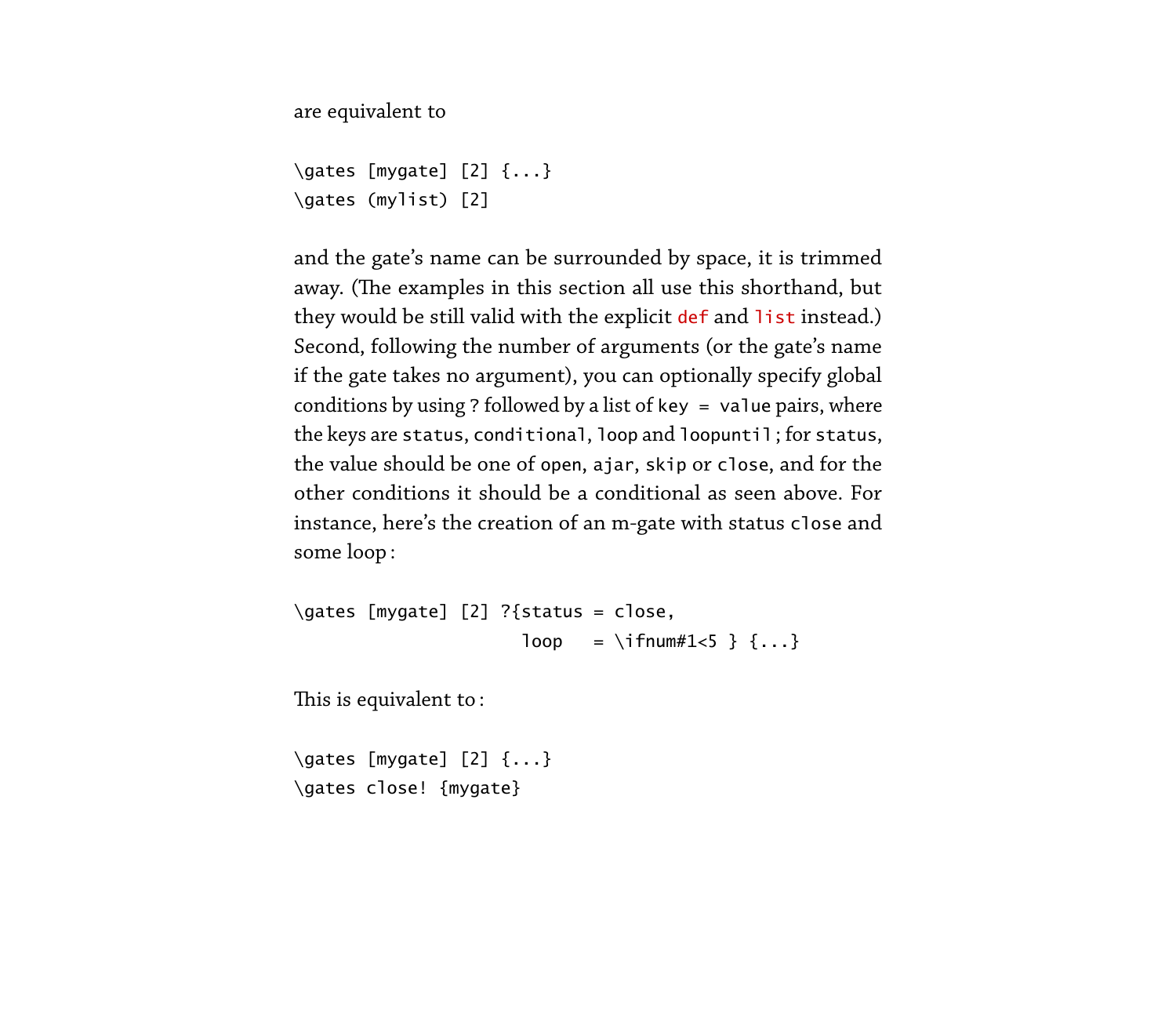are equivalent to

```
\gates [mygate] [2] {...}
\gates (mylist) [2]
```

and the gate's name can be surrounded by space, it is trimmed away. (The examples in this section all use this shorthand, but they would be still valid with the explicit `def` and `list` instead.) Second, following the number of arguments (or the gate's name if the gate takes no argument), you can optionally specify global conditions by using `?` followed by a list of `key = value` pairs, where the keys are `status`, `conditional`, `loop` and `loopuntil`; for `status`, the value should be one of `open`, `ajar`, `skip` or `close`, and for the other conditions it should be a conditional as seen above. For instance, here's the creation of an m-gate with status `close` and some loop :

```
\gates [mygate] [2] ?{status = close,
                      loop   = \ifnum#1<5 } {...}
```

This is equivalent to :

```
\gates [mygate] [2] {...}
\gates close! {mygate}
```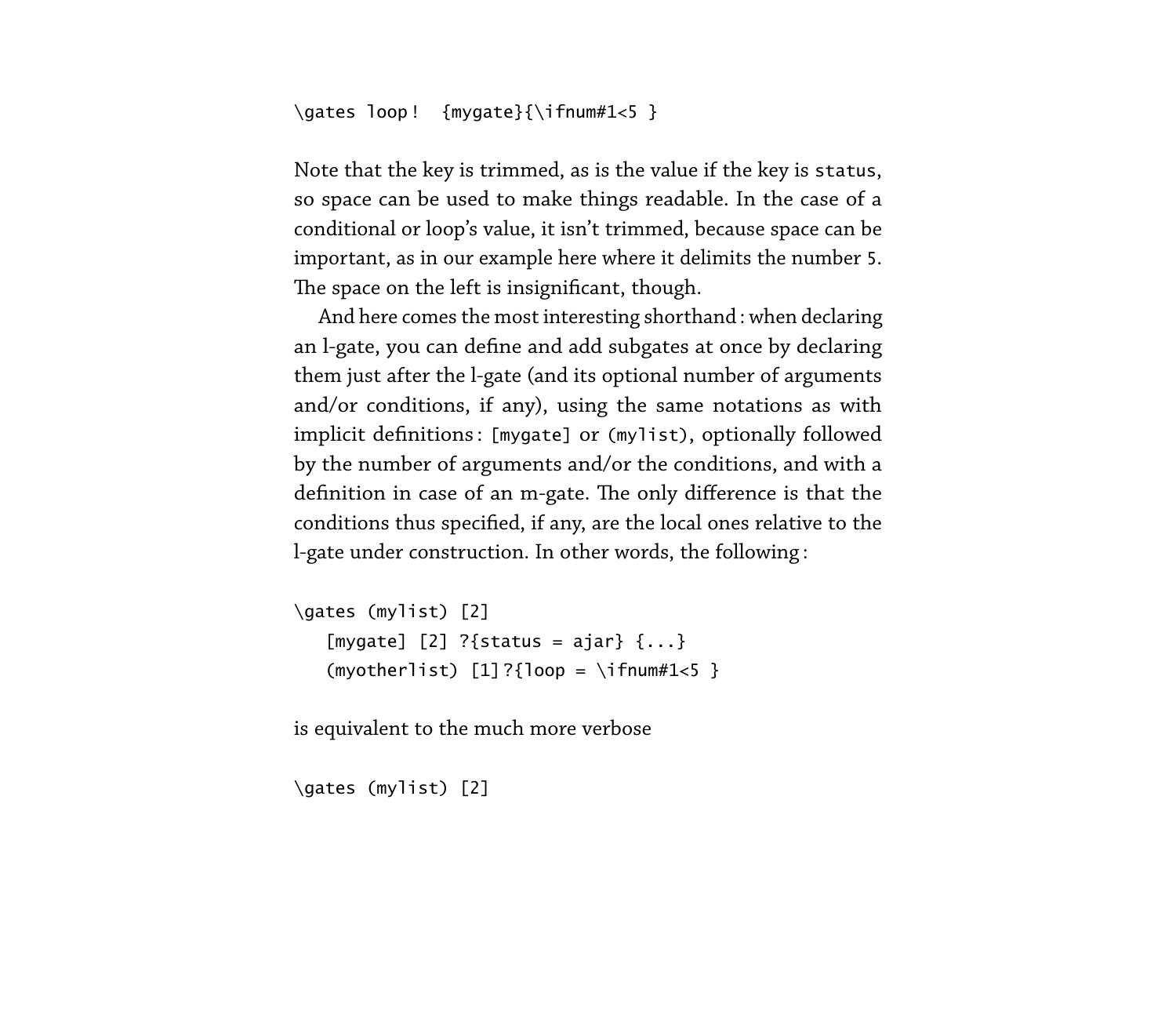```
\gates loop!  {mygate}{\ifnum#1<5 }
```

Note that the key is trimmed, as is the value if the key is `status`, so space can be used to make things readable. In the case of a conditional or loop's value, it isn't trimmed, because space can be important, as in our example here where it delimits the number `5`. The space on the left is insignificant, though.

And here comes the most interesting shorthand : when declaring an l-gate, you can define and add subgates at once by declaring them just after the l-gate (and its optional number of arguments and/or conditions, if any), using the same notations as with implicit definitions : `[mygate]` or `(mylist)`, optionally followed by the number of arguments and/or the conditions, and with a definition in case of an m-gate. The only difference is that the conditions thus specified, if any, are the local ones relative to the l-gate under construction. In other words, the following :

```
\gates (mylist) [2]
   [mygate] [2] ?{status = ajar} {...}
   (myotherlist) [1]?{loop = \ifnum#1<5 }
```

is equivalent to the much more verbose

```
\gates (mylist) [2]
```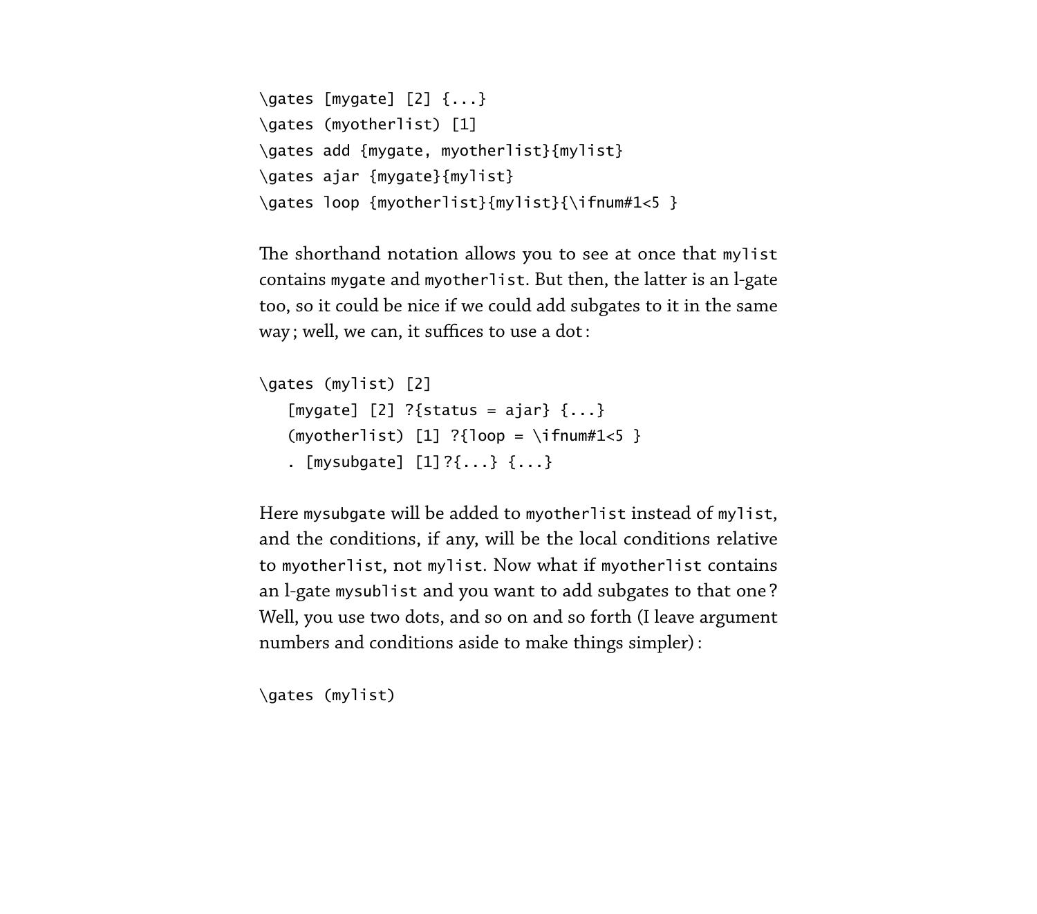```
\gates [mygate] [2] {...}
\gates (myotherlist) [1]
\gates add {mygate, myotherlist}{mylist}
\gates ajar {mygate}{mylist}
\gates loop {myotherlist}{mylist}{\ifnum#1<5 }
```

The shorthand notation allows you to see at once that `mylist` contains `mygate` and `myotherlist`. But then, the latter is an l-gate too, so it could be nice if we could add subgates to it in the same way ; well, we can, it suffices to use a dot :

```
\gates (mylist) [2]
   [mygate] [2] ?{status = ajar} {...}
   (myotherlist) [1] ?{loop = \ifnum#1<5 }
   . [mysubgate] [1]?{...} {...}
```

Here `mysubgate` will be added to `myotherlist` instead of `mylist`, and the conditions, if any, will be the local conditions relative to `myotherlist`, not `mylist`. Now what if `myotherlist` contains an l-gate `mysublist` and you want to add subgates to that one ? Well, you use two dots, and so on and so forth (I leave argument numbers and conditions aside to make things simpler) :

```
\gates (mylist)
```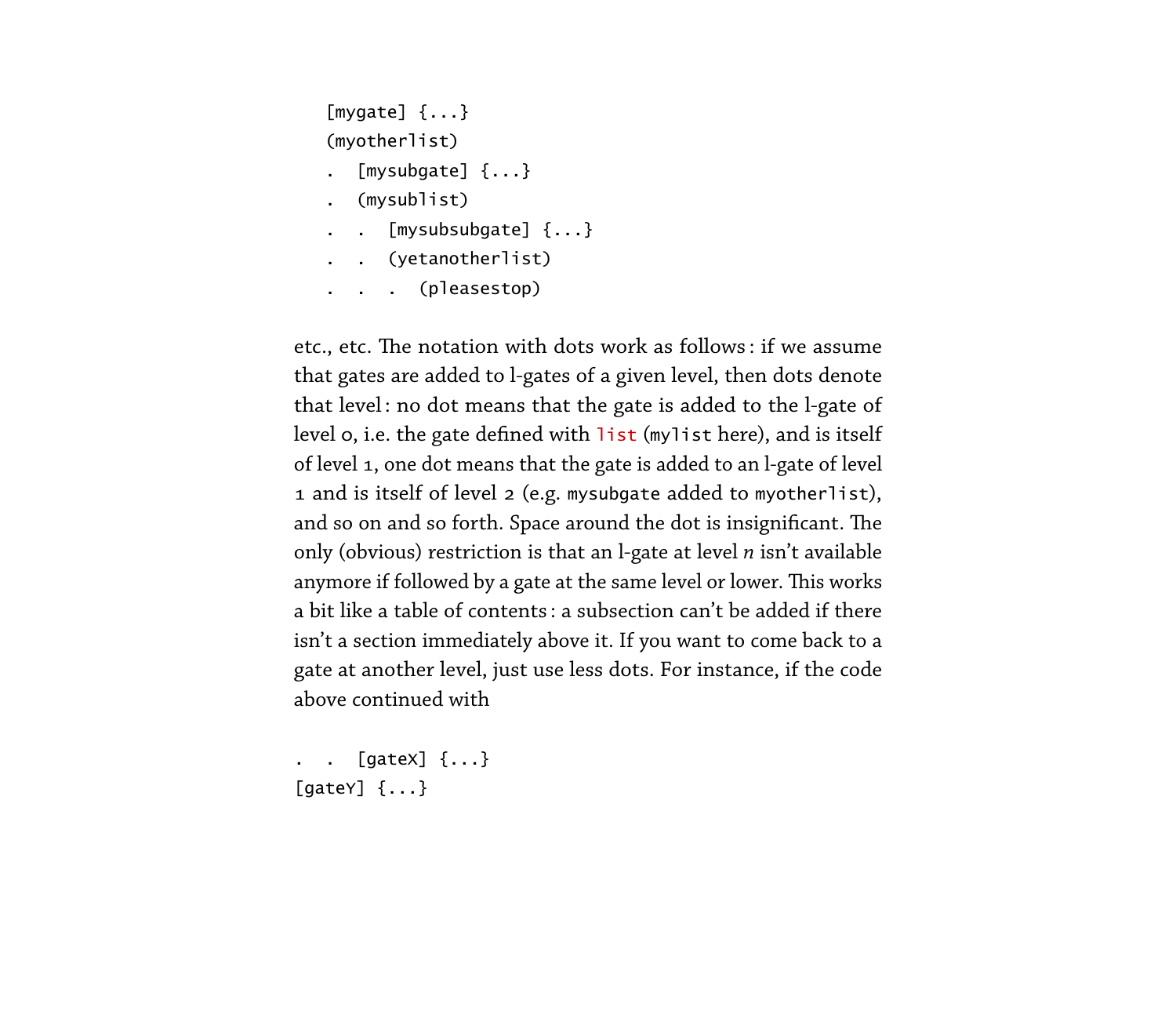```
[mygate] {...}
(myotherlist)
.  [mysubgate] {...}
.  (mysublist)
.  .  [mysubsubgate] {...}
.  .  (yetanotherlist)
.  .  .  (pleasestop)
```

etc., etc. The notation with dots work as follows : if we assume that gates are added to l-gates of a given level, then dots denote that level : no dot means that the gate is added to the l-gate of level 0, i.e. the gate defined with `list` (`mylist` here), and is itself of level 1, one dot means that the gate is added to an l-gate of level 1 and is itself of level 2 (e.g. `mysubgate` added to `myotherlist`), and so on and so forth. Space around the dot is insignificant. The only (obvious) restriction is that an l-gate at level *n* isn't available anymore if followed by a gate at the same level or lower. This works a bit like a table of contents : a subsection can't be added if there isn't a section immediately above it. If you want to come back to a gate at another level, just use less dots. For instance, if the code above continued with

```
.  .  [gateX] {...}
[gateY] {...}
```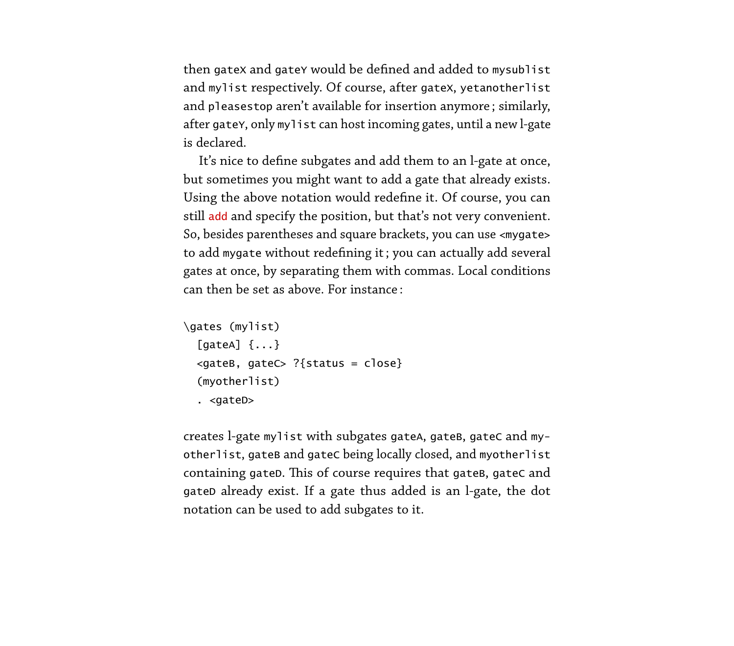then `gateX` and `gateY` would be defined and added to `mysublist` and `mylist` respectively. Of course, after `gateX`, `yetanotherlist` and `pleasestop` aren't available for insertion anymore ; similarly, after `gateY`, only `mylist` can host incoming gates, until a new l-gate is declared.

It's nice to define subgates and add them to an l-gate at once, but sometimes you might want to add a gate that already exists. Using the above notation would redefine it. Of course, you can still add and specify the position, but that's not very convenient. So, besides parentheses and square brackets, you can use `<mygate>` to add `mygate` without redefining it ; you can actually add several gates at once, by separating them with commas. Local conditions can then be set as above. For instance :

```
\gates (mylist)
  [gateA] {...}
  <gateB, gateC> ?{status = close}
  (myotherlist)
  . <gateD>
```

creates l-gate `mylist` with subgates `gateA`, `gateB`, `gateC` and `myotherlist`, `gateB` and `gateC` being locally closed, and `myotherlist` containing `gateD`. This of course requires that `gateB`, `gateC` and `gateD` already exist. If a gate thus added is an l-gate, the dot notation can be used to add subgates to it.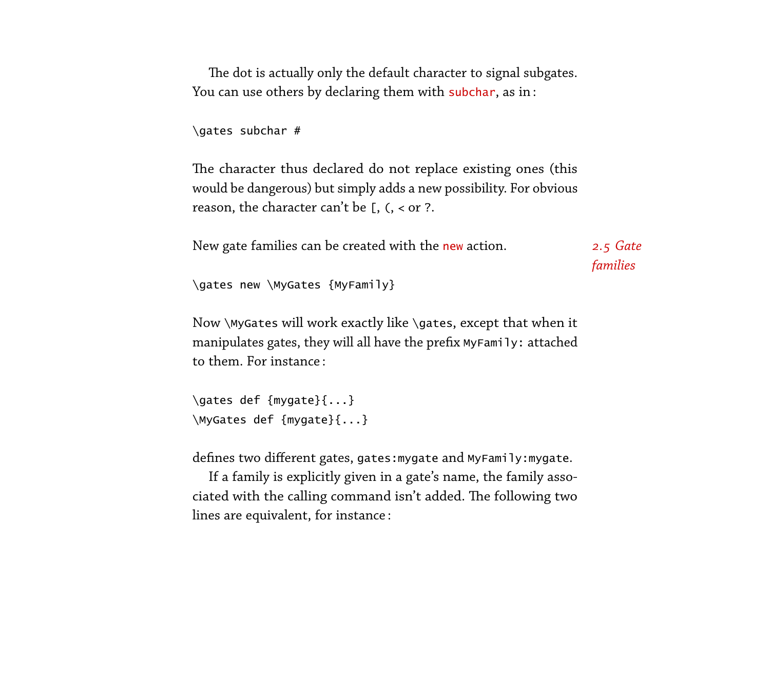The dot is actually only the default character to signal subgates. You can use others by declaring them with `subchar`, as in :

```
\gates subchar #
```

The character thus declared do not replace existing ones (this would be dangerous) but simply adds a new possibility. For obvious reason, the character can't be `[`, `(`, `<` or `?`.

### *2.5 Gate families*

New gate families can be created with the `new` action.

```
\gates new \MyGates {MyFamily}
```

Now `\MyGates` will work exactly like `\gates`, except that when it manipulates gates, they will all have the prefix `MyFamily:` attached to them. For instance :

```
\gates def {mygate}{...}
\MyGates def {mygate}{...}
```

defines two different gates, `gates:mygate` and `MyFamily:mygate`.

If a family is explicitly given in a gate's name, the family associated with the calling command isn't added. The following two lines are equivalent, for instance :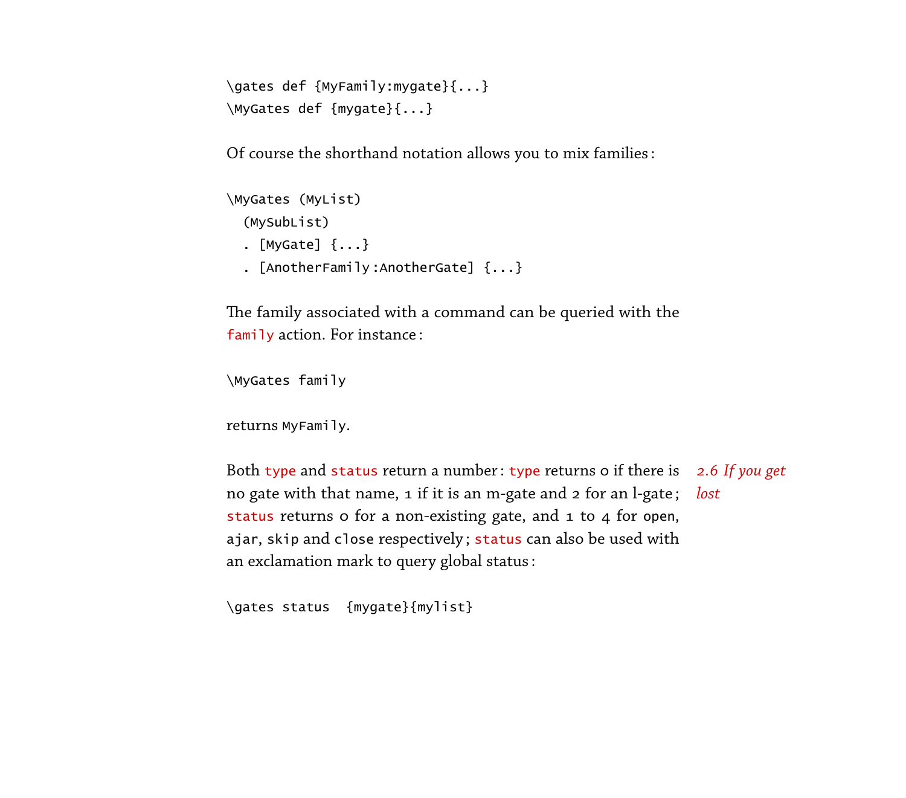```
\gates def {MyFamily:mygate}{...}
\MyGates def {mygate}{...}
```

Of course the shorthand notation allows you to mix families :

```
\MyGates (MyList)
  (MySubList)
  . [MyGate] {...}
  . [AnotherFamily:AnotherGate] {...}
```

The family associated with a command can be queried with the `family` action. For instance :

```
\MyGates family
```

returns `MyFamily`.

*2.6 If you get lost*

Both `type` and `status` return a number : `type` returns 0 if there is no gate with that name, 1 if it is an m-gate and 2 for an l-gate ; `status` returns 0 for a non-existing gate, and 1 to 4 for `open`, `ajar`, `skip` and `close` respectively ; `status` can also be used with an exclamation mark to query global status :

```
\gates status  {mygate}{mylist}
```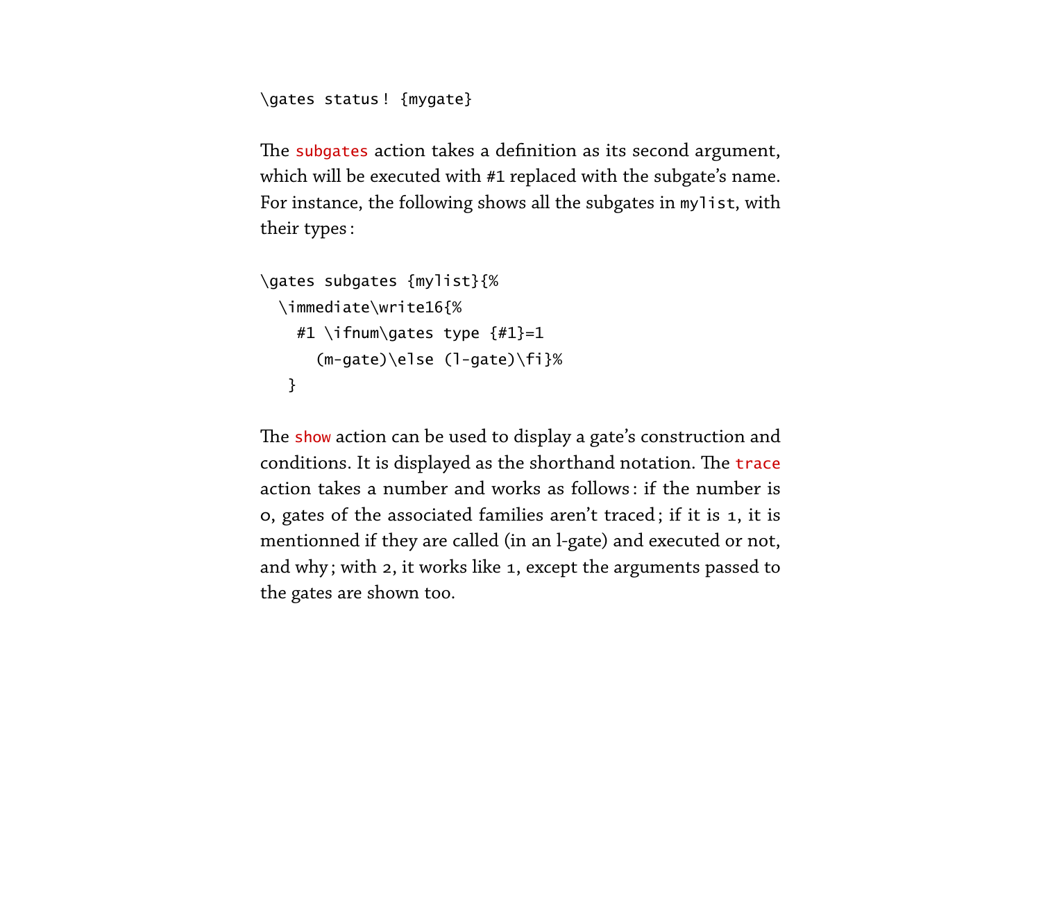```
\gates status! {mygate}
```

The `subgates` action takes a definition as its second argument, which will be executed with #1 replaced with the subgate's name. For instance, the following shows all the subgates in `mylist`, with their types :

```
\gates subgates {mylist}{%
  \immediate\write16{%
    #1 \ifnum\gates type {#1}=1
      (m-gate)\else (l-gate)\fi}%
   }
```

The `show` action can be used to display a gate's construction and conditions. It is displayed as the shorthand notation. The `trace` action takes a number and works as follows : if the number is 0, gates of the associated families aren't traced ; if it is 1, it is mentionned if they are called (in an l-gate) and executed or not, and why ; with 2, it works like 1, except the arguments passed to the gates are shown too.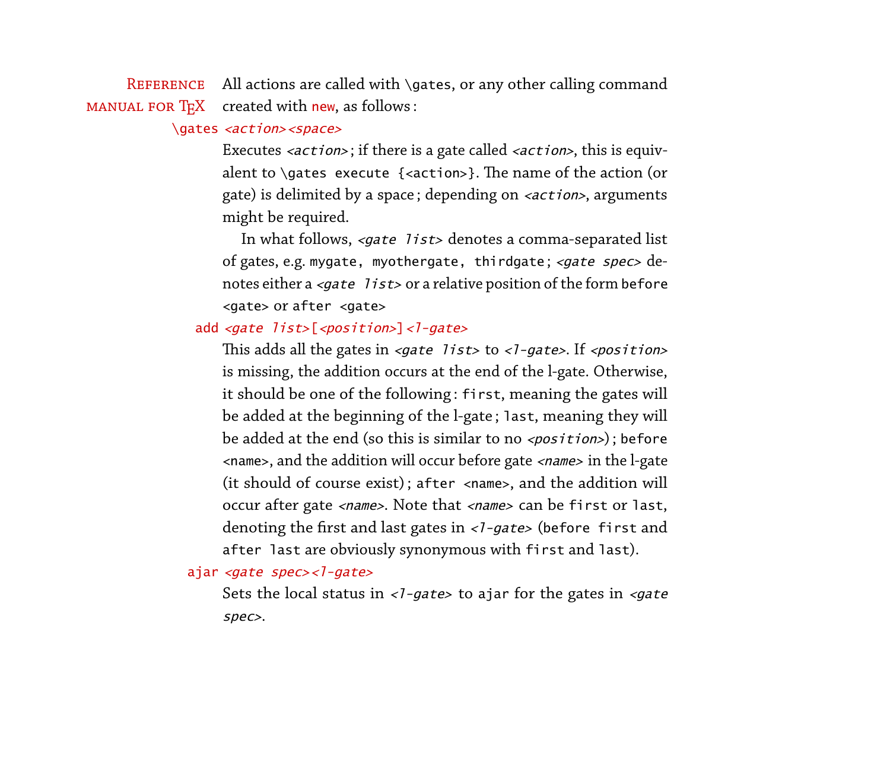REFERENCE MANUAL FOR TEX

All actions are called with `\gates`, or any other calling command created with `new`, as follows:

`\gates` *<action><space>*

Executes *<action>*; if there is a gate called *<action>*, this is equivalent to `\gates execute {<action>}`. The name of the action (or gate) is delimited by a space; depending on *<action>*, arguments might be required.

In what follows, *<gate list>* denotes a comma-separated list of gates, e.g. `mygate, myothergate, thirdgate`; *<gate spec>* denotes either a *<gate list>* or a relative position of the form `before <gate>` or `after <gate>`

`add` *<gate list>*[*<position>*]*<l-gate>*

This adds all the gates in *<gate list>* to *<l-gate>*. If *<position>* is missing, the addition occurs at the end of the l-gate. Otherwise, it should be one of the following: `first`, meaning the gates will be added at the beginning of the l-gate; `last`, meaning they will be added at the end (so this is similar to no *<position>*); `before <name>`, and the addition will occur before gate *<name>* in the l-gate (it should of course exist); `after <name>`, and the addition will occur after gate *<name>*. Note that *<name>* can be `first` or `last`, denoting the first and last gates in *<l-gate>* (`before first` and `after last` are obviously synonymous with `first` and `last`).

`ajar` *<gate spec><l-gate>*

Sets the local status in *<l-gate>* to `ajar` for the gates in *<gate spec>*.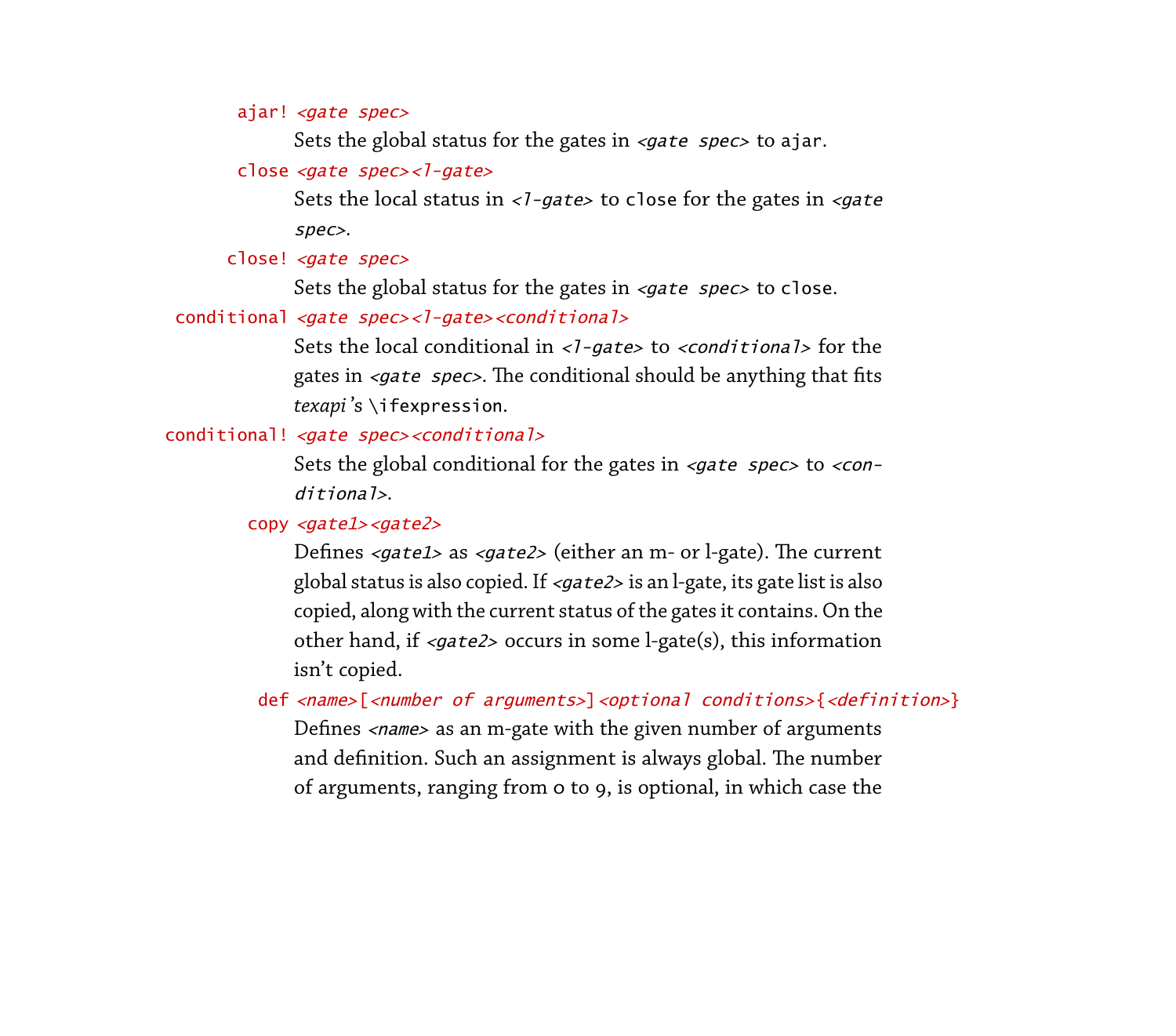`ajar!` *<gate spec>*

Sets the global status for the gates in *<gate spec>* to `ajar`.

`close` *<gate spec><l-gate>*

Sets the local status in *<l-gate>* to `close` for the gates in *<gate spec>*.

`close!` *<gate spec>*

Sets the global status for the gates in *<gate spec>* to `close`.

`conditional` *<gate spec><l-gate><conditional>*

Sets the local conditional in *<l-gate>* to *<conditional>* for the gates in *<gate spec>*. The conditional should be anything that fits *texapi*'s `\ifexpression`.

`conditional!` *<gate spec><conditional>*

Sets the global conditional for the gates in *<gate spec>* to *<conditional>*.

`copy` *<gate1><gate2>*

Defines *<gate1>* as *<gate2>* (either an m- or l-gate). The current global status is also copied. If *<gate2>* is an l-gate, its gate list is also copied, along with the current status of the gates it contains. On the other hand, if *<gate2>* occurs in some l-gate(s), this information isn't copied.

`def` *<name>*[*<number of arguments>*]*<optional conditions>*{*<definition>*}

Defines *<name>* as an m-gate with the given number of arguments and definition. Such an assignment is always global. The number of arguments, ranging from 0 to 9, is optional, in which case the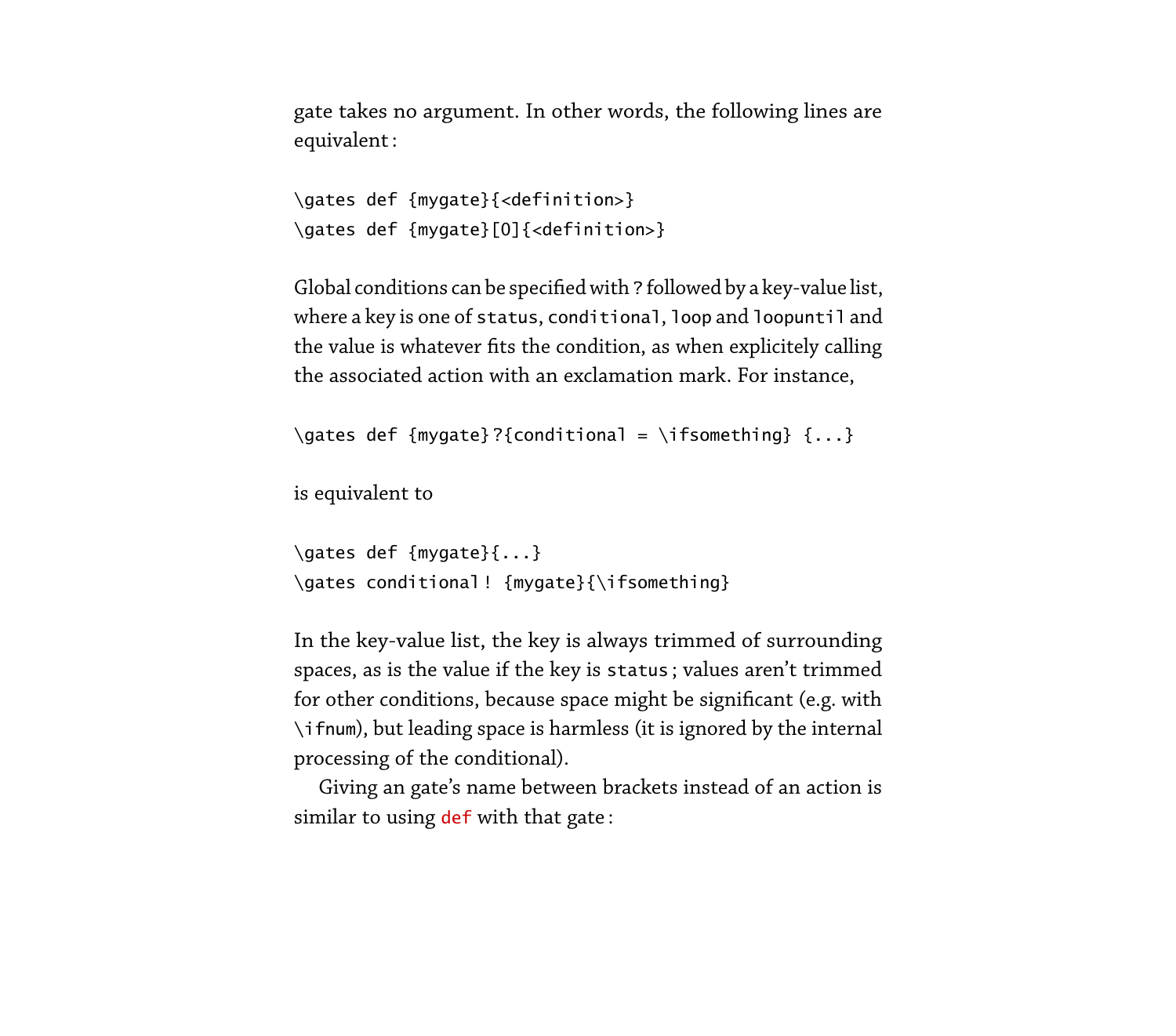gate takes no argument. In other words, the following lines are equivalent :

```
\gates def {mygate}{<definition>}
\gates def {mygate}[0]{<definition>}
```

Global conditions can be specified with `?` followed by a key-value list, where a key is one of `status`, `conditional`, `loop` and `loopuntil` and the value is whatever fits the condition, as when explicitely calling the associated action with an exclamation mark. For instance,

```
\gates def {mygate}?{conditional = \ifsomething} {...}
```

is equivalent to

```
\gates def {mygate}{...}
\gates conditional! {mygate}{\ifsomething}
```

In the key-value list, the key is always trimmed of surrounding spaces, as is the value if the key is `status` ; values aren't trimmed for other conditions, because space might be significant (e.g. with `\ifnum`), but leading space is harmless (it is ignored by the internal processing of the conditional).

Giving an gate's name between brackets instead of an action is similar to using `def` with that gate :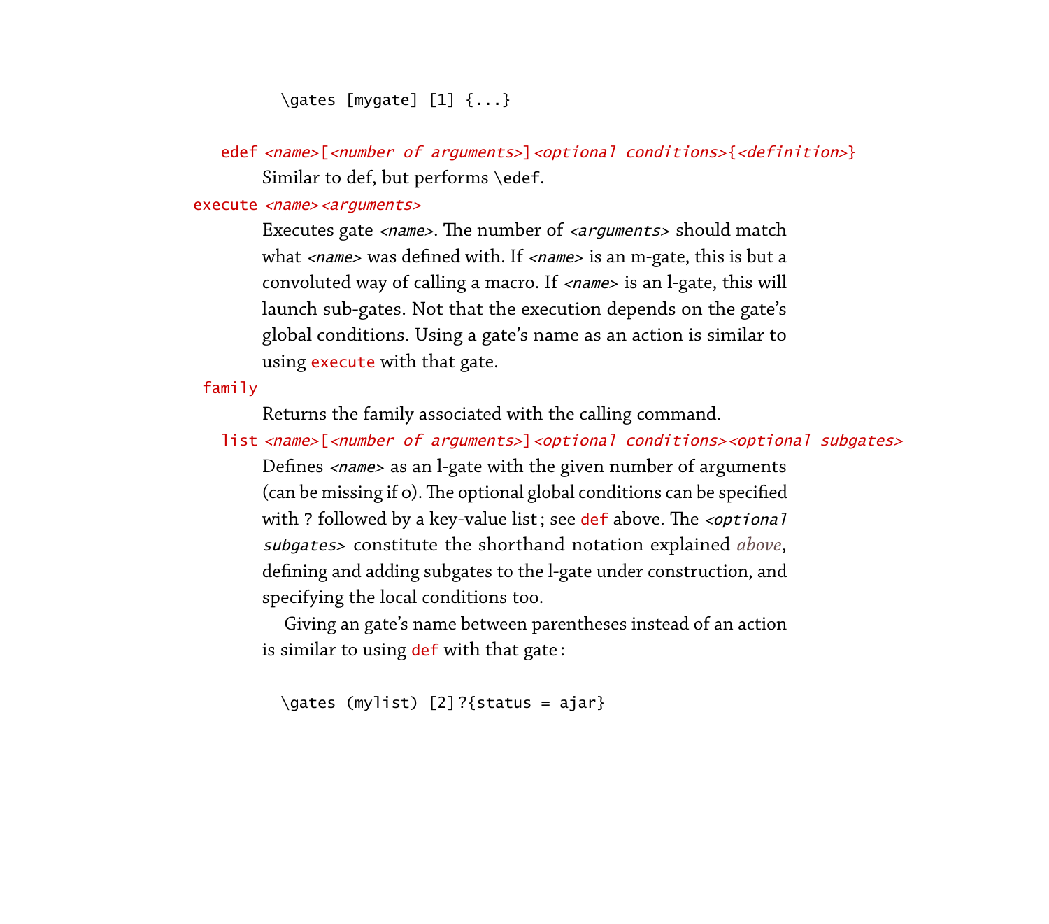```
\gates [mygate] [1] {...}
```

**edef** *<name>*[*<number of arguments>*]*<optional conditions>*{*<definition>*}

Similar to def, but performs \edef.

**execute** *<name><arguments>*

Executes gate *<name>*. The number of *<arguments>* should match what *<name>* was defined with. If *<name>* is an m-gate, this is but a convoluted way of calling a macro. If *<name>* is an l-gate, this will launch sub-gates. Not that the execution depends on the gate's global conditions. Using a gate's name as an action is similar to using `execute` with that gate.

**family**

Returns the family associated with the calling command.

**list** *<name>*[*<number of arguments>*]*<optional conditions><optional subgates>*

Defines *<name>* as an l-gate with the given number of arguments (can be missing if 0). The optional global conditions can be specified with ? followed by a key-value list ; see `def` above. The *<optional subgates>* constitute the shorthand notation explained *above*, defining and adding subgates to the l-gate under construction, and specifying the local conditions too.

Giving an gate's name between parentheses instead of an action is similar to using `def` with that gate :

```
\gates (mylist) [2]?{status = ajar}
```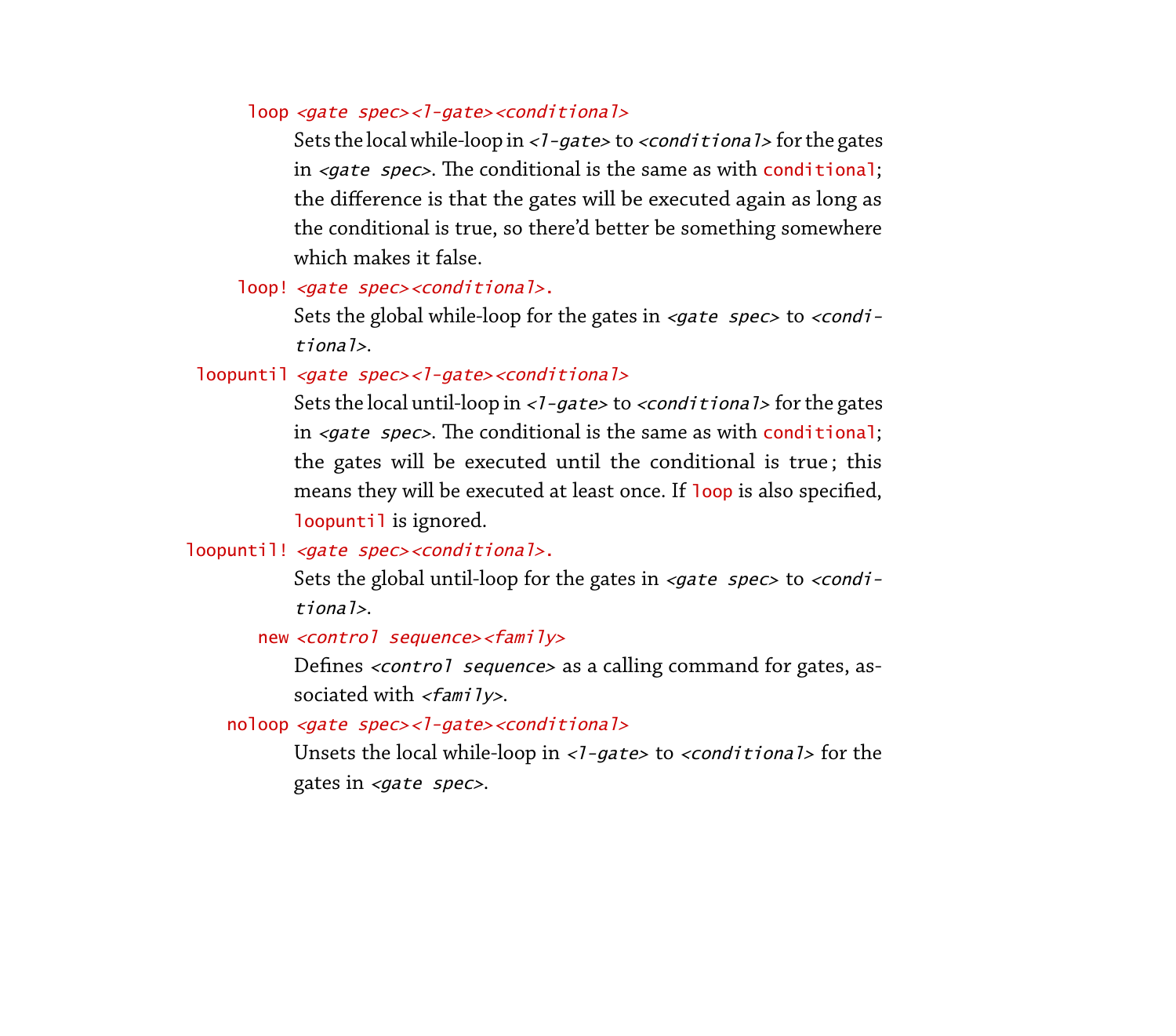`loop` *<gate spec><l-gate><conditional>*

Sets the local while-loop in *<l-gate>* to *<conditional>* for the gates in *<gate spec>*. The conditional is the same as with `conditional`; the difference is that the gates will be executed again as long as the conditional is true, so there'd better be something somewhere which makes it false.

`loop!` *<gate spec><conditional>.*

Sets the global while-loop for the gates in *<gate spec>* to *<conditional>*.

`loopuntil` *<gate spec><l-gate><conditional>*

Sets the local until-loop in *<l-gate>* to *<conditional>* for the gates in *<gate spec>*. The conditional is the same as with `conditional`; the gates will be executed until the conditional is true; this means they will be executed at least once. If `loop` is also specified, `loopuntil` is ignored.

`loopuntil!` *<gate spec><conditional>.*

Sets the global until-loop for the gates in *<gate spec>* to *<conditional>*.

`new` *<control sequence><family>*

Defines *<control sequence>* as a calling command for gates, associated with *<family>*.

`noloop` *<gate spec><l-gate><conditional>*

Unsets the local while-loop in *<l-gate>* to *<conditional>* for the gates in *<gate spec>*.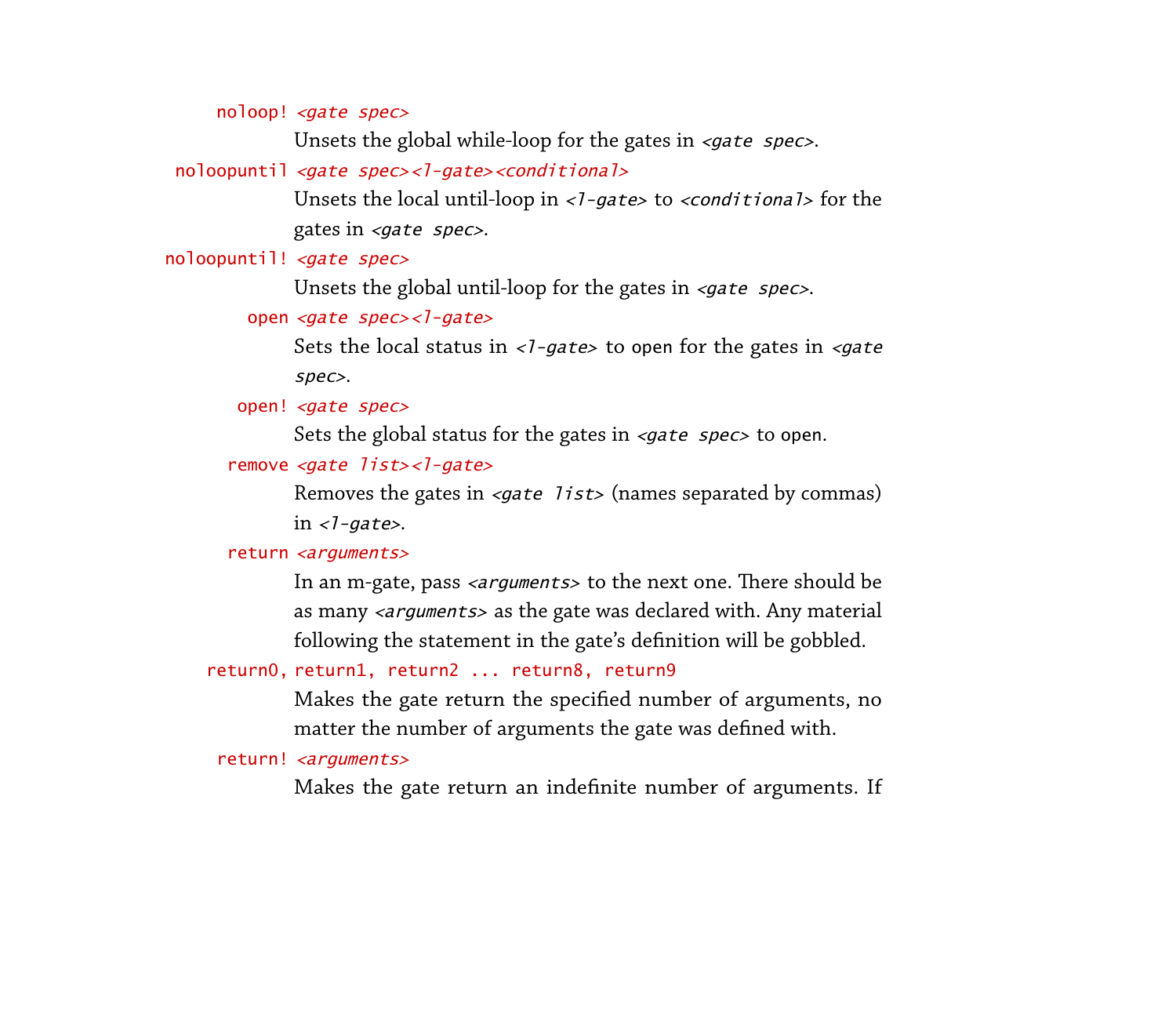`noloop!` *<gate spec>*
: Unsets the global while-loop for the gates in *<gate spec>*.

`nolooputil` *<gate spec><l-gate><conditional>*
: Unsets the local until-loop in *<l-gate>* to *<conditional>* for the gates in *<gate spec>*.

`nolooputil!` *<gate spec>*
: Unsets the global until-loop for the gates in *<gate spec>*.

`open` *<gate spec><l-gate>*
: Sets the local status in *<l-gate>* to `open` for the gates in *<gate spec>*.

`open!` *<gate spec>*
: Sets the global status for the gates in *<gate spec>* to `open`.

`remove` *<gate list><l-gate>*
: Removes the gates in *<gate list>* (names separated by commas) in *<l-gate>*.

`return` *<arguments>*
: In an m-gate, pass *<arguments>* to the next one. There should be as many *<arguments>* as the gate was declared with. Any material following the statement in the gate's definition will be gobbled.

`return0, return1, return2 ... return8, return9`
: Makes the gate return the specified number of arguments, no matter the number of arguments the gate was defined with.

`return!` *<arguments>*
: Makes the gate return an indefinite number of arguments. If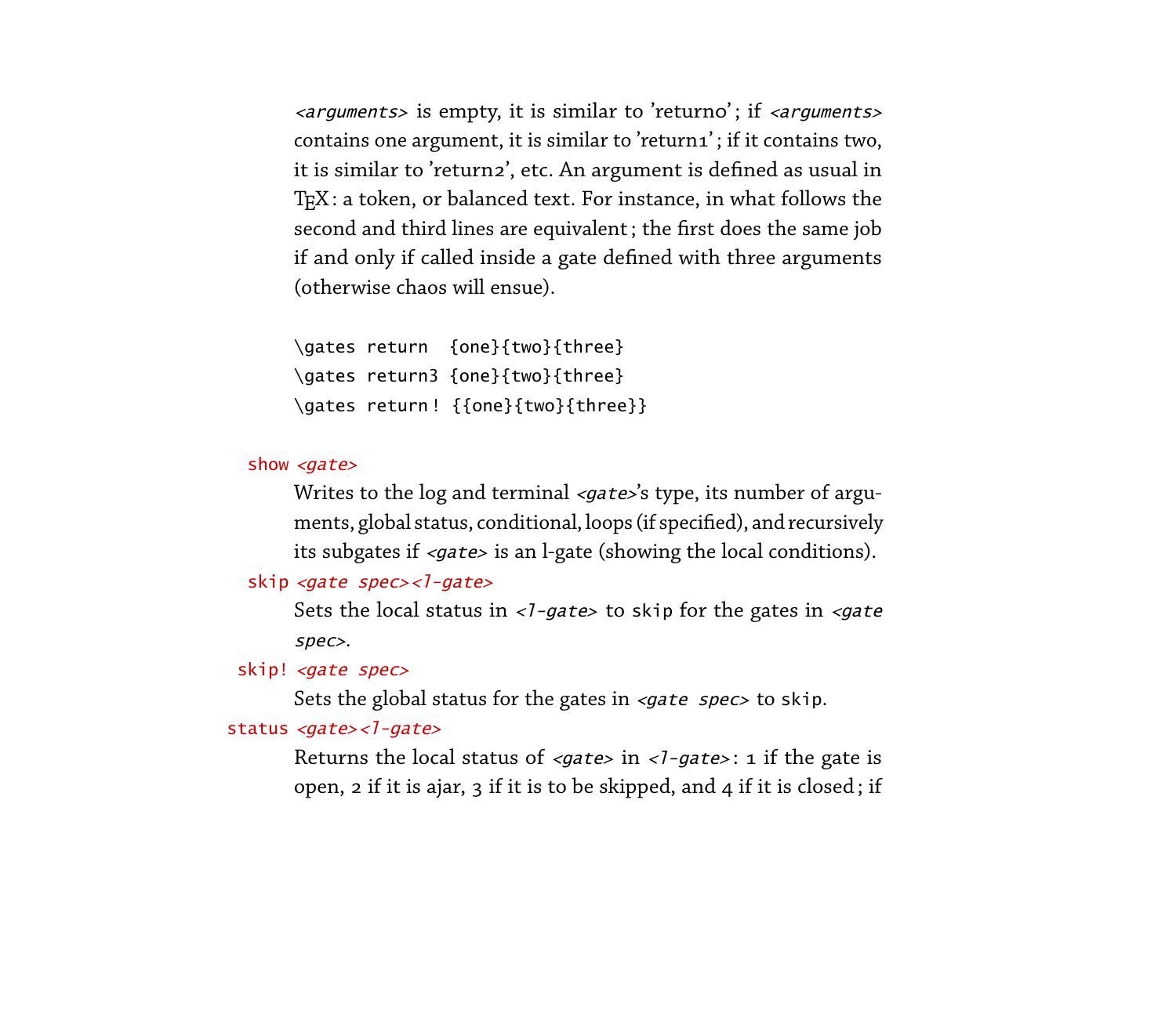*<arguments>* is empty, it is similar to 'return0'; if *<arguments>* contains one argument, it is similar to 'return1'; if it contains two, it is similar to 'return2', etc. An argument is defined as usual in TeX: a token, or balanced text. For instance, in what follows the second and third lines are equivalent; the first does the same job if and only if called inside a gate defined with three arguments (otherwise chaos will ensue).

```
\gates return  {one}{two}{three}
\gates return3 {one}{two}{three}
\gates return! {{one}{two}{three}}
```

`show` *<gate>*

Writes to the log and terminal *<gate>*'s type, its number of arguments, global status, conditional, loops (if specified), and recursively its subgates if *<gate>* is an l-gate (showing the local conditions).

`skip` *<gate spec><l-gate>*

Sets the local status in *<l-gate>* to `skip` for the gates in *<gate spec>*.

`skip!` *<gate spec>*

Sets the global status for the gates in *<gate spec>* to `skip`.

`status` *<gate><l-gate>*

Returns the local status of *<gate>* in *<l-gate>*: 1 if the gate is open, 2 if it is ajar, 3 if it is to be skipped, and 4 if it is closed; if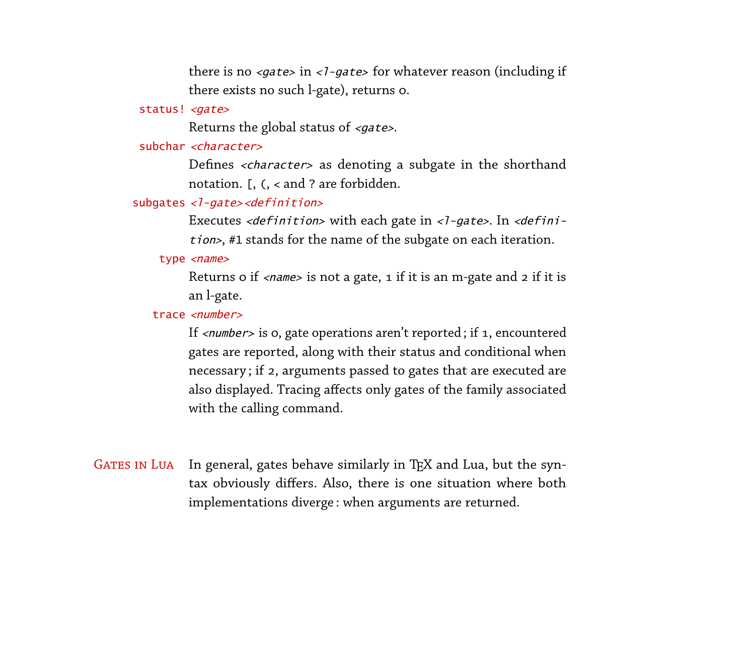there is no *<gate>* in *<l-gate>* for whatever reason (including if there exists no such l-gate), returns 0.

`status!` *<gate>*

Returns the global status of *<gate>*.

`subchar` *<character>*

Defines *<character>* as denoting a subgate in the shorthand notation. `[`, `(`, `<` and `?` are forbidden.

`subgates` *<l-gate><definition>*

Executes *<definition>* with each gate in *<l-gate>*. In *<definition>*, `#1` stands for the name of the subgate on each iteration.

`type` *<name>*

Returns 0 if *<name>* is not a gate, 1 if it is an m-gate and 2 if it is an l-gate.

`trace` *<number>*

If *<number>* is 0, gate operations aren't reported ; if 1, encountered gates are reported, along with their status and conditional when necessary ; if 2, arguments passed to gates that are executed are also displayed. Tracing affects only gates of the family associated with the calling command.

## Gates in Lua

In general, gates behave similarly in TEX and Lua, but the syntax obviously differs. Also, there is one situation where both implementations diverge : when arguments are returned.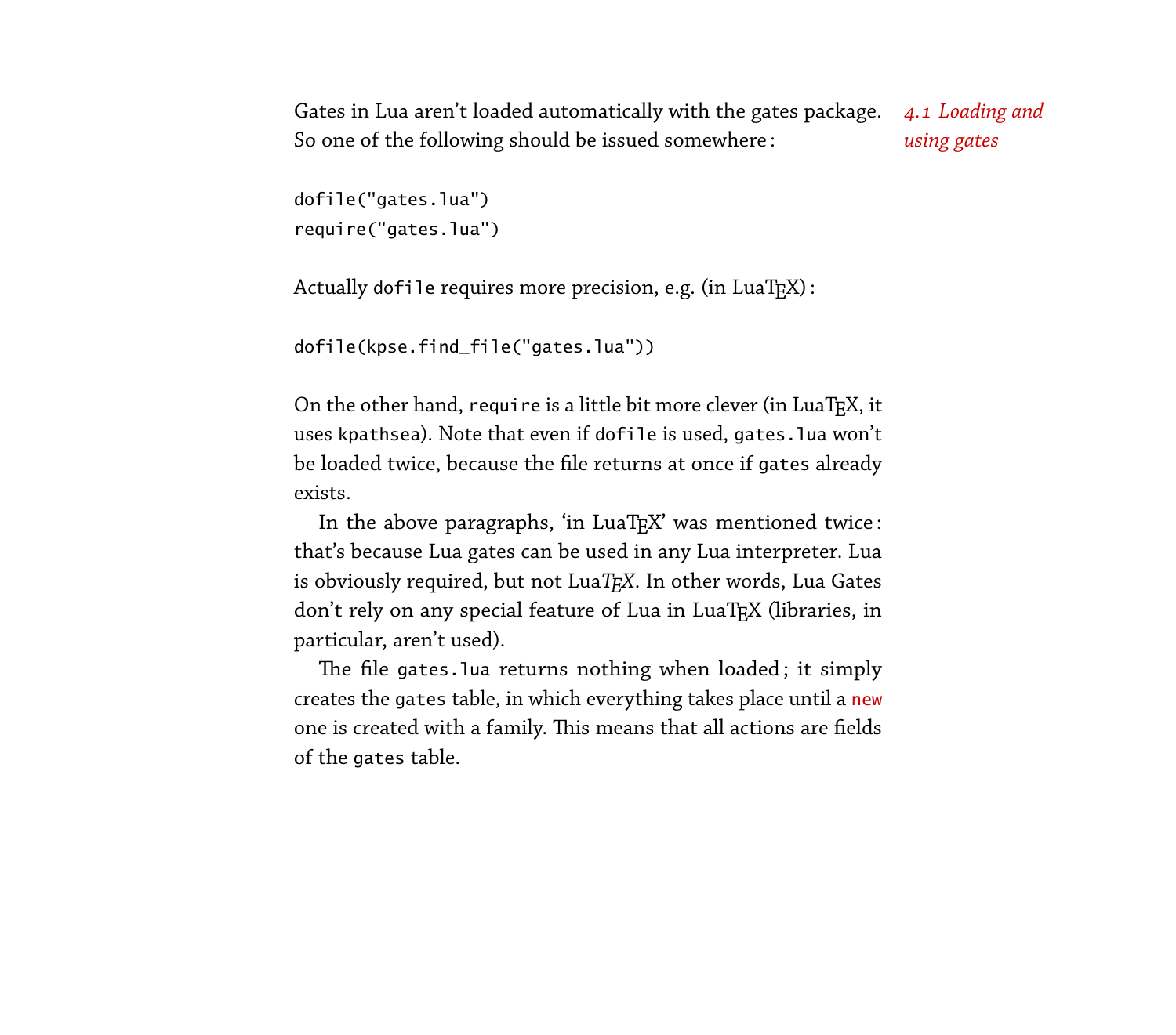### 4.1 *Loading and using gates*

Gates in Lua aren't loaded automatically with the gates package. So one of the following should be issued somewhere :

```
dofile("gates.lua")
require("gates.lua")
```

Actually `dofile` requires more precision, e.g. (in LuaTEX) :

```
dofile(kpse.find_file("gates.lua"))
```

On the other hand, `require` is a little bit more clever (in LuaTEX, it uses `kpathsea`). Note that even if `dofile` is used, `gates.lua` won't be loaded twice, because the file returns at once if `gates` already exists.

In the above paragraphs, 'in LuaTEX' was mentioned twice : that's because Lua gates can be used in any Lua interpreter. Lua is obviously required, but not Lua*TEX*. In other words, Lua Gates don't rely on any special feature of Lua in LuaTEX (libraries, in particular, aren't used).

The file `gates.lua` returns nothing when loaded ; it simply creates the `gates` table, in which everything takes place until a `new` one is created with a family. This means that all actions are fields of the `gates` table.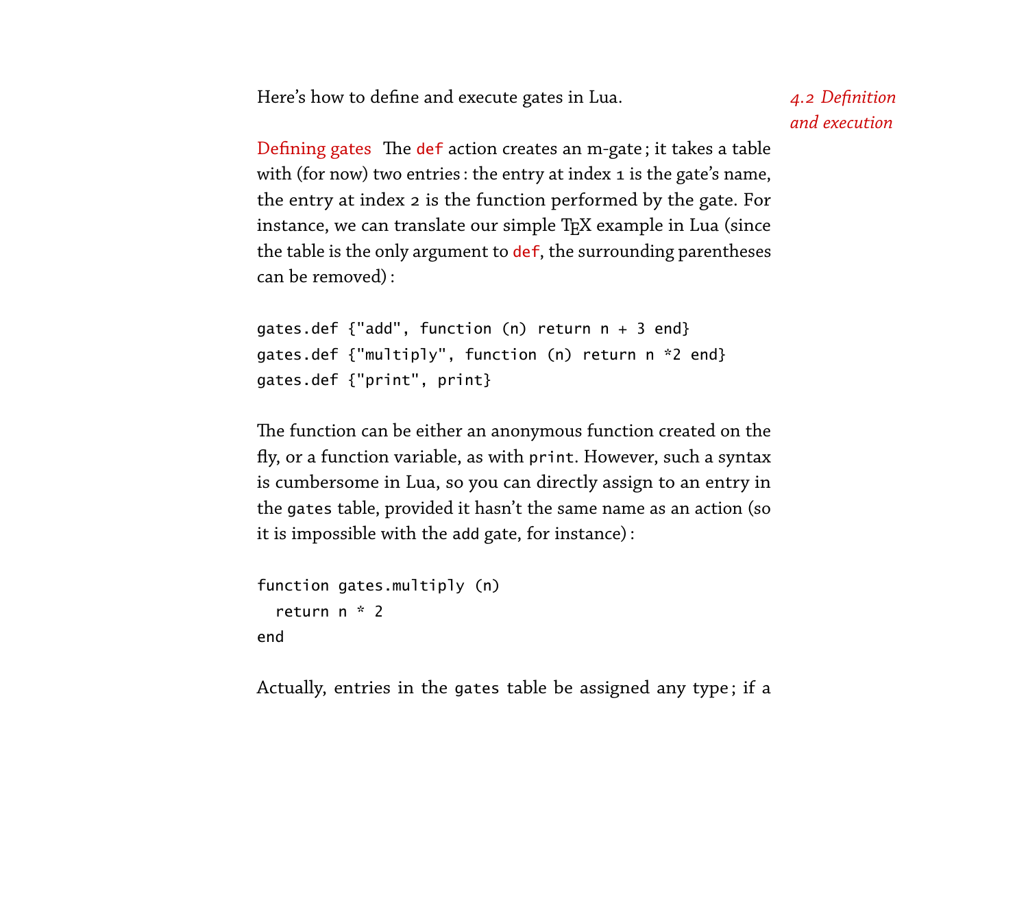Here's how to define and execute gates in Lua.

*4.2 Definition and execution*

Defining gates The `def` action creates an m-gate; it takes a table with (for now) two entries: the entry at index 1 is the gate's name, the entry at index 2 is the function performed by the gate. For instance, we can translate our simple TEX example in Lua (since the table is the only argument to `def`, the surrounding parentheses can be removed):

```
gates.def {"add", function (n) return n + 3 end}
gates.def {"multiply", function (n) return n *2 end}
gates.def {"print", print}
```

The function can be either an anonymous function created on the fly, or a function variable, as with `print`. However, such a syntax is cumbersome in Lua, so you can directly assign to an entry in the `gates` table, provided it hasn't the same name as an action (so it is impossible with the `add` gate, for instance):

```
function gates.multiply (n)
  return n * 2
end
```

Actually, entries in the `gates` table be assigned any type; if a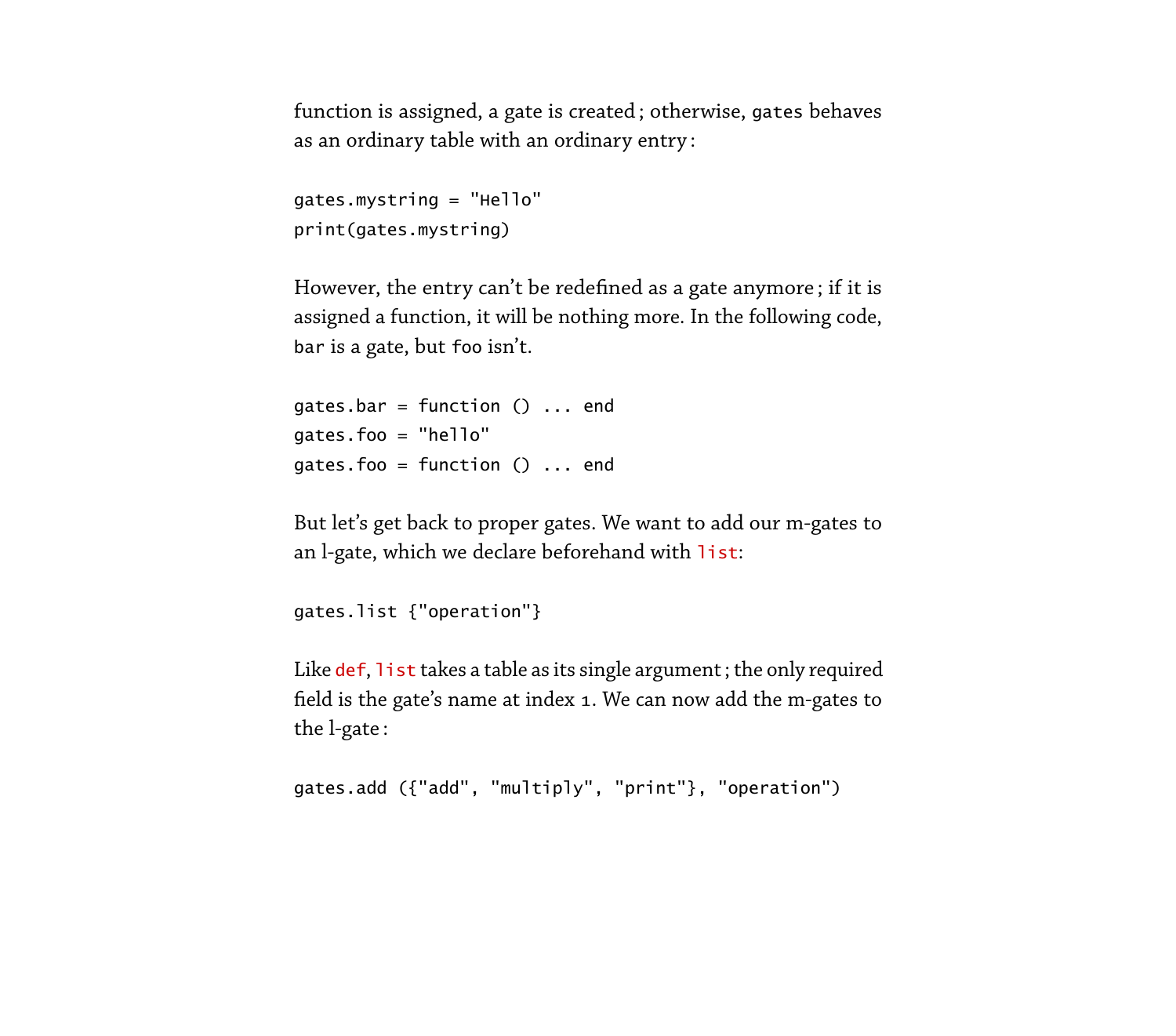function is assigned, a gate is created ; otherwise, `gates` behaves as an ordinary table with an ordinary entry :

```
gates.mystring = "Hello"
print(gates.mystring)
```

However, the entry can't be redefined as a gate anymore ; if it is assigned a function, it will be nothing more. In the following code, `bar` is a gate, but `foo` isn't.

```
gates.bar = function () ... end
gates.foo = "hello"
gates.foo = function () ... end
```

But let's get back to proper gates. We want to add our m-gates to an l-gate, which we declare beforehand with `list`:

```
gates.list {"operation"}
```

Like `def`, `list` takes a table as its single argument ; the only required field is the gate's name at index 1. We can now add the m-gates to the l-gate :

```
gates.add ({"add", "multiply", "print"}, "operation")
```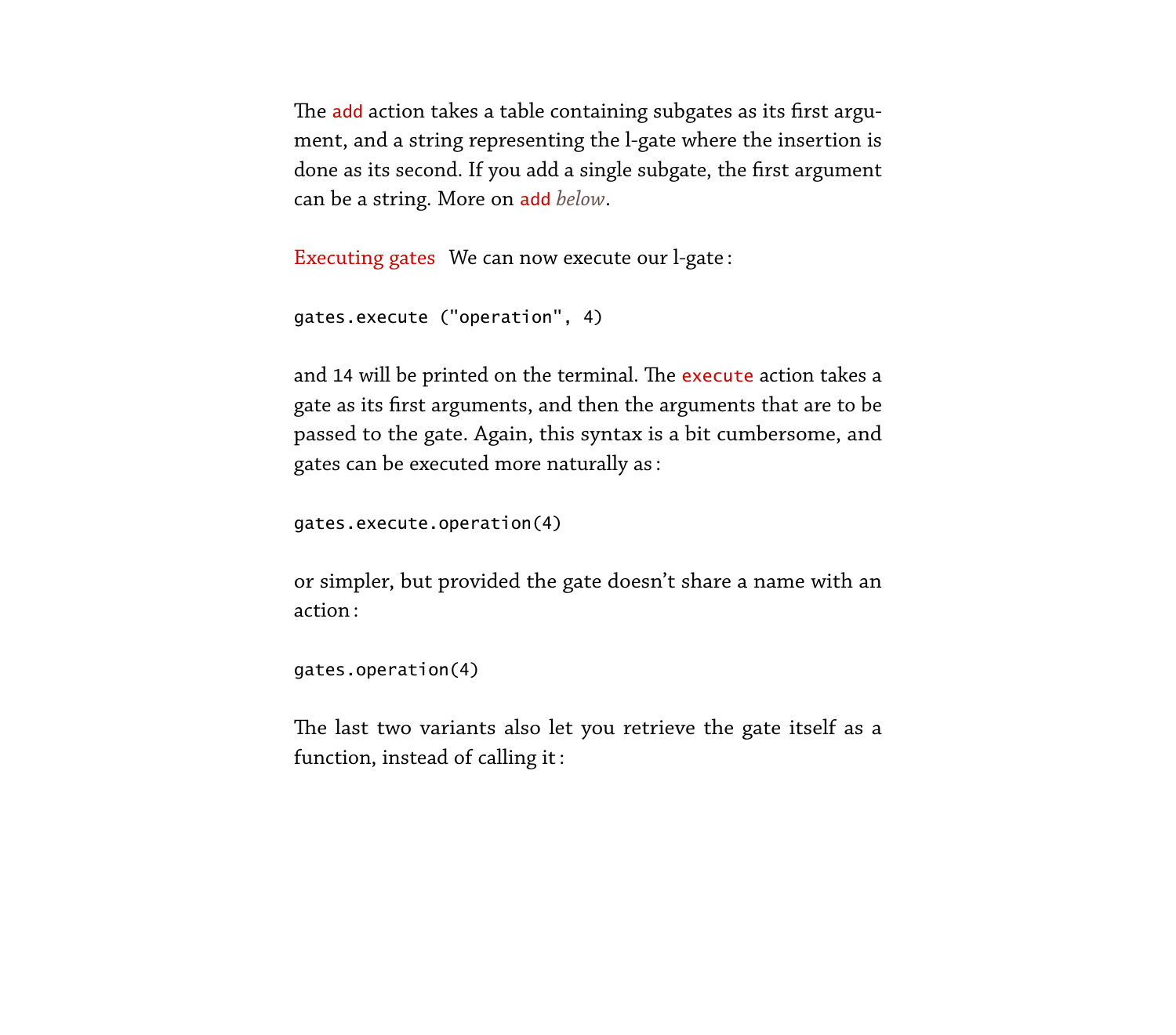The `add` action takes a table containing subgates as its first argument, and a string representing the l-gate where the insertion is done as its second. If you add a single subgate, the first argument can be a string. More on `add` *below*.

**Executing gates** We can now execute our l-gate :

```
gates.execute ("operation", 4)
```

and 14 will be printed on the terminal. The `execute` action takes a gate as its first arguments, and then the arguments that are to be passed to the gate. Again, this syntax is a bit cumbersome, and gates can be executed more naturally as :

```
gates.execute.operation(4)
```

or simpler, but provided the gate doesn't share a name with an action :

```
gates.operation(4)
```

The last two variants also let you retrieve the gate itself as a function, instead of calling it :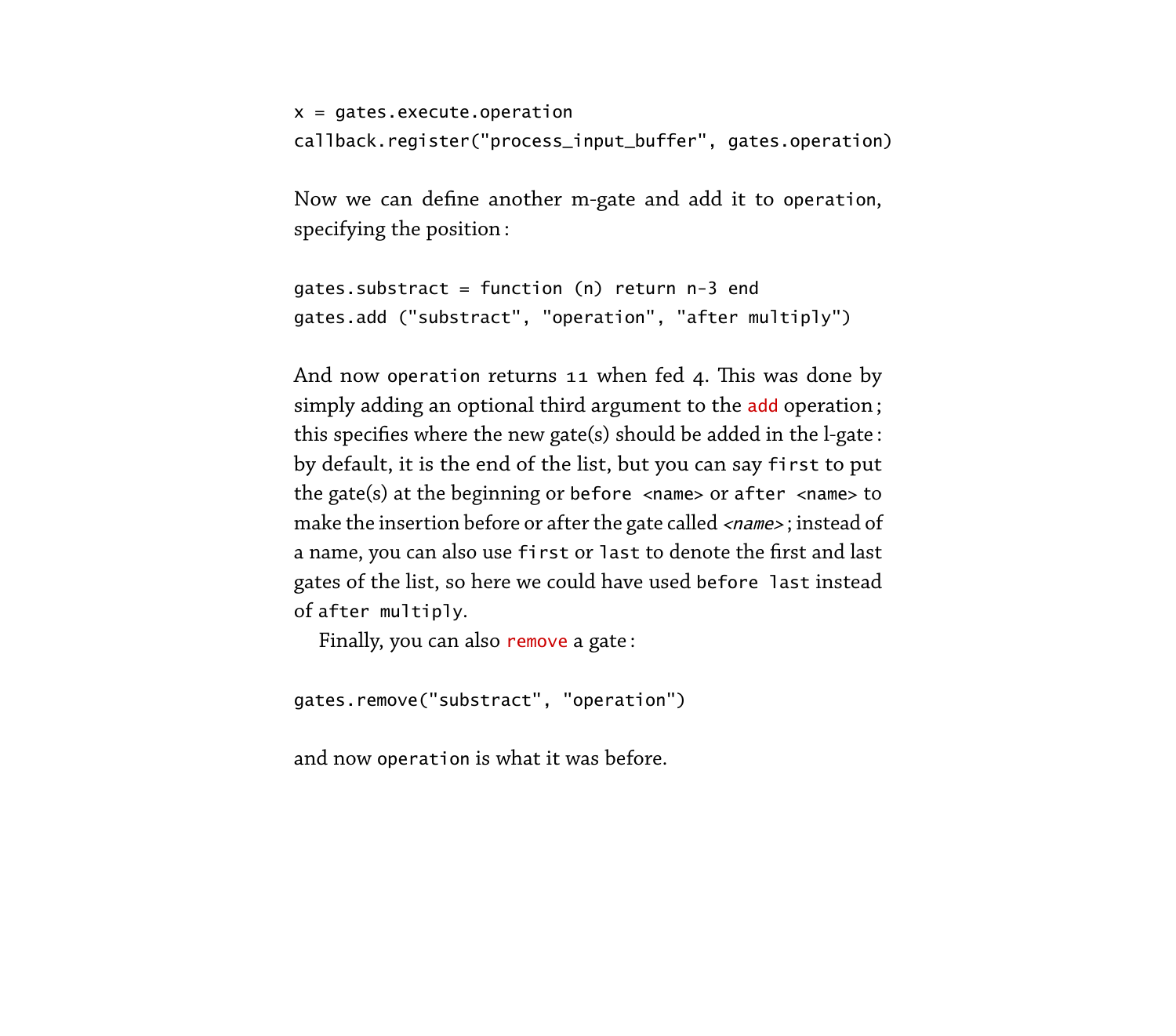```
x = gates.execute.operation
callback.register("process_input_buffer", gates.operation)
```

Now we can define another m-gate and add it to `operation`, specifying the position :

```
gates.substract = function (n) return n-3 end
gates.add ("substract", "operation", "after multiply")
```

And now `operation` returns 11 when fed 4. This was done by simply adding an optional third argument to the add operation ; this specifies where the new gate(s) should be added in the l-gate : by default, it is the end of the list, but you can say `first` to put the gate(s) at the beginning or `before <name>` or `after <name>` to make the insertion before or after the gate called *<name>* ; instead of a name, you can also use `first` or `last` to denote the first and last gates of the list, so here we could have used `before last` instead of `after multiply`.

Finally, you can also remove a gate :

```
gates.remove("substract", "operation")
```

and now `operation` is what it was before.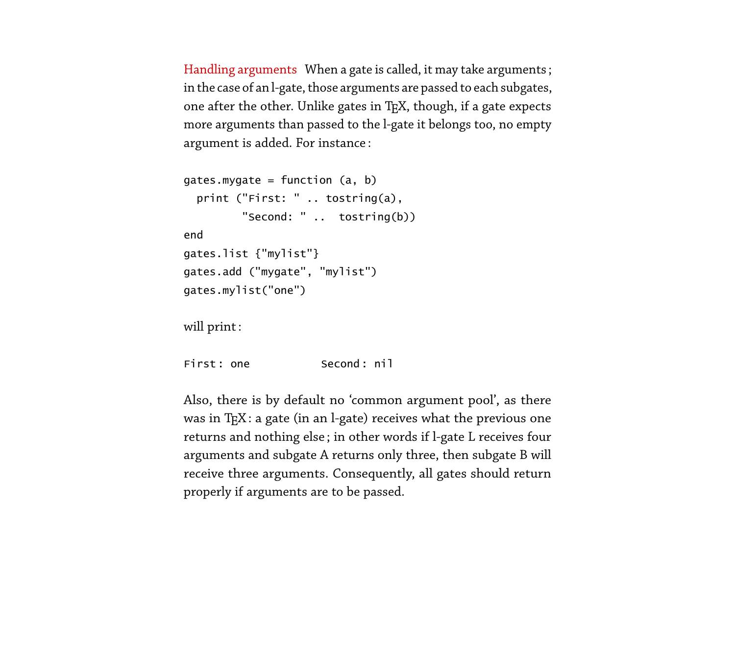Handling arguments When a gate is called, it may take arguments; in the case of an l-gate, those arguments are passed to each subgates, one after the other. Unlike gates in TEX, though, if a gate expects more arguments than passed to the l-gate it belongs too, no empty argument is added. For instance:

```
gates.mygate = function (a, b)
  print ("First: " .. tostring(a),
         "Second: " ..  tostring(b))
end
gates.list {"mylist"}
gates.add ("mygate", "mylist")
gates.mylist("one")
```

will print:

```
First: one           Second: nil
```

Also, there is by default no 'common argument pool', as there was in TEX: a gate (in an l-gate) receives what the previous one returns and nothing else; in other words if l-gate L receives four arguments and subgate A returns only three, then subgate B will receive three arguments. Consequently, all gates should return properly if arguments are to be passed.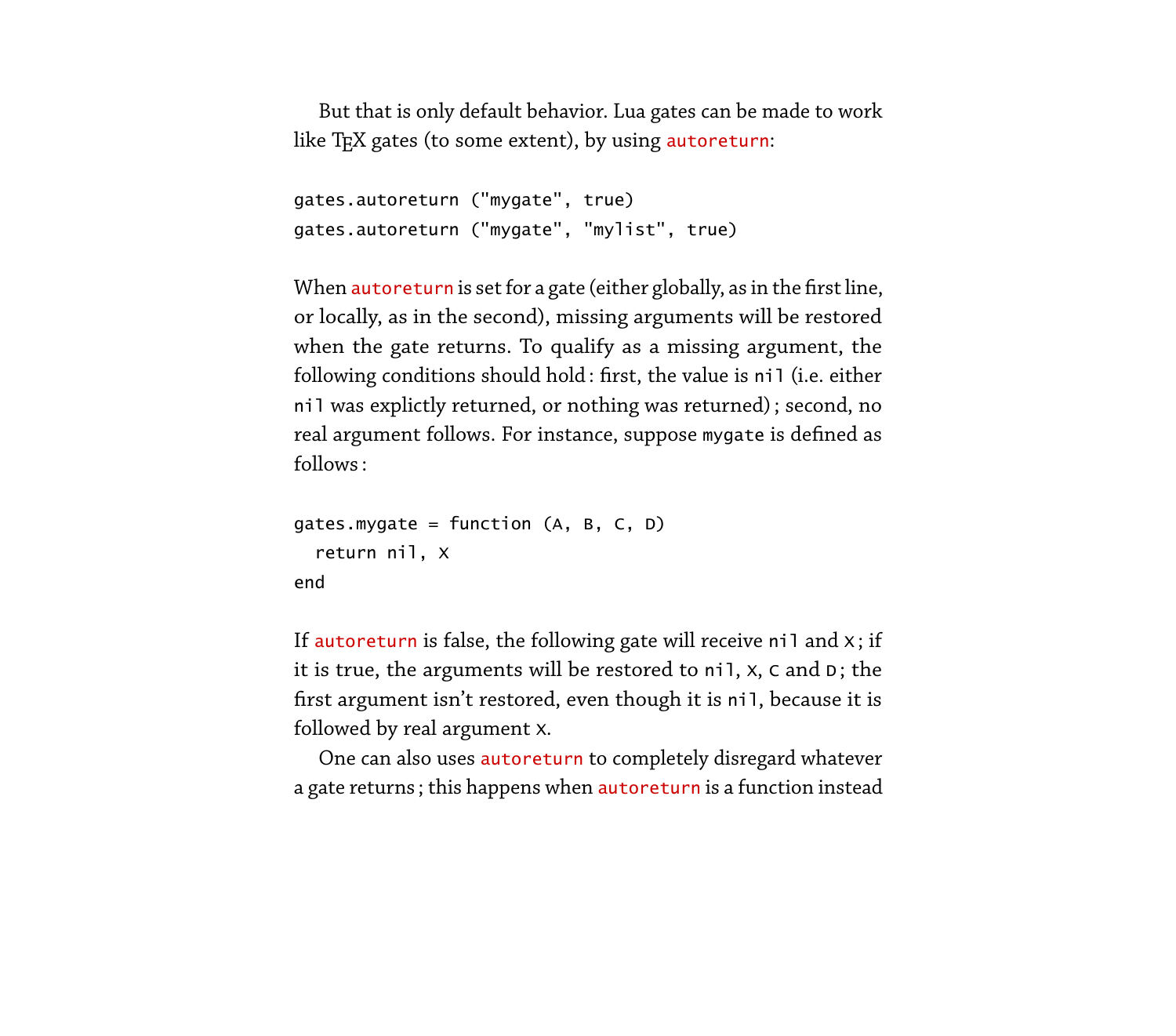But that is only default behavior. Lua gates can be made to work like TeX gates (to some extent), by using `autoreturn`:

```
gates.autoreturn ("mygate", true)
gates.autoreturn ("mygate", "mylist", true)
```

When `autoreturn` is set for a gate (either globally, as in the first line, or locally, as in the second), missing arguments will be restored when the gate returns. To qualify as a missing argument, the following conditions should hold : first, the value is `nil` (i.e. either `nil` was explictly returned, or nothing was returned) ; second, no real argument follows. For instance, suppose `mygate` is defined as follows :

```
gates.mygate = function (A, B, C, D)
  return nil, X
end
```

If `autoreturn` is false, the following gate will receive `nil` and `X` ; if it is true, the arguments will be restored to `nil`, `X`, `C` and `D` ; the first argument isn't restored, even though it is `nil`, because it is followed by real argument `X`.

One can also uses `autoreturn` to completely disregard whatever a gate returns ; this happens when `autoreturn` is a function instead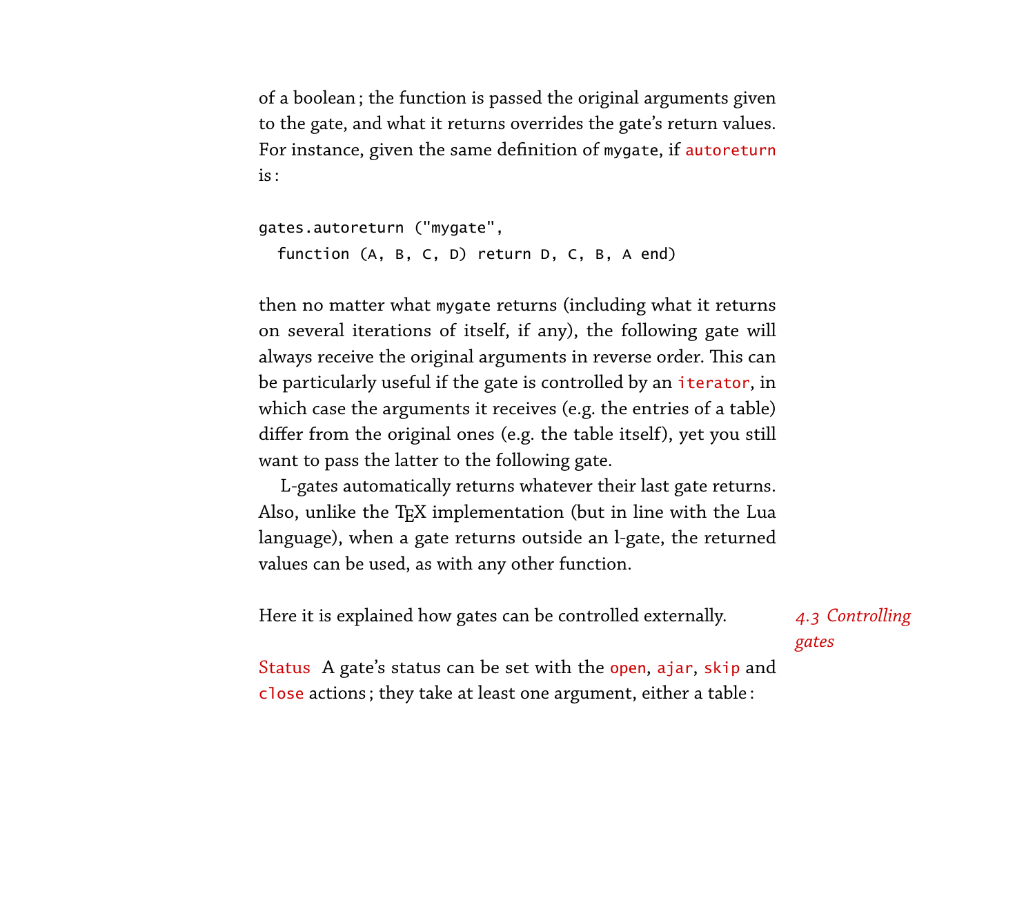of a boolean ; the function is passed the original arguments given to the gate, and what it returns overrides the gate's return values. For instance, given the same definition of `mygate`, if `autoreturn` is :

```
gates.autoreturn ("mygate",
  function (A, B, C, D) return D, C, B, A end)
```

then no matter what `mygate` returns (including what it returns on several iterations of itself, if any), the following gate will always receive the original arguments in reverse order. This can be particularly useful if the gate is controlled by an `iterator`, in which case the arguments it receives (e.g. the entries of a table) differ from the original ones (e.g. the table itself), yet you still want to pass the latter to the following gate.

L-gates automatically returns whatever their last gate returns. Also, unlike the TEX implementation (but in line with the Lua language), when a gate returns outside an l-gate, the returned values can be used, as with any other function.

### *4.3 Controlling gates*

Here it is explained how gates can be controlled externally.

Status  A gate's status can be set with the `open`, `ajar`, `skip` and `close` actions ; they take at least one argument, either a table :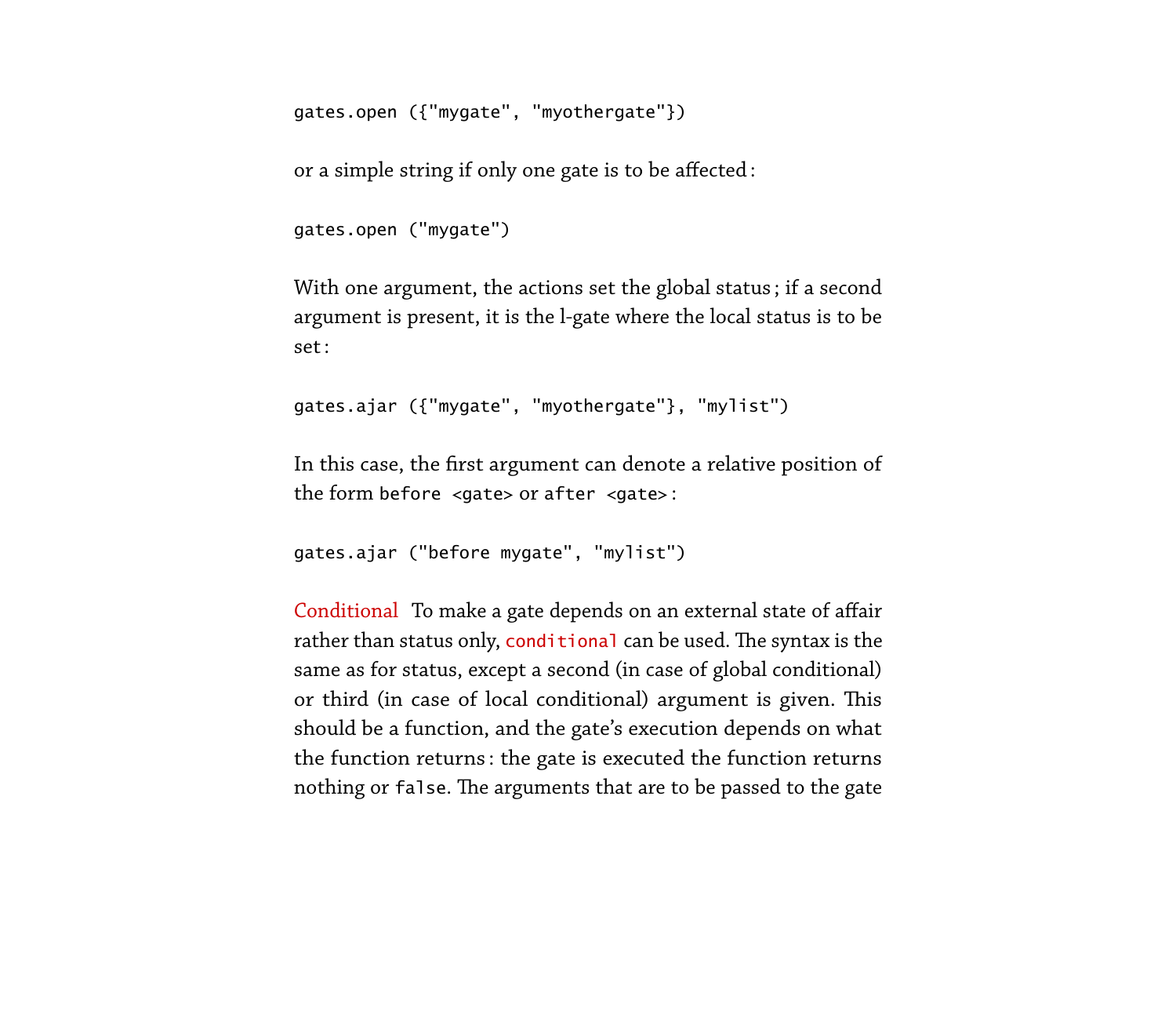```
gates.open ({"mygate", "myothergate"})
```

or a simple string if only one gate is to be affected :

```
gates.open ("mygate")
```

With one argument, the actions set the global status ; if a second argument is present, it is the l-gate where the local status is to be set :

```
gates.ajar ({"mygate", "myothergate"}, "mylist")
```

In this case, the first argument can denote a relative position of the form `before <gate>` or `after <gate>` :

```
gates.ajar ("before mygate", "mylist")
```

Conditional  To make a gate depends on an external state of affair rather than status only, `conditional` can be used. The syntax is the same as for status, except a second (in case of global conditional) or third (in case of local conditional) argument is given. This should be a function, and the gate's execution depends on what the function returns : the gate is executed the function returns nothing or `false`. The arguments that are to be passed to the gate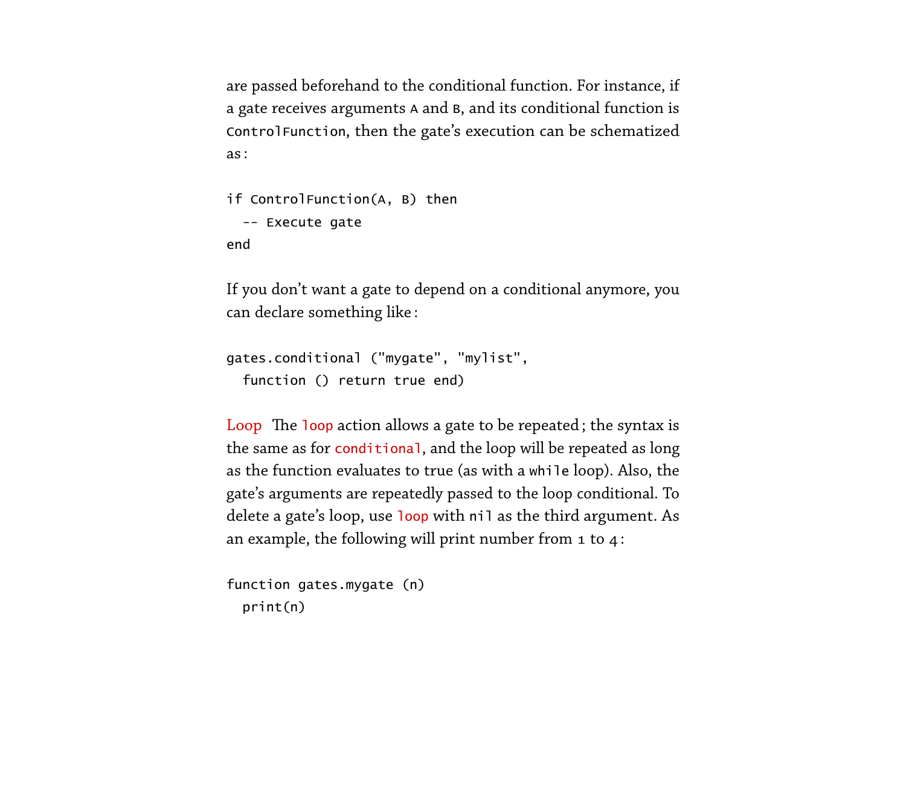are passed beforehand to the conditional function. For instance, if a gate receives arguments `A` and `B`, and its conditional function is `ControlFunction`, then the gate's execution can be schematized as :

```
if ControlFunction(A, B) then
  -- Execute gate
end
```

If you don't want a gate to depend on a conditional anymore, you can declare something like :

```
gates.conditional ("mygate", "mylist",
  function () return true end)
```

Loop The `loop` action allows a gate to be repeated ; the syntax is the same as for `conditional`, and the loop will be repeated as long as the function evaluates to true (as with a `while` loop). Also, the gate's arguments are repeatedly passed to the loop conditional. To delete a gate's loop, use `loop` with `nil` as the third argument. As an example, the following will print number from 1 to 4 :

```
function gates.mygate (n)
  print(n)
```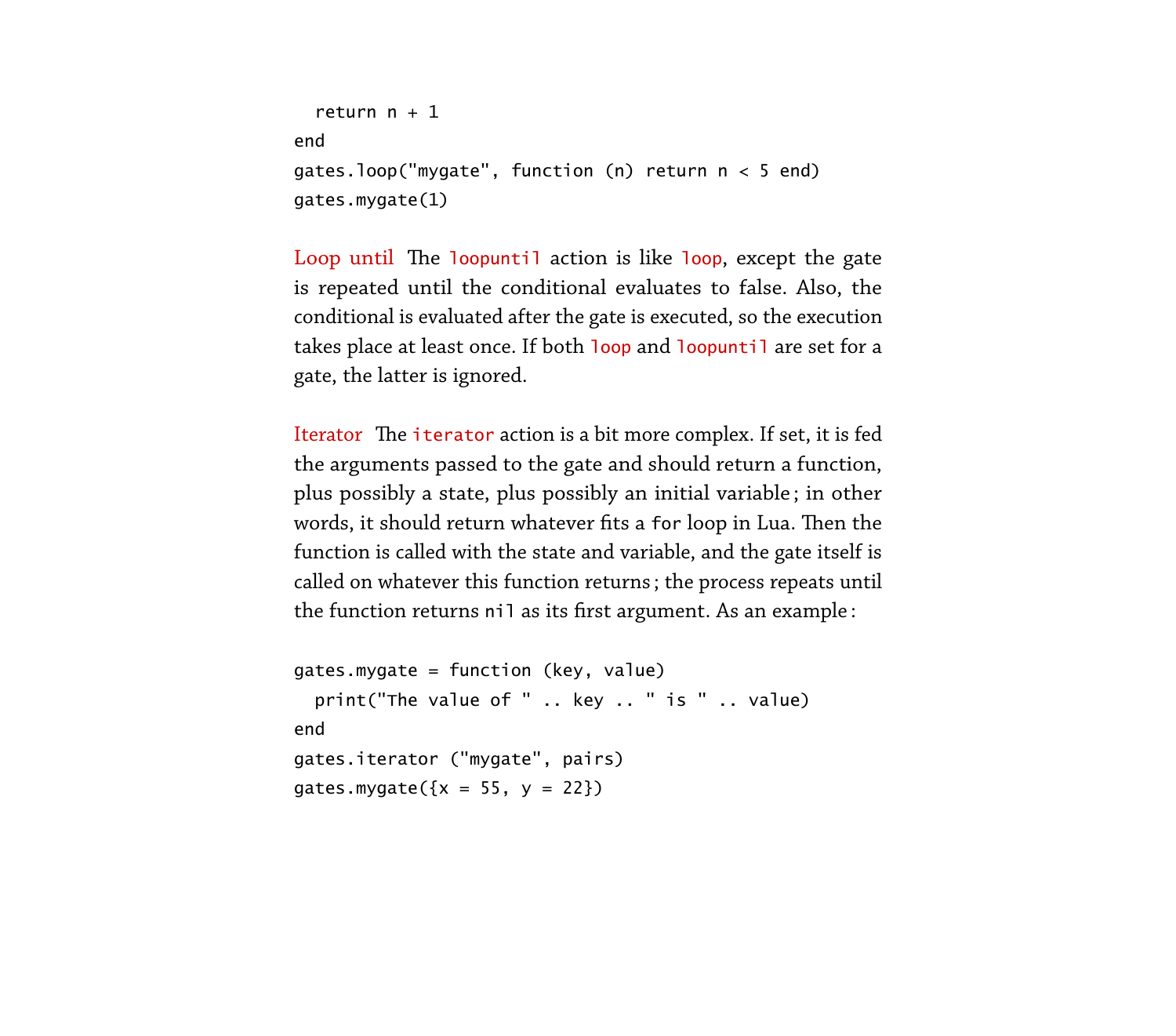```
  return n + 1
end
gates.loop("mygate", function (n) return n < 5 end)
gates.mygate(1)
```

Loop until The `loopuntil` action is like `loop`, except the gate is repeated until the conditional evaluates to false. Also, the conditional is evaluated after the gate is executed, so the execution takes place at least once. If both `loop` and `loopuntil` are set for a gate, the latter is ignored.

Iterator The `iterator` action is a bit more complex. If set, it is fed the arguments passed to the gate and should return a function, plus possibly a state, plus possibly an initial variable ; in other words, it should return whatever fits a `for` loop in Lua. Then the function is called with the state and variable, and the gate itself is called on whatever this function returns ; the process repeats until the function returns `nil` as its first argument. As an example :

```
gates.mygate = function (key, value)
  print("The value of " .. key .. " is " .. value)
end
gates.iterator ("mygate", pairs)
gates.mygate({x = 55, y = 22})
```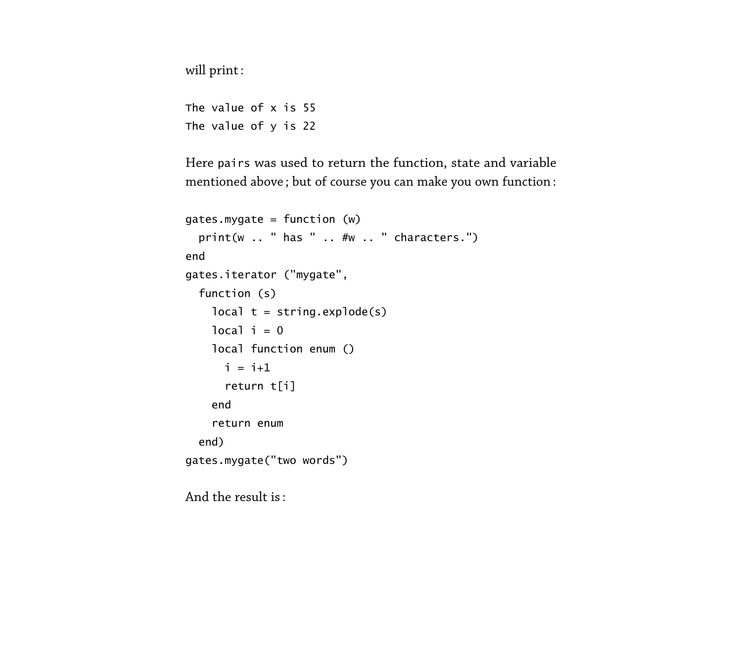will print :

```
The value of x is 55
The value of y is 22
```

Here `pairs` was used to return the function, state and variable mentioned above ; but of course you can make you own function :

```
gates.mygate = function (w)
  print(w .. " has " .. #w .. " characters.")
end
gates.iterator ("mygate",
  function (s)
    local t = string.explode(s)
    local i = 0
    local function enum ()
      i = i+1
      return t[i]
    end
    return enum
  end)
gates.mygate("two words")
```

And the result is :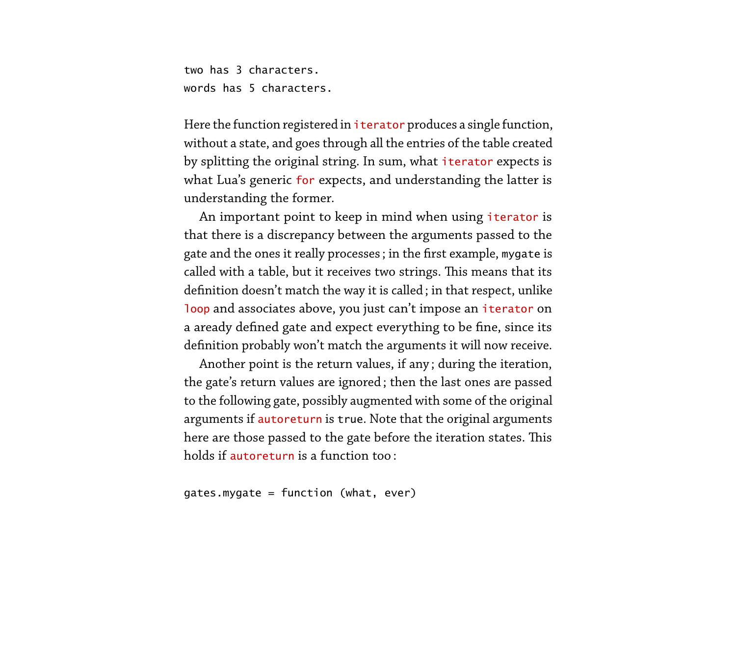```
two has 3 characters.
words has 5 characters.
```

Here the function registered in `iterator` produces a single function, without a state, and goes through all the entries of the table created by splitting the original string. In sum, what `iterator` expects is what Lua's generic `for` expects, and understanding the latter is understanding the former.

An important point to keep in mind when using `iterator` is that there is a discrepancy between the arguments passed to the gate and the ones it really processes ; in the first example, `mygate` is called with a table, but it receives two strings. This means that its definition doesn't match the way it is called ; in that respect, unlike `loop` and associates above, you just can't impose an `iterator` on a aready defined gate and expect everything to be fine, since its definition probably won't match the arguments it will now receive.

Another point is the return values, if any ; during the iteration, the gate's return values are ignored ; then the last ones are passed to the following gate, possibly augmented with some of the original arguments if `autoreturn` is `true`. Note that the original arguments here are those passed to the gate before the iteration states. This holds if `autoreturn` is a function too :

```
gates.mygate = function (what, ever)
```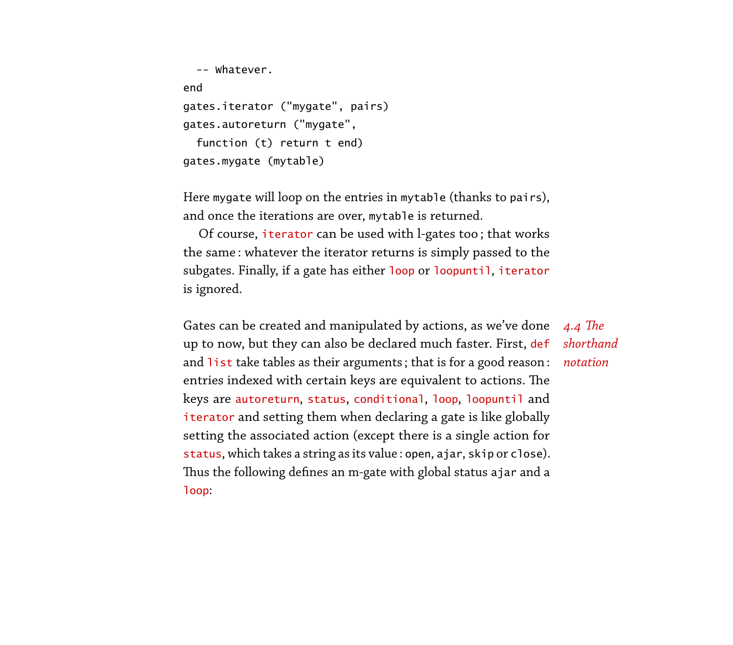```
  -- Whatever.
end
gates.iterator ("mygate", pairs)
gates.autoreturn ("mygate",
  function (t) return t end)
gates.mygate (mytable)
```

Here `mygate` will loop on the entries in `mytable` (thanks to `pairs`), and once the iterations are over, `mytable` is returned.

Of course, `iterator` can be used with l-gates too ; that works the same : whatever the iterator returns is simply passed to the subgates. Finally, if a gate has either `loop` or `loopuntil`, `iterator` is ignored.

## *4.4 The shorthand notation*

Gates can be created and manipulated by actions, as we've done up to now, but they can also be declared much faster. First, `def` and `list` take tables as their arguments ; that is for a good reason : entries indexed with certain keys are equivalent to actions. The keys are `autoreturn`, `status`, `conditional`, `loop`, `loopuntil` and `iterator` and setting them when declaring a gate is like globally setting the associated action (except there is a single action for `status`, which takes a string as its value : `open`, `ajar`, `skip` or `close`). Thus the following defines an m-gate with global status `ajar` and a `loop`: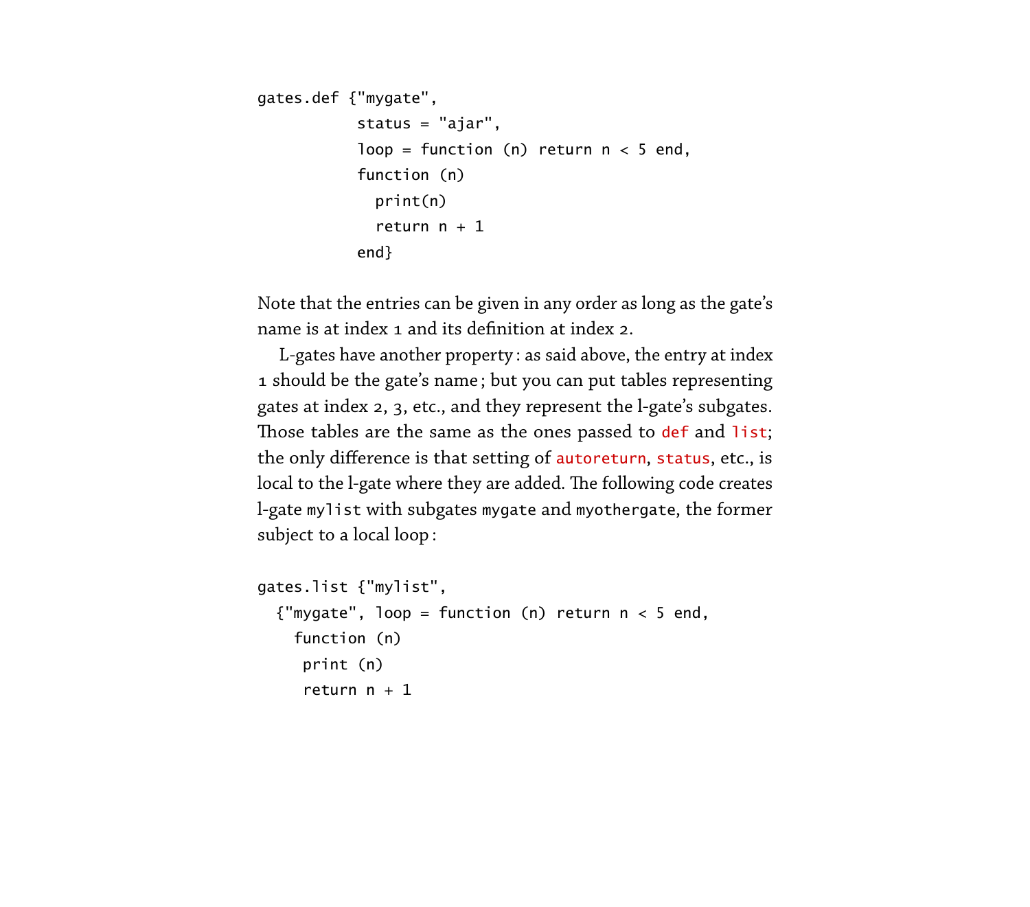```
gates.def {"mygate",
           status = "ajar",
           loop = function (n) return n < 5 end,
           function (n)
             print(n)
             return n + 1
           end}
```

Note that the entries can be given in any order as long as the gate's name is at index 1 and its definition at index 2.

L-gates have another property : as said above, the entry at index 1 should be the gate's name ; but you can put tables representing gates at index 2, 3, etc., and they represent the l-gate's subgates. Those tables are the same as the ones passed to `def` and `list`; the only difference is that setting of `autoreturn`, `status`, etc., is local to the l-gate where they are added. The following code creates l-gate `mylist` with subgates `mygate` and `myothergate`, the former subject to a local loop :

```
gates.list {"mylist",
  {"mygate", loop = function (n) return n < 5 end,
    function (n)
     print (n)
     return n + 1
```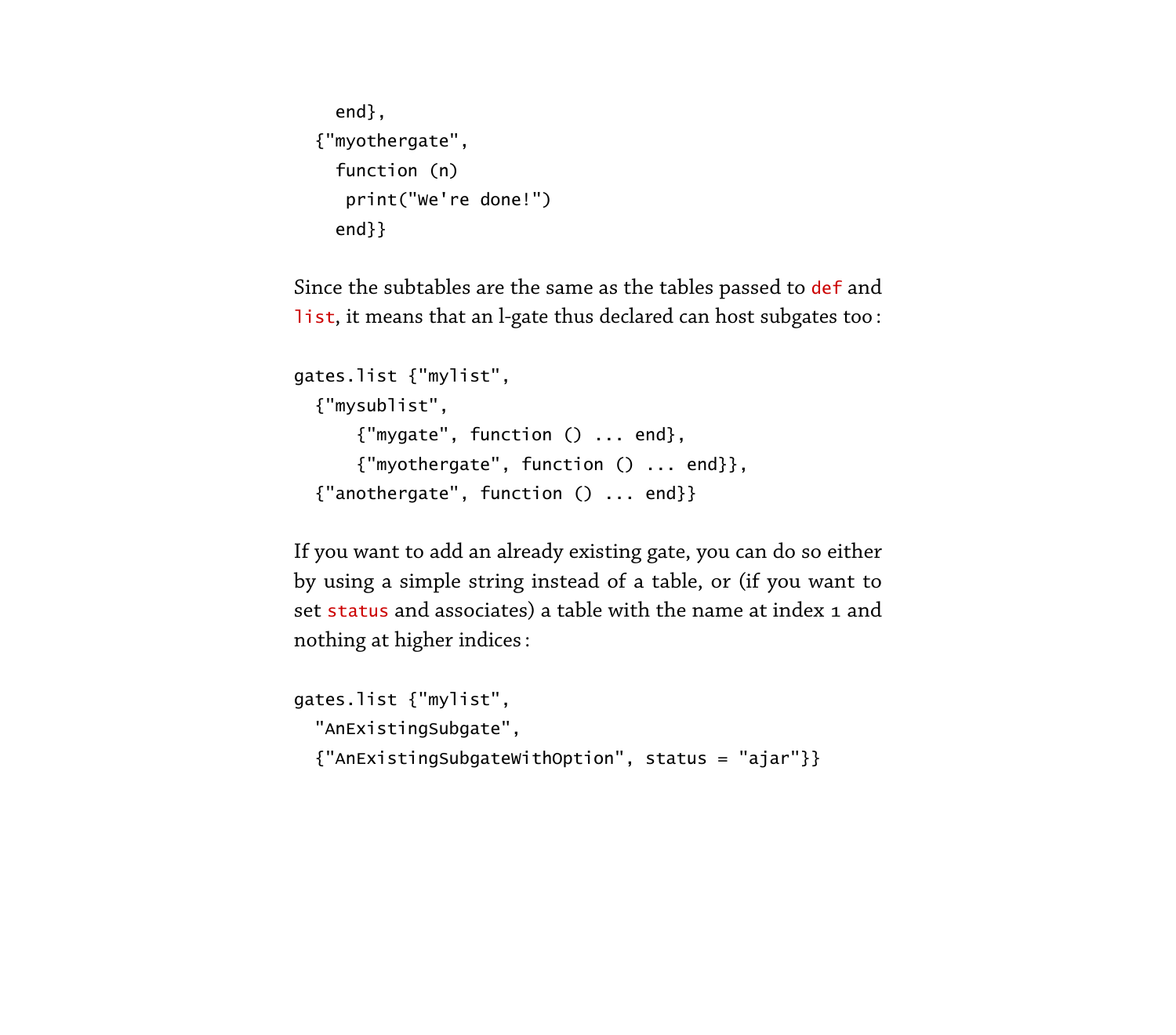```
    end},
  {"myothergate",
    function (n)
     print("We're done!")
    end}}
```

Since the subtables are the same as the tables passed to `def` and `list`, it means that an l-gate thus declared can host subgates too :

```
gates.list {"mylist",
  {"mysublist",
      {"mygate", function () ... end},
      {"myothergate", function () ... end}},
  {"anothergate", function () ... end}}
```

If you want to add an already existing gate, you can do so either by using a simple string instead of a table, or (if you want to set `status` and associates) a table with the name at index 1 and nothing at higher indices :

```
gates.list {"mylist",
  "AnExistingSubgate",
  {"AnExistingSubgateWithOption", status = "ajar"}}
```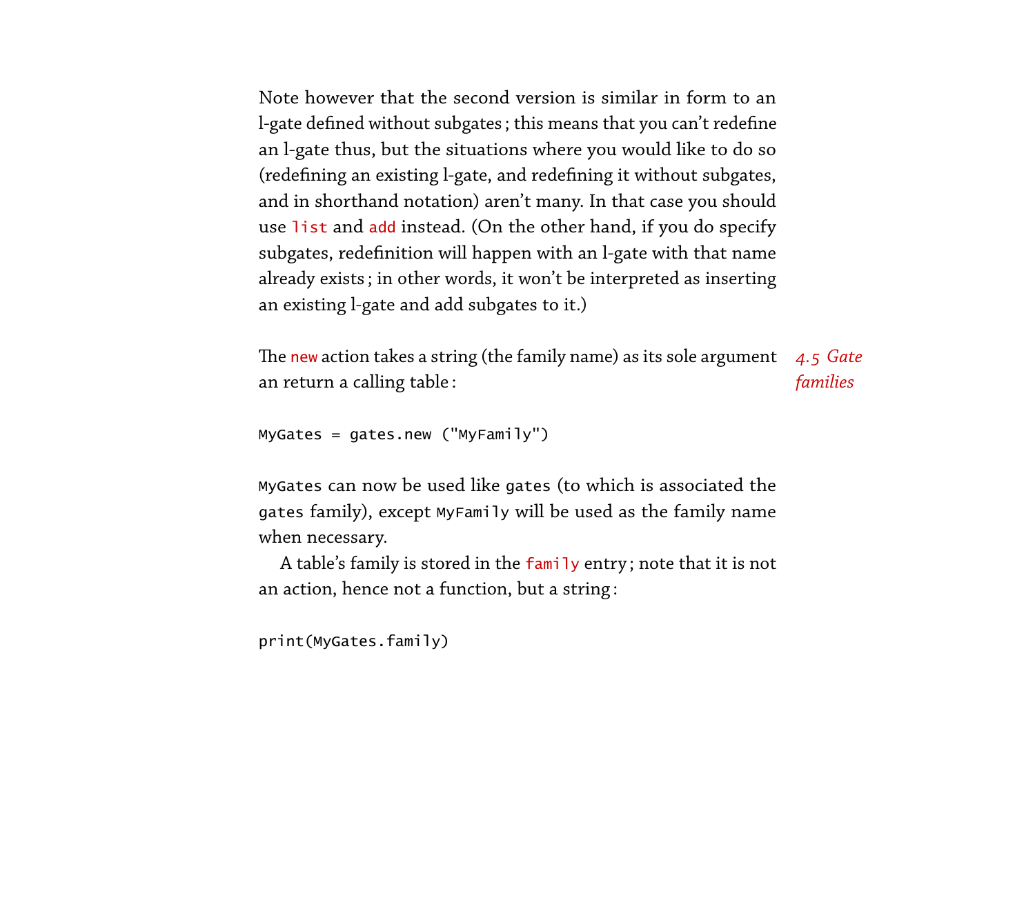Note however that the second version is similar in form to an l-gate defined without subgates ; this means that you can't redefine an l-gate thus, but the situations where you would like to do so (redefining an existing l-gate, and redefining it without subgates, and in shorthand notation) aren't many. In that case you should use `list` and `add` instead. (On the other hand, if you do specify subgates, redefinition will happen with an l-gate with that name already exists ; in other words, it won't be interpreted as inserting an existing l-gate and add subgates to it.)

### *4.5 Gate families*

The `new` action takes a string (the family name) as its sole argument an return a calling table :

```
MyGates = gates.new ("MyFamily")
```

`MyGates` can now be used like `gates` (to which is associated the `gates` family), except `MyFamily` will be used as the family name when necessary.

A table's family is stored in the `family` entry ; note that it is not an action, hence not a function, but a string :

```
print(MyGates.family)
```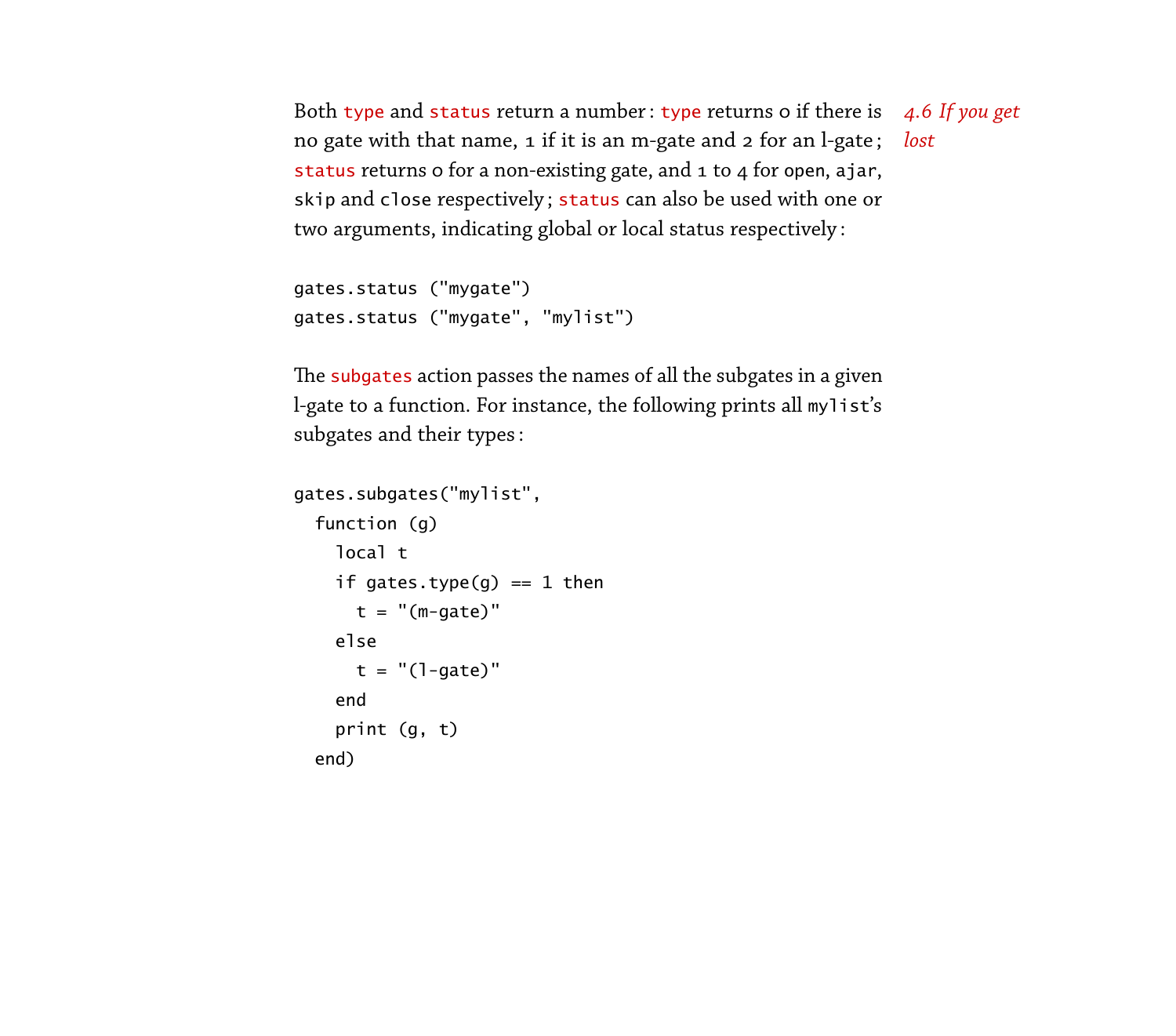*4.6 If you get lost*

Both `type` and `status` return a number : `type` returns 0 if there is no gate with that name, 1 if it is an m-gate and 2 for an l-gate ; `status` returns 0 for a non-existing gate, and 1 to 4 for `open`, `ajar`, `skip` and `close` respectively ; `status` can also be used with one or two arguments, indicating global or local status respectively :

```
gates.status ("mygate")
gates.status ("mygate", "mylist")
```

The `subgates` action passes the names of all the subgates in a given l-gate to a function. For instance, the following prints all `mylist`'s subgates and their types :

```
gates.subgates("mylist",
  function (g)
    local t
    if gates.type(g) == 1 then
      t = "(m-gate)"
    else
      t = "(l-gate)"
    end
    print (g, t)
  end)
```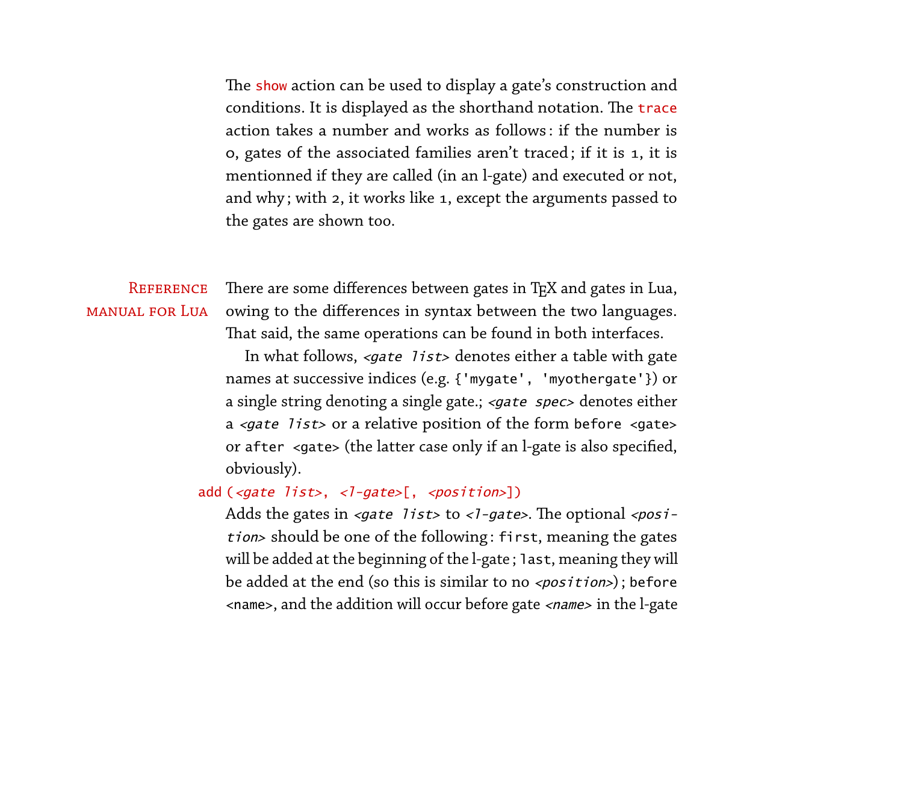The `show` action can be used to display a gate's construction and conditions. It is displayed as the shorthand notation. The `trace` action takes a number and works as follows : if the number is 0, gates of the associated families aren't traced ; if it is 1, it is mentionned if they are called (in an l-gate) and executed or not, and why ; with 2, it works like 1, except the arguments passed to the gates are shown too.

## Reference manual for Lua

There are some differences between gates in TEX and gates in Lua, owing to the differences in syntax between the two languages. That said, the same operations can be found in both interfaces.

In what follows, *<gate list>* denotes either a table with gate names at successive indices (e.g. `{'mygate', 'myothergate'}`) or a single string denoting a single gate.; *<gate spec>* denotes either a *<gate list>* or a relative position of the form `before <gate>` or `after <gate>` (the latter case only if an l-gate is also specified, obviously).

`add (<gate list>, <l-gate>[, <position>])`

Adds the gates in *<gate list>* to *<l-gate>*. The optional *<position>* should be one of the following : `first`, meaning the gates will be added at the beginning of the l-gate ; `last`, meaning they will be added at the end (so this is similar to no *<position>*) ; `before <name>`, and the addition will occur before gate *<name>* in the l-gate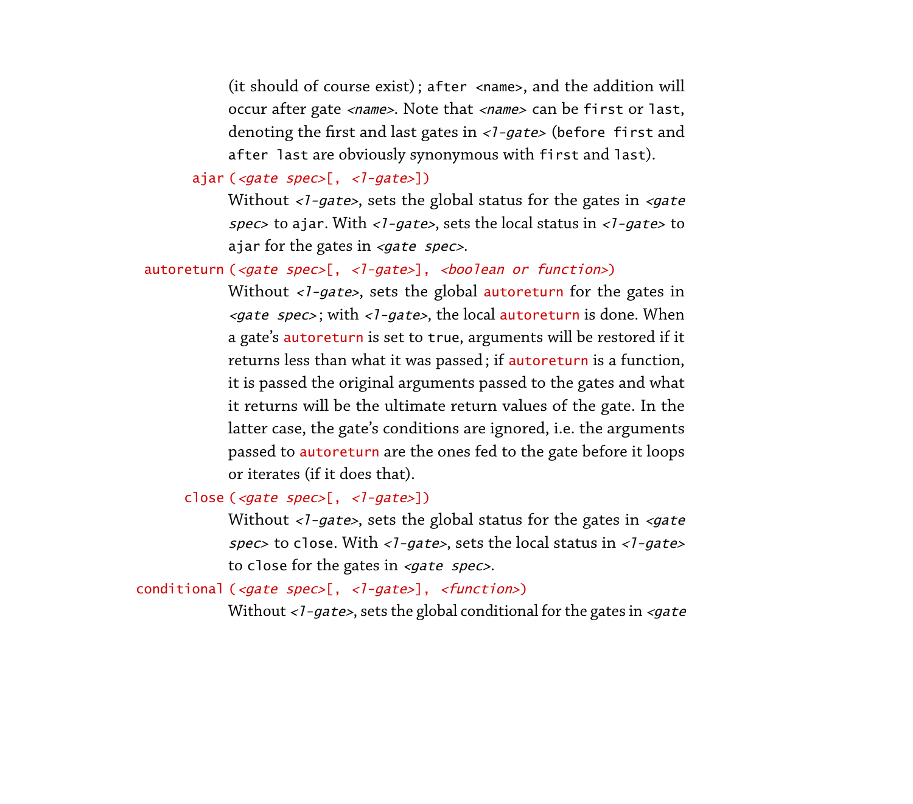(it should of course exist); `after <name>`, and the addition will occur after gate *<name>*. Note that *<name>* can be `first` or `last`, denoting the first and last gates in *<l-gate>* (`before first` and `after last` are obviously synonymous with `first` and `last`).

**`ajar`** `(<gate spec>[, <l-gate>])`

Without *<l-gate>*, sets the global status for the gates in *<gate spec>* to `ajar`. With *<l-gate>*, sets the local status in *<l-gate>* to `ajar` for the gates in *<gate spec>*.

**`autoreturn`** `(<gate spec>[, <l-gate>], <boolean or function>)`

Without *<l-gate>*, sets the global `autoreturn` for the gates in *<gate spec>*; with *<l-gate>*, the local `autoreturn` is done. When a gate's `autoreturn` is set to `true`, arguments will be restored if it returns less than what it was passed; if `autoreturn` is a function, it is passed the original arguments passed to the gates and what it returns will be the ultimate return values of the gate. In the latter case, the gate's conditions are ignored, i.e. the arguments passed to `autoreturn` are the ones fed to the gate before it loops or iterates (if it does that).

**`close`** `(<gate spec>[, <l-gate>])`

Without *<l-gate>*, sets the global status for the gates in *<gate spec>* to `close`. With *<l-gate>*, sets the local status in *<l-gate>* to `close` for the gates in *<gate spec>*.

**`conditional`** `(<gate spec>[, <l-gate>], <function>)`

Without *<l-gate>*, sets the global conditional for the gates in *<gate*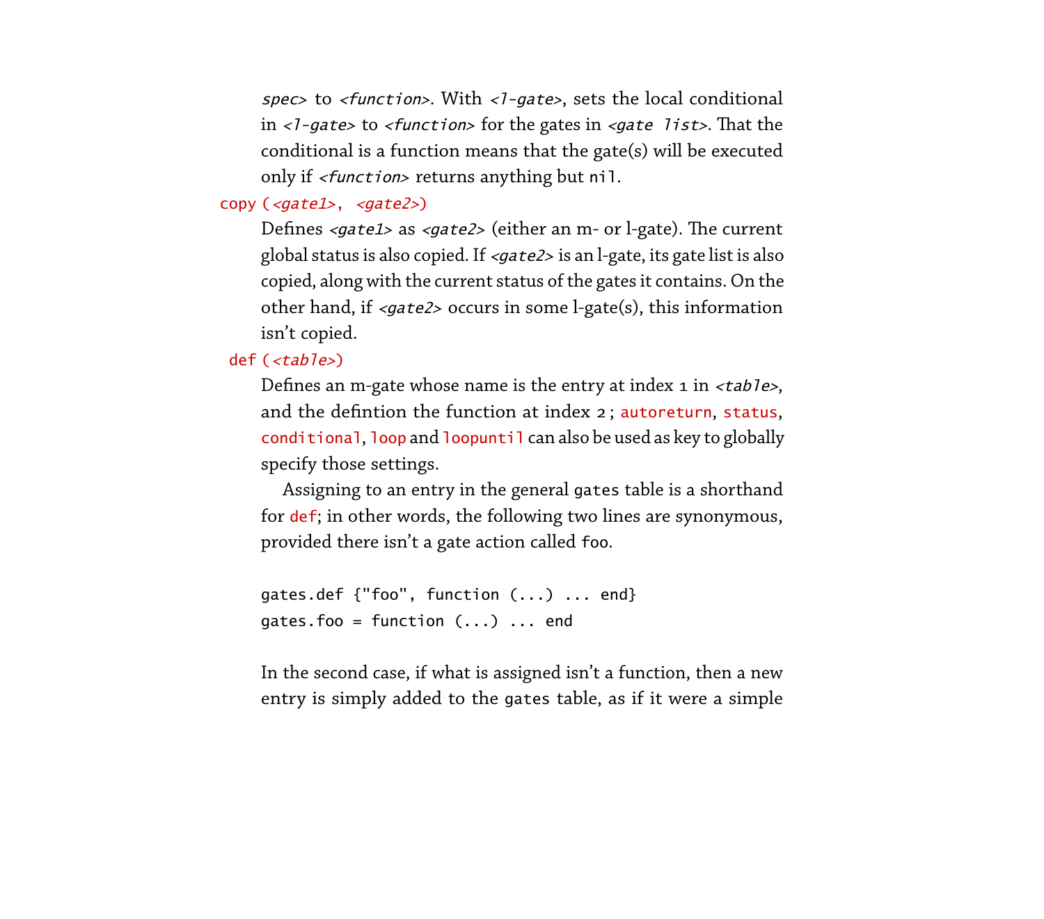*spec>* to *<function>*. With *<l-gate>*, sets the local conditional in *<l-gate>* to *<function>* for the gates in *<gate list>*. That the conditional is a function means that the gate(s) will be executed only if *<function>* returns anything but `nil`.

`copy (<gate1>, <gate2>)`

Defines *<gate1>* as *<gate2>* (either an m- or l-gate). The current global status is also copied. If *<gate2>* is an l-gate, its gate list is also copied, along with the current status of the gates it contains. On the other hand, if *<gate2>* occurs in some l-gate(s), this information isn't copied.

`def (<table>)`

Defines an m-gate whose name is the entry at index 1 in *<table>*, and the defintion the function at index 2; `autoreturn`, `status`, `conditional`, `loop` and `loopuntil` can also be used as key to globally specify those settings.

Assigning to an entry in the general `gates` table is a shorthand for `def`; in other words, the following two lines are synonymous, provided there isn't a gate action called `foo`.

```
gates.def {"foo", function (...) ... end}
gates.foo = function (...) ... end
```

In the second case, if what is assigned isn't a function, then a new entry is simply added to the `gates` table, as if it were a simple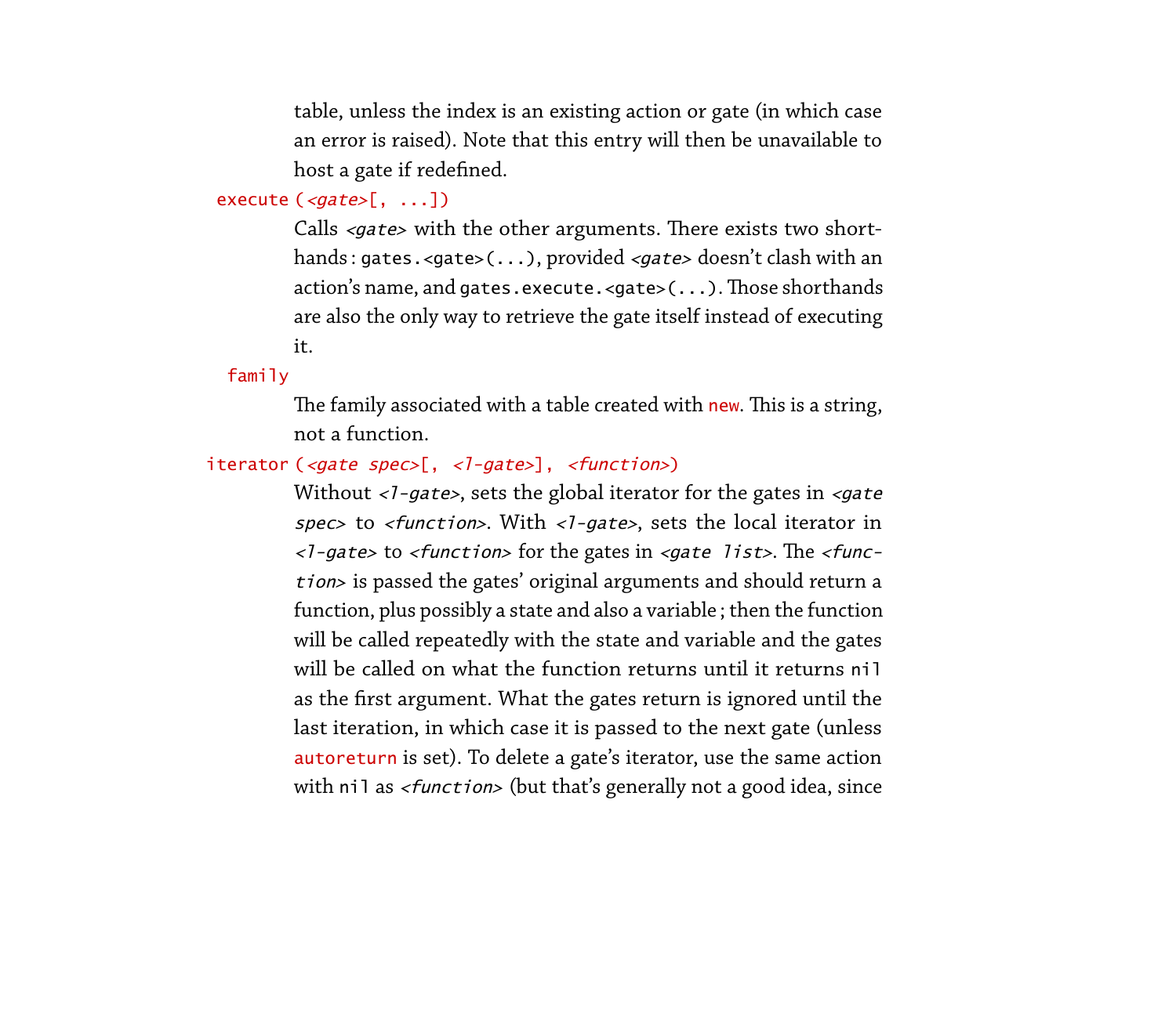table, unless the index is an existing action or gate (in which case an error is raised). Note that this entry will then be unavailable to host a gate if redefined.

`execute` `(<gate>[, ...])`

Calls *<gate>* with the other arguments. There exists two shorthands : `gates.<gate>(...)`, provided *<gate>* doesn't clash with an action's name, and `gates.execute.<gate>(...)`. Those shorthands are also the only way to retrieve the gate itself instead of executing it.

`family`

The family associated with a table created with `new`. This is a string, not a function.

`iterator` `(<gate spec>[, <l-gate>], <function>)`

Without *<l-gate>*, sets the global iterator for the gates in *<gate spec>* to *<function>*. With *<l-gate>*, sets the local iterator in *<l-gate>* to *<function>* for the gates in *<gate list>*. The *<function>* is passed the gates' original arguments and should return a function, plus possibly a state and also a variable ; then the function will be called repeatedly with the state and variable and the gates will be called on what the function returns until it returns `nil` as the first argument. What the gates return is ignored until the last iteration, in which case it is passed to the next gate (unless `autoreturn` is set). To delete a gate's iterator, use the same action with `nil` as *<function>* (but that's generally not a good idea, since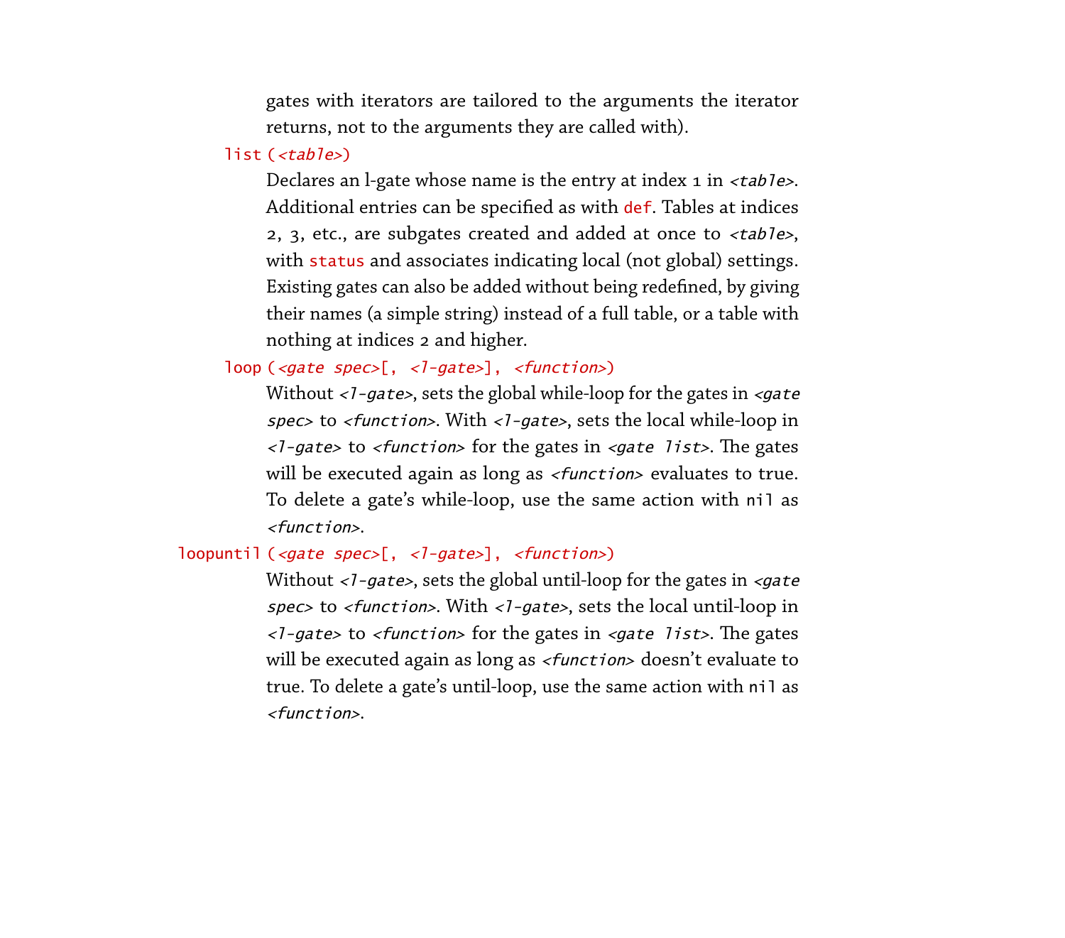gates with iterators are tailored to the arguments the iterator returns, not to the arguments they are called with).

`list` (`<table>`)

Declares an l-gate whose name is the entry at index 1 in *<table>*. Additional entries can be specified as with `def`. Tables at indices 2, 3, etc., are subgates created and added at once to *<table>*, with `status` and associates indicating local (not global) settings. Existing gates can also be added without being redefined, by giving their names (a simple string) instead of a full table, or a table with nothing at indices 2 and higher.

`loop` (`<gate spec>[, <l-gate>], <function>`)

Without *<l-gate>*, sets the global while-loop for the gates in *<gate spec>* to *<function>*. With *<l-gate>*, sets the local while-loop in *<l-gate>* to *<function>* for the gates in *<gate list>*. The gates will be executed again as long as *<function>* evaluates to true. To delete a gate's while-loop, use the same action with `nil` as *<function>*.

`loopuntil` (`<gate spec>[, <l-gate>], <function>`)

Without *<l-gate>*, sets the global until-loop for the gates in *<gate spec>* to *<function>*. With *<l-gate>*, sets the local until-loop in *<l-gate>* to *<function>* for the gates in *<gate list>*. The gates will be executed again as long as *<function>* doesn't evaluate to true. To delete a gate's until-loop, use the same action with `nil` as *<function>*.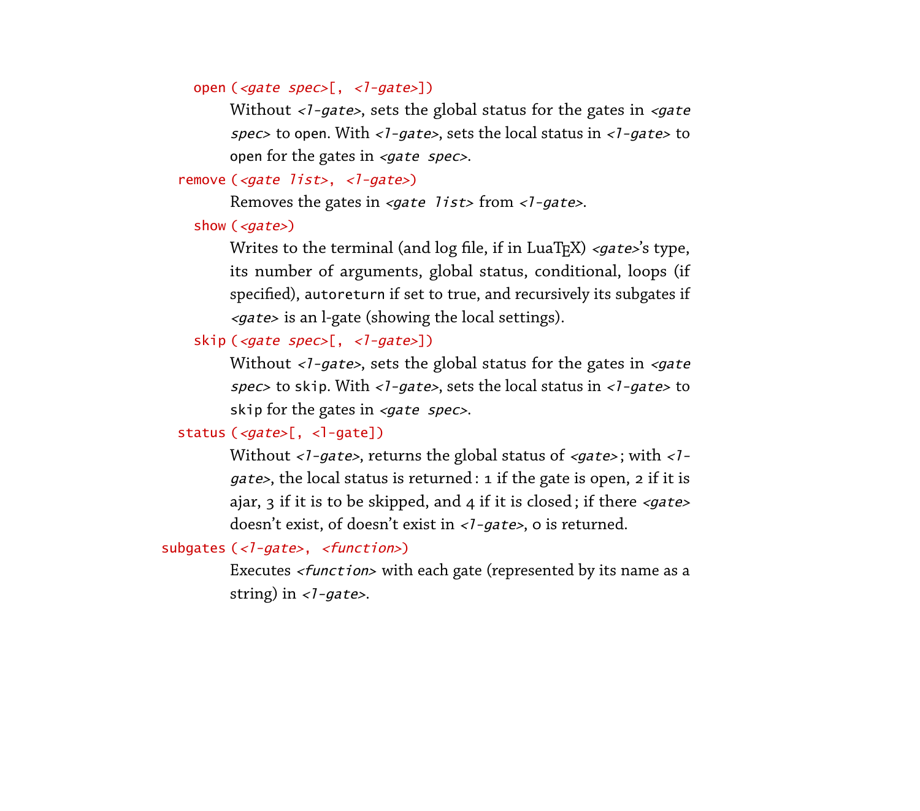`open (<gate spec>[, <l-gate>])`

Without *<l-gate>*, sets the global status for the gates in *<gate spec>* to `open`. With *<l-gate>*, sets the local status in *<l-gate>* to `open` for the gates in *<gate spec>*.

`remove (<gate list>, <l-gate>)`

Removes the gates in *<gate list>* from *<l-gate>*.

`show (<gate>)`

Writes to the terminal (and log file, if in LuaTEX) *<gate>*'s type, its number of arguments, global status, conditional, loops (if specified), `autoreturn` if set to true, and recursively its subgates if *<gate>* is an l-gate (showing the local settings).

`skip (<gate spec>[, <l-gate>])`

Without *<l-gate>*, sets the global status for the gates in *<gate spec>* to `skip`. With *<l-gate>*, sets the local status in *<l-gate>* to `skip` for the gates in *<gate spec>*.

`status (<gate>[, <l-gate])`

Without *<l-gate>*, returns the global status of *<gate>*; with *<l-gate>*, the local status is returned: 1 if the gate is open, 2 if it is ajar, 3 if it is to be skipped, and 4 if it is closed; if there *<gate>* doesn't exist, of doesn't exist in *<l-gate>*, 0 is returned.

`subgates (<l-gate>, <function>)`

Executes *<function>* with each gate (represented by its name as a string) in *<l-gate>*.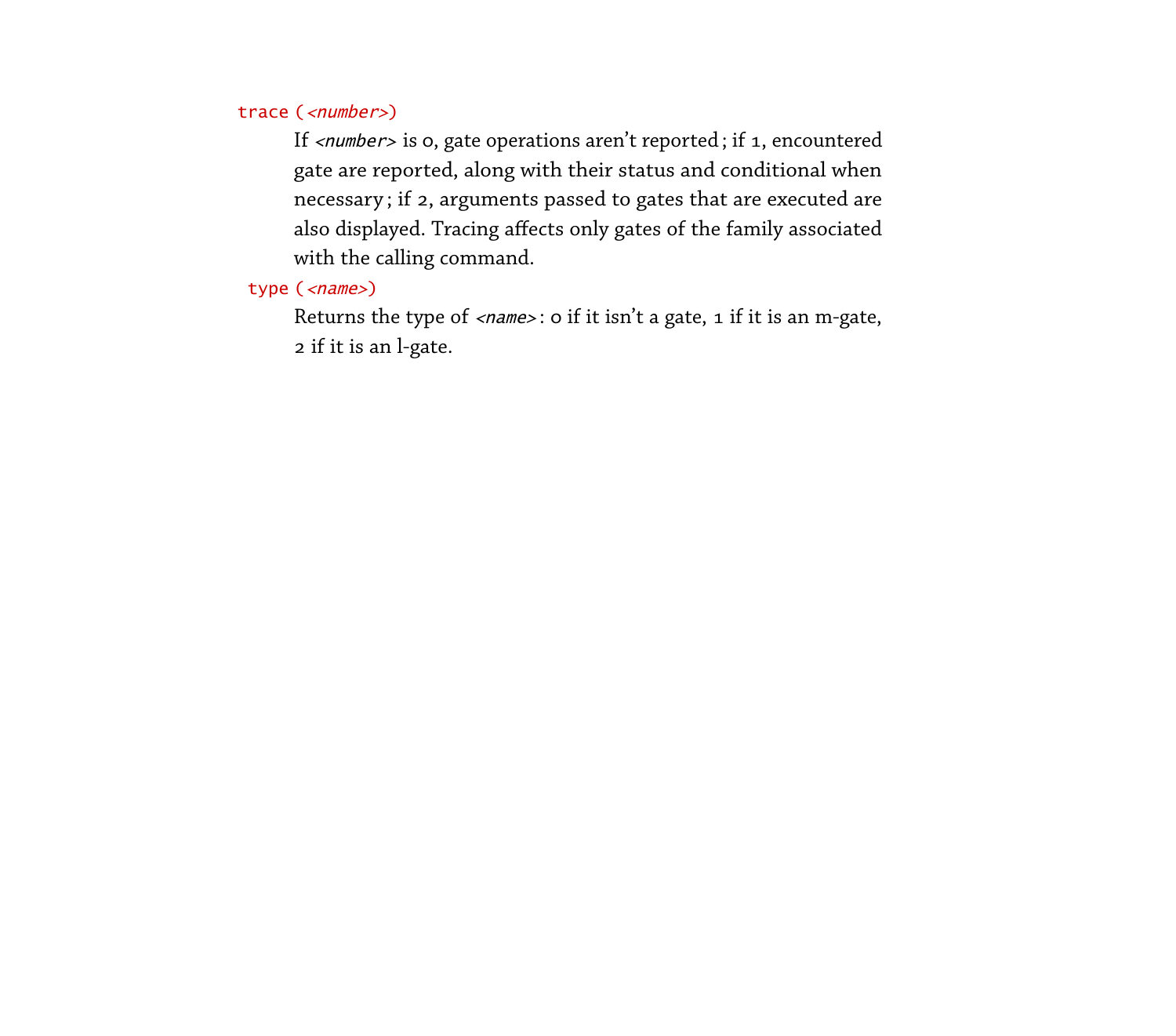`trace` (*<number>*)

If *<number>* is 0, gate operations aren't reported ; if 1, encountered gate are reported, along with their status and conditional when necessary ; if 2, arguments passed to gates that are executed are also displayed. Tracing affects only gates of the family associated with the calling command.

`type` (*<name>*)

Returns the type of *<name>* : 0 if it isn't a gate, 1 if it is an m-gate, 2 if it is an l-gate.